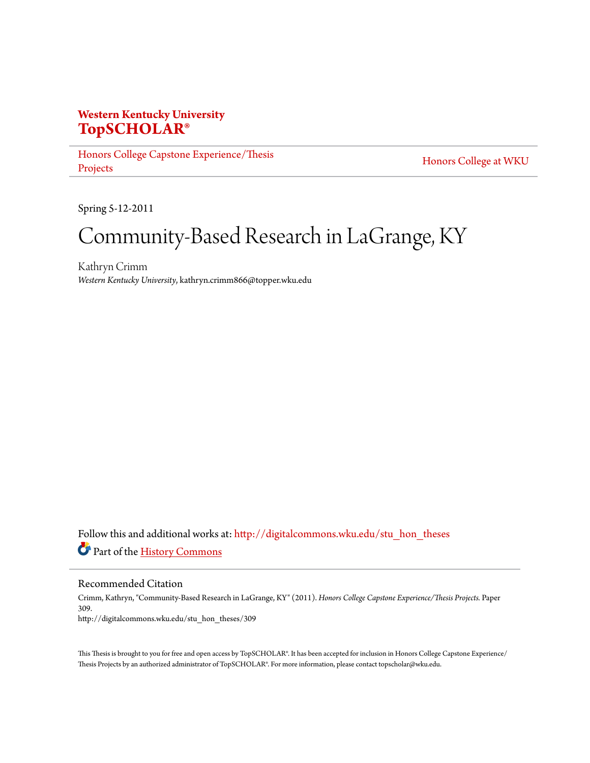**Western Kentucky University**
**TopSCHOLAR®**

Honors College Capstone Experience/Thesis Projects

Honors College at WKU

Spring 5-12-2011

# Community-Based Research in LaGrange, KY

Kathryn Crimm
*Western Kentucky University*, kathryn.crimm866@topper.wku.edu

Follow this and additional works at: http://digitalcommons.wku.edu/stu_hon_theses

Part of the History Commons

## Recommended Citation

Crimm, Kathryn, "Community-Based Research in LaGrange, KY" (2011). *Honors College Capstone Experience/Thesis Projects.* Paper 309.
http://digitalcommons.wku.edu/stu_hon_theses/309

This Thesis is brought to you for free and open access by TopSCHOLAR®. It has been accepted for inclusion in Honors College Capstone Experience/Thesis Projects by an authorized administrator of TopSCHOLAR®. For more information, please contact topscholar@wku.edu.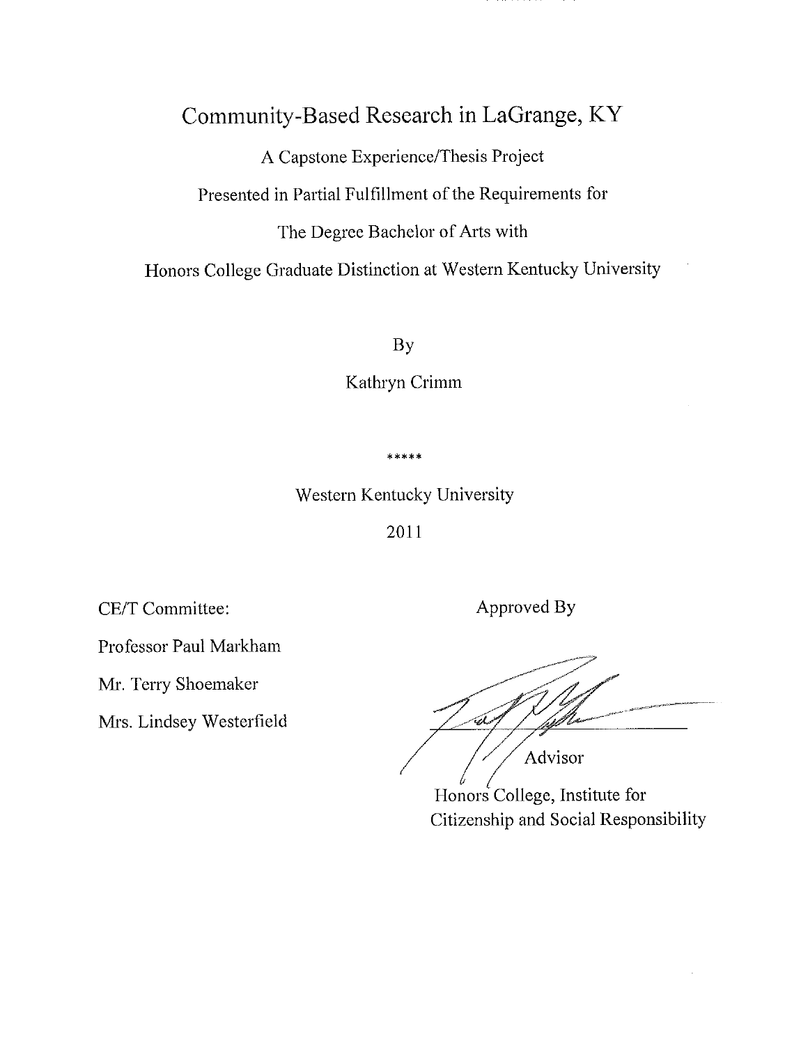# Community-Based Research in LaGrange, KY

A Capstone Experience/Thesis Project

Presented in Partial Fulfillment of the Requirements for

The Degree Bachelor of Arts with

Honors College Graduate Distinction at Western Kentucky University

By

Kathryn Crimm

*****

Western Kentucky University

2011

CE/T Committee:

Professor Paul Markham

Mr. Terry Shoemaker

Mrs. Lindsey Westerfield

Approved By

Advisor

Honors College, Institute for Citizenship and Social Responsibility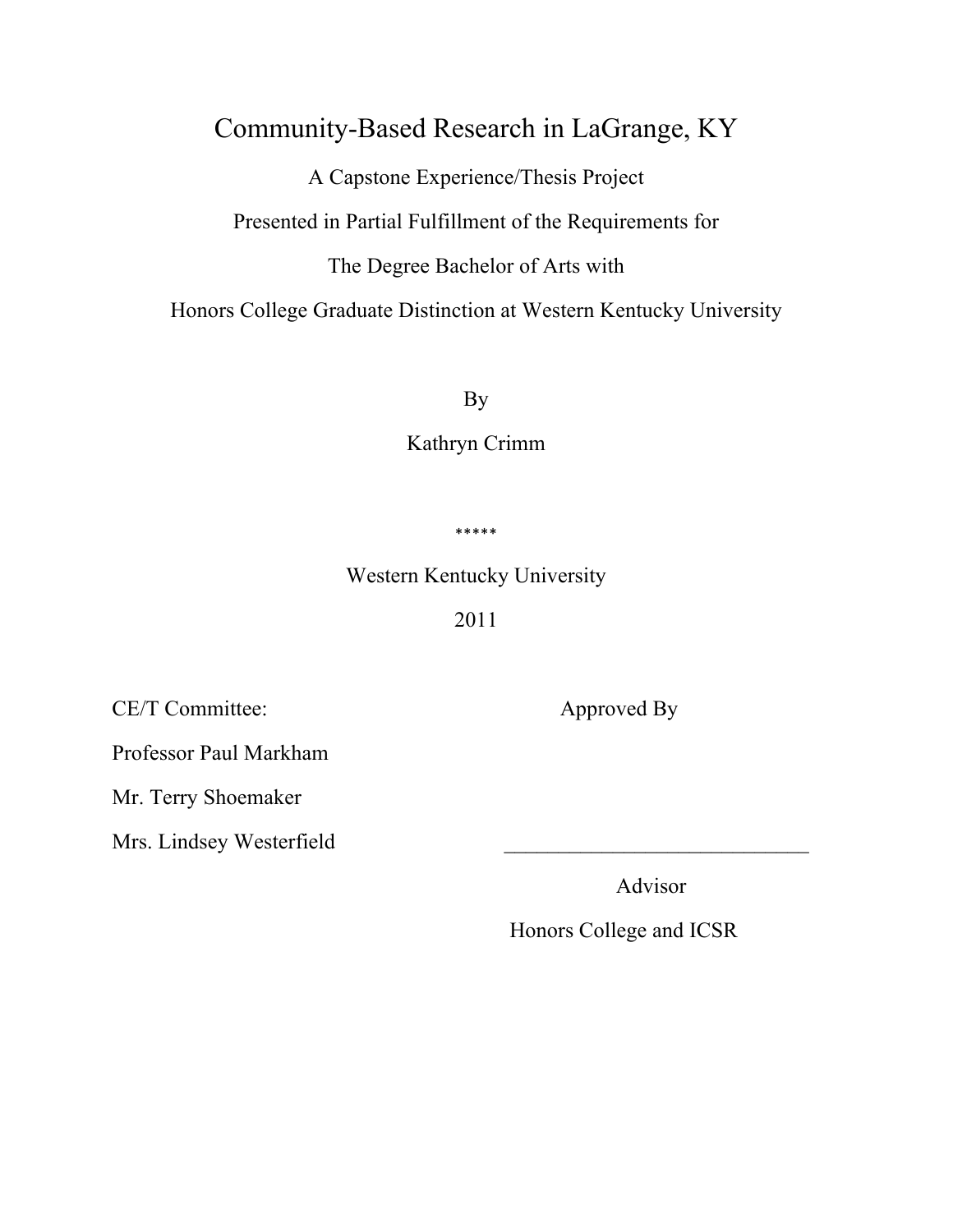# Community-Based Research in LaGrange, KY

A Capstone Experience/Thesis Project

Presented in Partial Fulfillment of the Requirements for

The Degree Bachelor of Arts with

Honors College Graduate Distinction at Western Kentucky University

By

Kathryn Crimm

*****

Western Kentucky University

2011

CE/T Committee:

Professor Paul Markham

Mr. Terry Shoemaker

Mrs. Lindsey Westerfield

Approved By

_____________________________

Advisor

Honors College and ICSR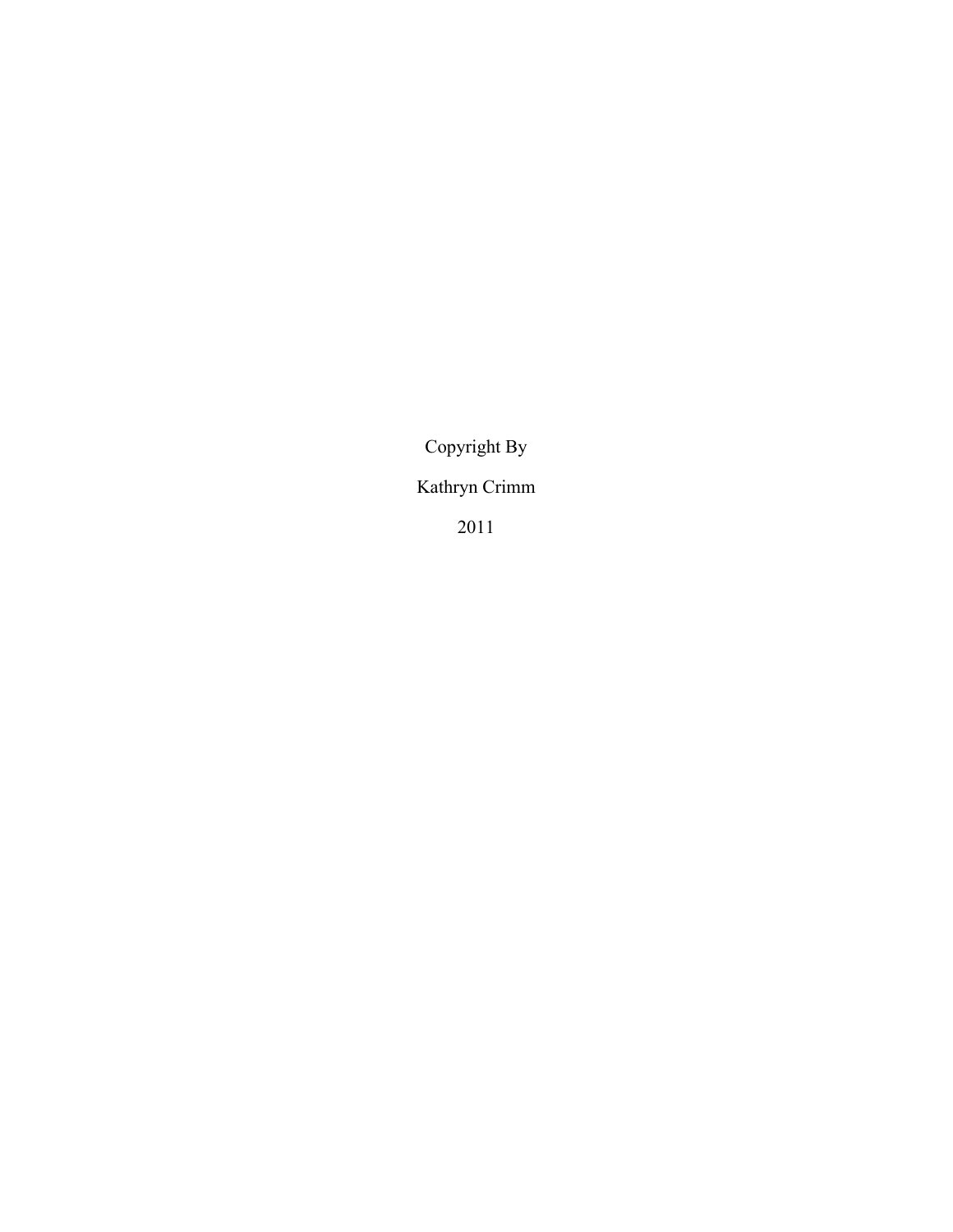Copyright By

Kathryn Crimm

2011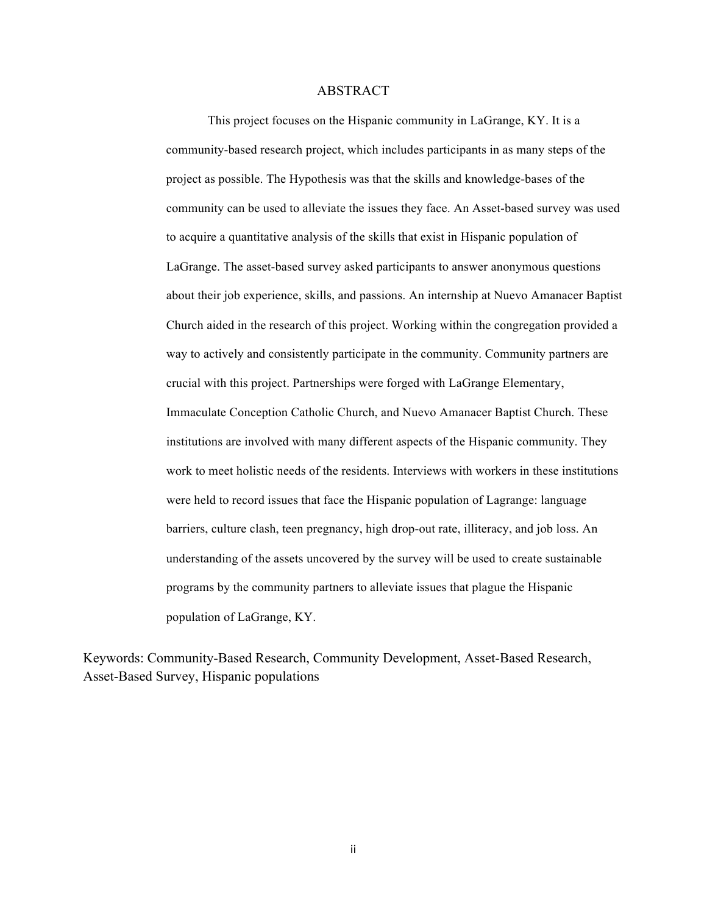# ABSTRACT

This project focuses on the Hispanic community in LaGrange, KY. It is a community-based research project, which includes participants in as many steps of the project as possible. The Hypothesis was that the skills and knowledge-bases of the community can be used to alleviate the issues they face. An Asset-based survey was used to acquire a quantitative analysis of the skills that exist in Hispanic population of LaGrange. The asset-based survey asked participants to answer anonymous questions about their job experience, skills, and passions. An internship at Nuevo Amanacer Baptist Church aided in the research of this project. Working within the congregation provided a way to actively and consistently participate in the community. Community partners are crucial with this project. Partnerships were forged with LaGrange Elementary, Immaculate Conception Catholic Church, and Nuevo Amanacer Baptist Church. These institutions are involved with many different aspects of the Hispanic community. They work to meet holistic needs of the residents. Interviews with workers in these institutions were held to record issues that face the Hispanic population of Lagrange: language barriers, culture clash, teen pregnancy, high drop-out rate, illiteracy, and job loss. An understanding of the assets uncovered by the survey will be used to create sustainable programs by the community partners to alleviate issues that plague the Hispanic population of LaGrange, KY.

Keywords: Community-Based Research, Community Development, Asset-Based Research, Asset-Based Survey, Hispanic populations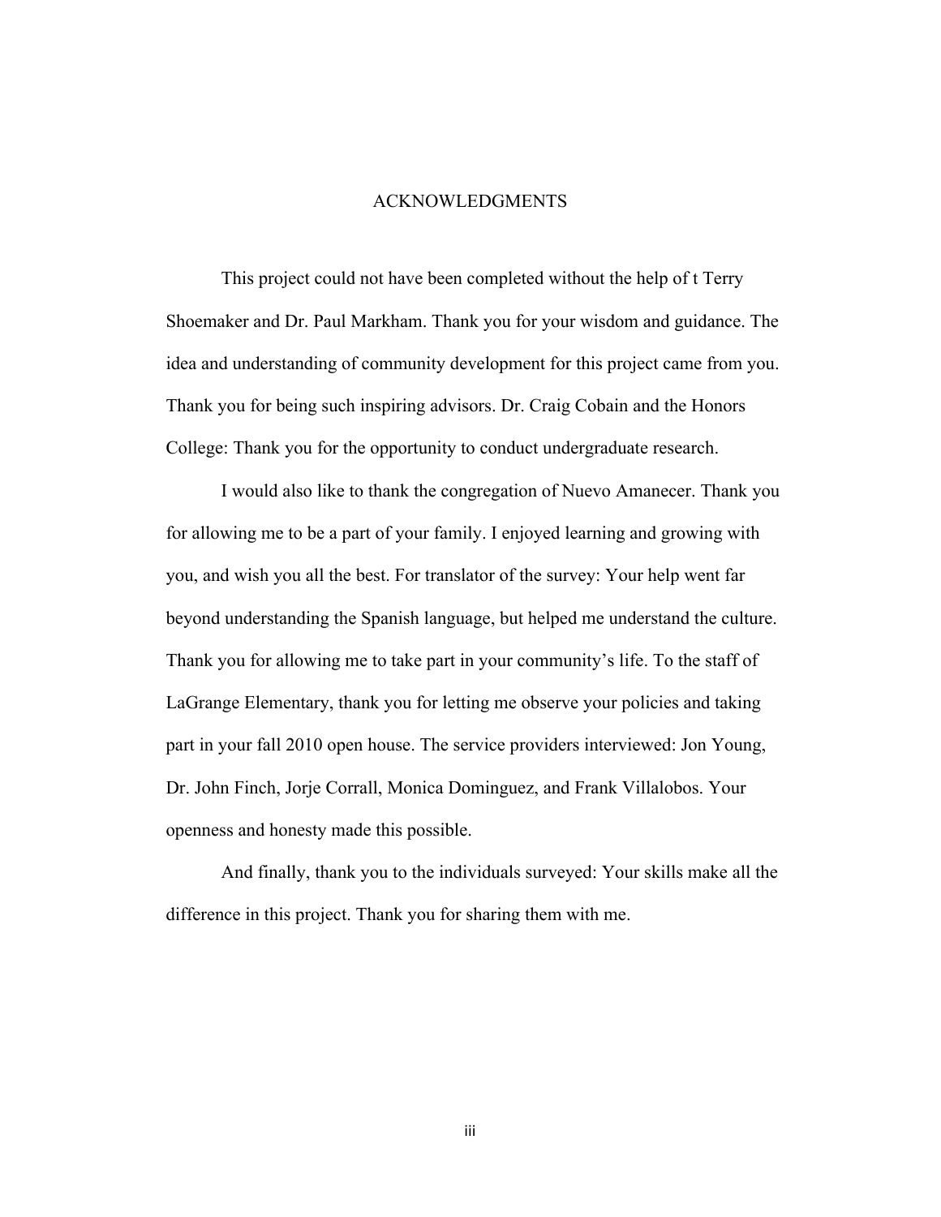# ACKNOWLEDGMENTS

This project could not have been completed without the help of t Terry Shoemaker and Dr. Paul Markham. Thank you for your wisdom and guidance. The idea and understanding of community development for this project came from you. Thank you for being such inspiring advisors. Dr. Craig Cobain and the Honors College: Thank you for the opportunity to conduct undergraduate research.

I would also like to thank the congregation of Nuevo Amanecer. Thank you for allowing me to be a part of your family. I enjoyed learning and growing with you, and wish you all the best. For translator of the survey: Your help went far beyond understanding the Spanish language, but helped me understand the culture. Thank you for allowing me to take part in your community's life. To the staff of LaGrange Elementary, thank you for letting me observe your policies and taking part in your fall 2010 open house. The service providers interviewed: Jon Young, Dr. John Finch, Jorje Corrall, Monica Dominguez, and Frank Villalobos. Your openness and honesty made this possible.

And finally, thank you to the individuals surveyed: Your skills make all the difference in this project. Thank you for sharing them with me.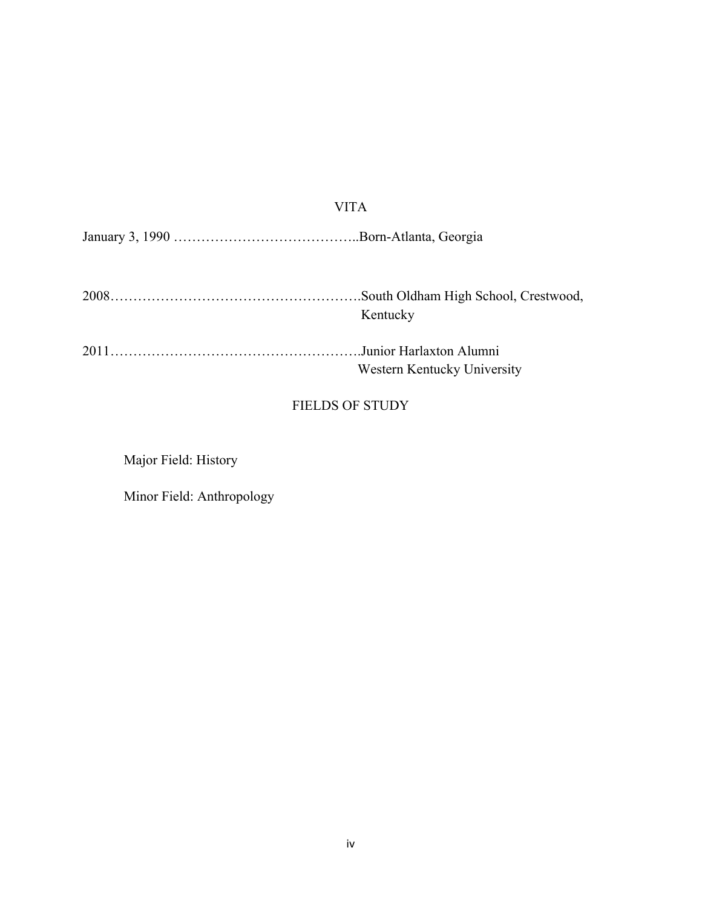## VITA

January 3, 1990 …………………………………..Born-Atlanta, Georgia

2008……………………………………………….South Oldham High School, Crestwood, Kentucky

2011……………………………………………….Junior Harlaxton Alumni
Western Kentucky University

## FIELDS OF STUDY

Major Field: History

Minor Field: Anthropology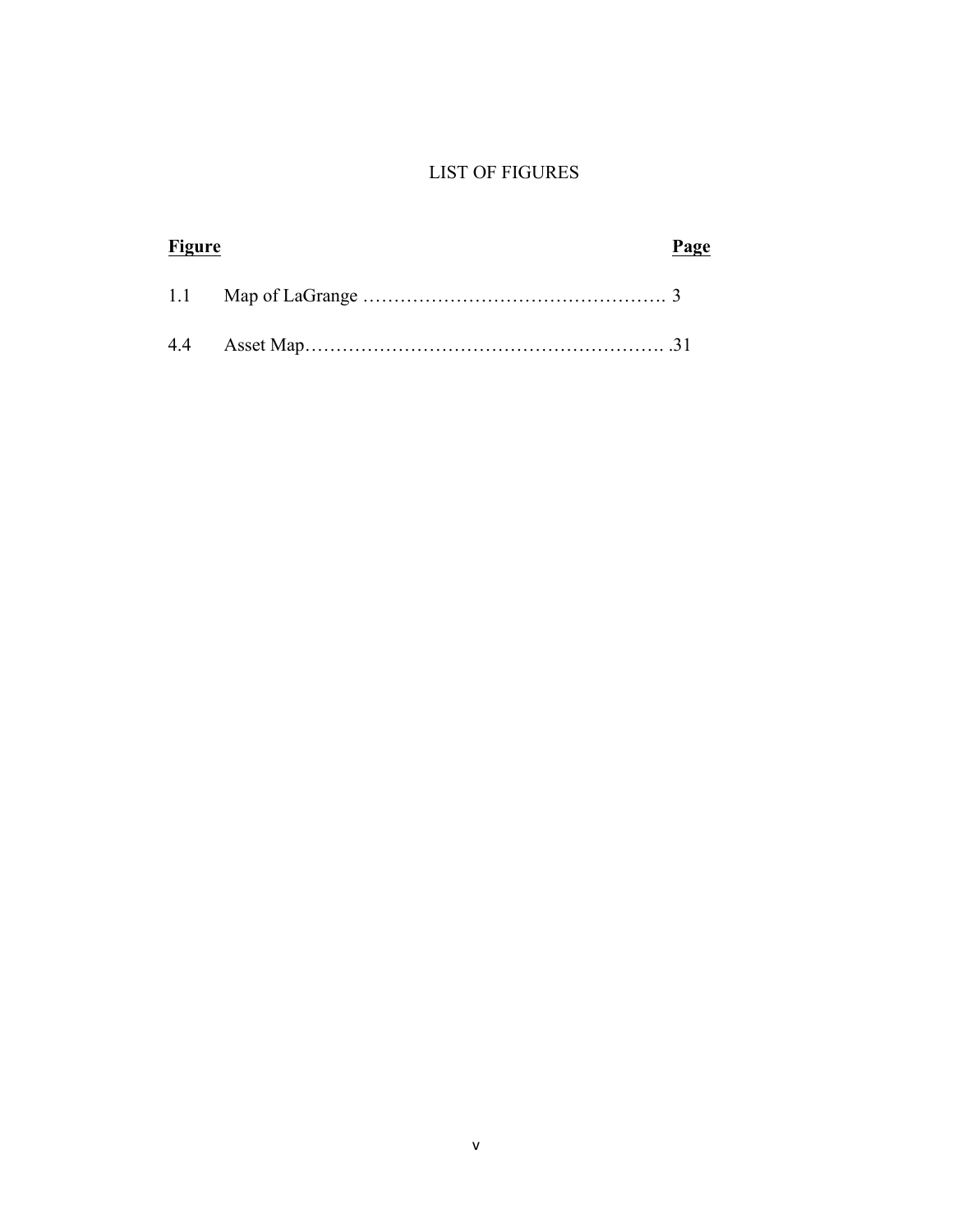## LIST OF FIGURES

| **Figure** | | **Page** |
| --- | --- | --- |
| 1.1 | Map of LaGrange | 3 |
| 4.4 | Asset Map | 31 |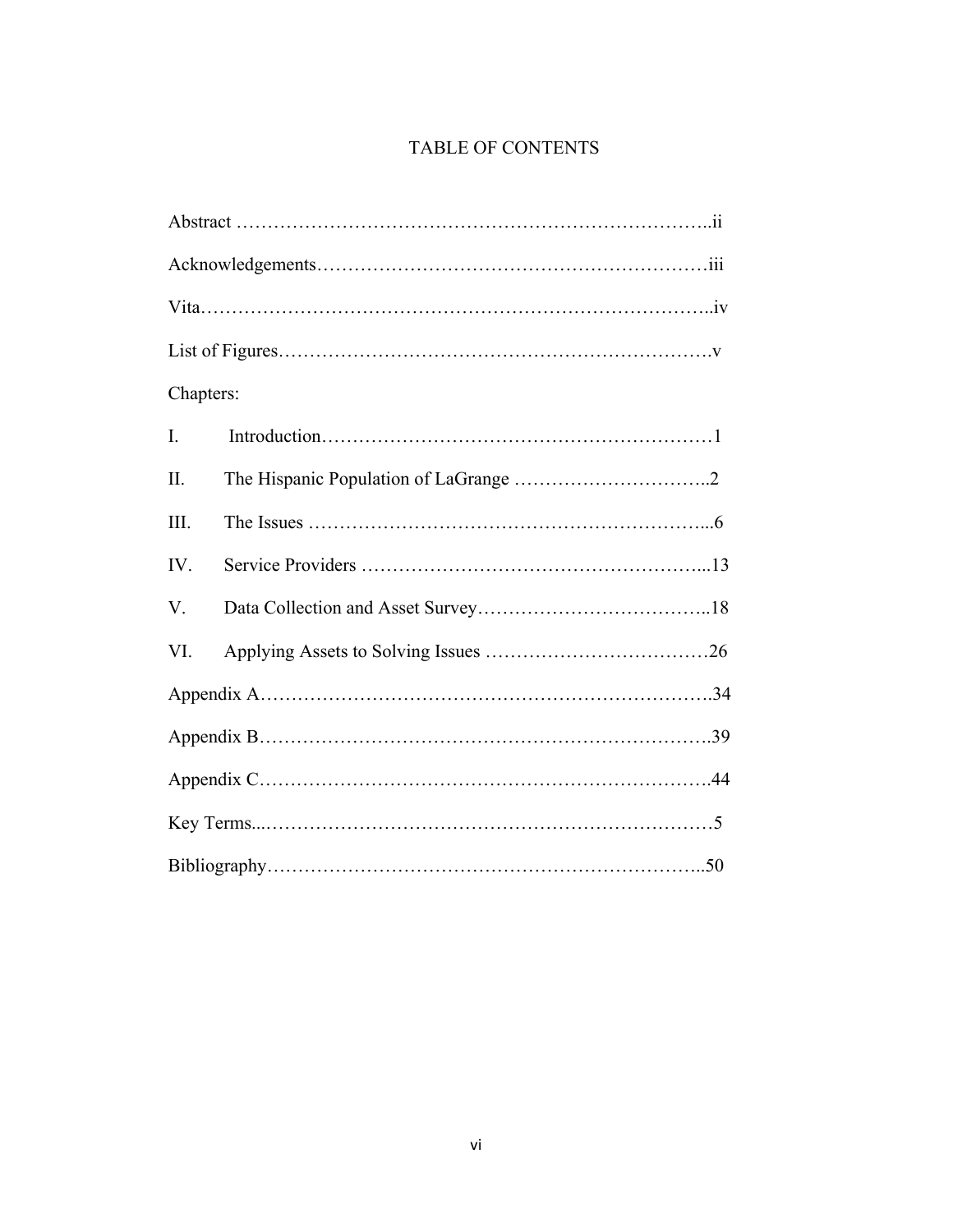# TABLE OF CONTENTS

Abstract ……………………………………………………………………..ii

Acknowledgements……………………………………………………iii

Vita……………………………………………………………………..iv

List of Figures…………………………………………………………….v

Chapters:

I. Introduction……………………………………………………1

II. The Hispanic Population of LaGrange …………………………..2

III. The Issues …………………………………………………...6

IV. Service Providers ………………………………………...13

V. Data Collection and Asset Survey………………………………..18

VI. Applying Assets to Solving Issues ………………………………26

Appendix A……………………………………………………………….34

Appendix B……………………………………………………………….39

Appendix C……………………………………………………………….44

Key Terms...………………………………………………………………5

Bibliography……………………………………………………………..50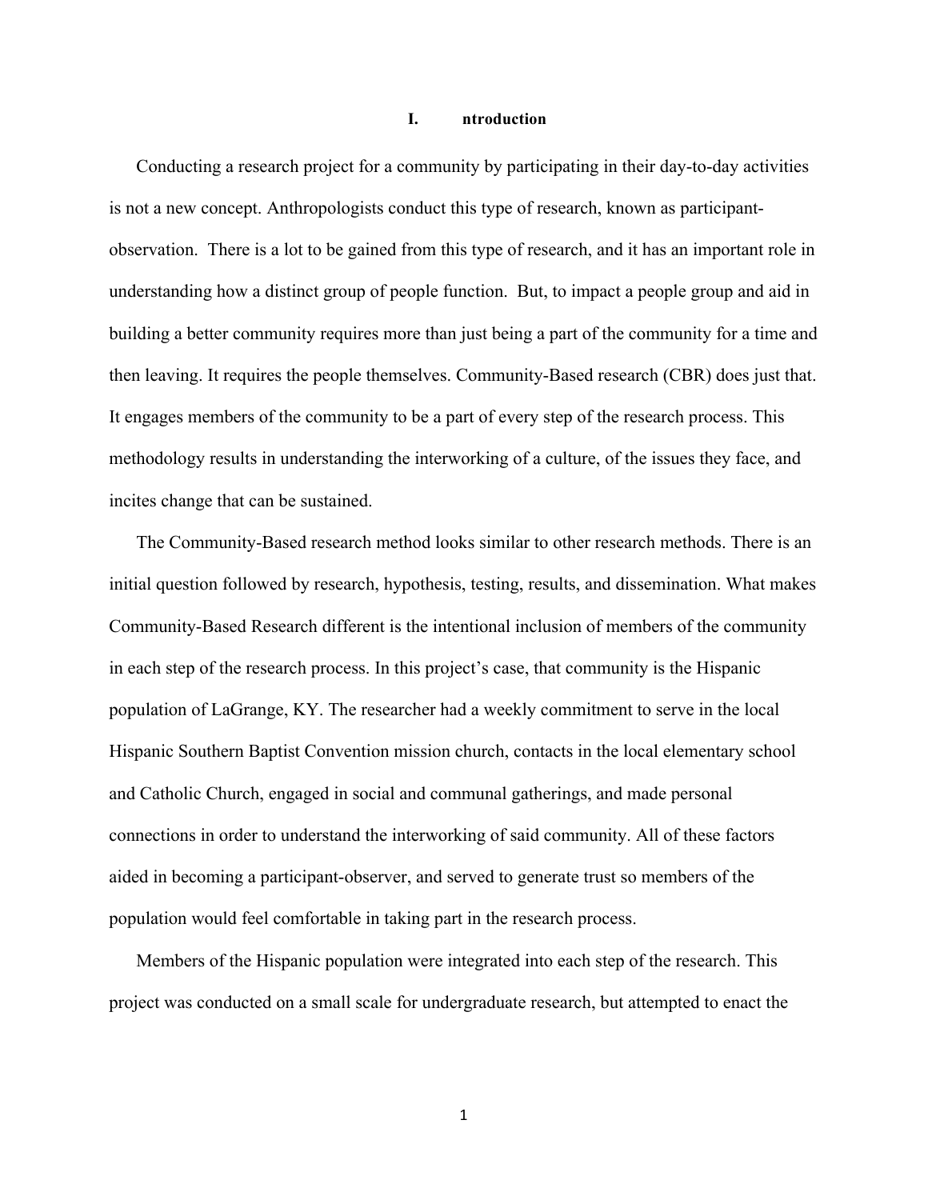# I. ntroduction

Conducting a research project for a community by participating in their day-to-day activities is not a new concept. Anthropologists conduct this type of research, known as participant-observation. There is a lot to be gained from this type of research, and it has an important role in understanding how a distinct group of people function. But, to impact a people group and aid in building a better community requires more than just being a part of the community for a time and then leaving. It requires the people themselves. Community-Based research (CBR) does just that. It engages members of the community to be a part of every step of the research process. This methodology results in understanding the interworking of a culture, of the issues they face, and incites change that can be sustained.

The Community-Based research method looks similar to other research methods. There is an initial question followed by research, hypothesis, testing, results, and dissemination. What makes Community-Based Research different is the intentional inclusion of members of the community in each step of the research process. In this project's case, that community is the Hispanic population of LaGrange, KY. The researcher had a weekly commitment to serve in the local Hispanic Southern Baptist Convention mission church, contacts in the local elementary school and Catholic Church, engaged in social and communal gatherings, and made personal connections in order to understand the interworking of said community. All of these factors aided in becoming a participant-observer, and served to generate trust so members of the population would feel comfortable in taking part in the research process.

Members of the Hispanic population were integrated into each step of the research. This project was conducted on a small scale for undergraduate research, but attempted to enact the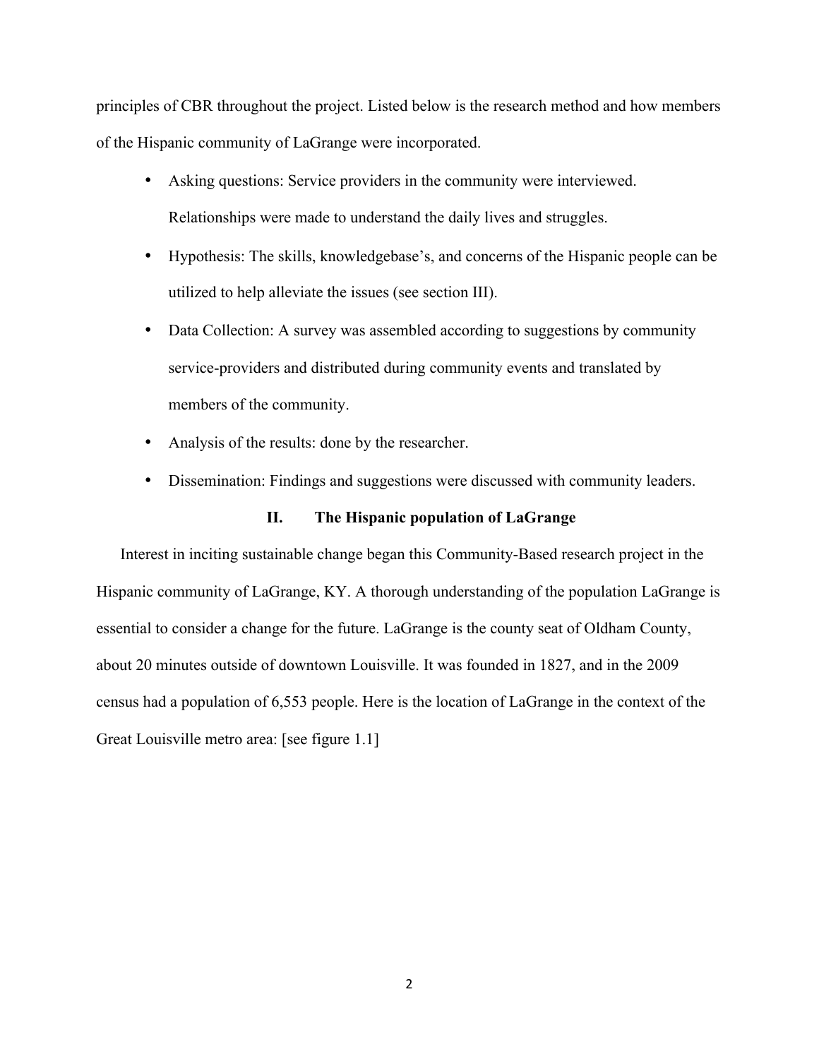principles of CBR throughout the project. Listed below is the research method and how members of the Hispanic community of LaGrange were incorporated.

- Asking questions: Service providers in the community were interviewed. Relationships were made to understand the daily lives and struggles.
- Hypothesis: The skills, knowledgebase's, and concerns of the Hispanic people can be utilized to help alleviate the issues (see section III).
- Data Collection: A survey was assembled according to suggestions by community service-providers and distributed during community events and translated by members of the community.
- Analysis of the results: done by the researcher.
- Dissemination: Findings and suggestions were discussed with community leaders.

## II. The Hispanic population of LaGrange

Interest in inciting sustainable change began this Community-Based research project in the Hispanic community of LaGrange, KY. A thorough understanding of the population LaGrange is essential to consider a change for the future. LaGrange is the county seat of Oldham County, about 20 minutes outside of downtown Louisville. It was founded in 1827, and in the 2009 census had a population of 6,553 people. Here is the location of LaGrange in the context of the Great Louisville metro area: [see figure 1.1]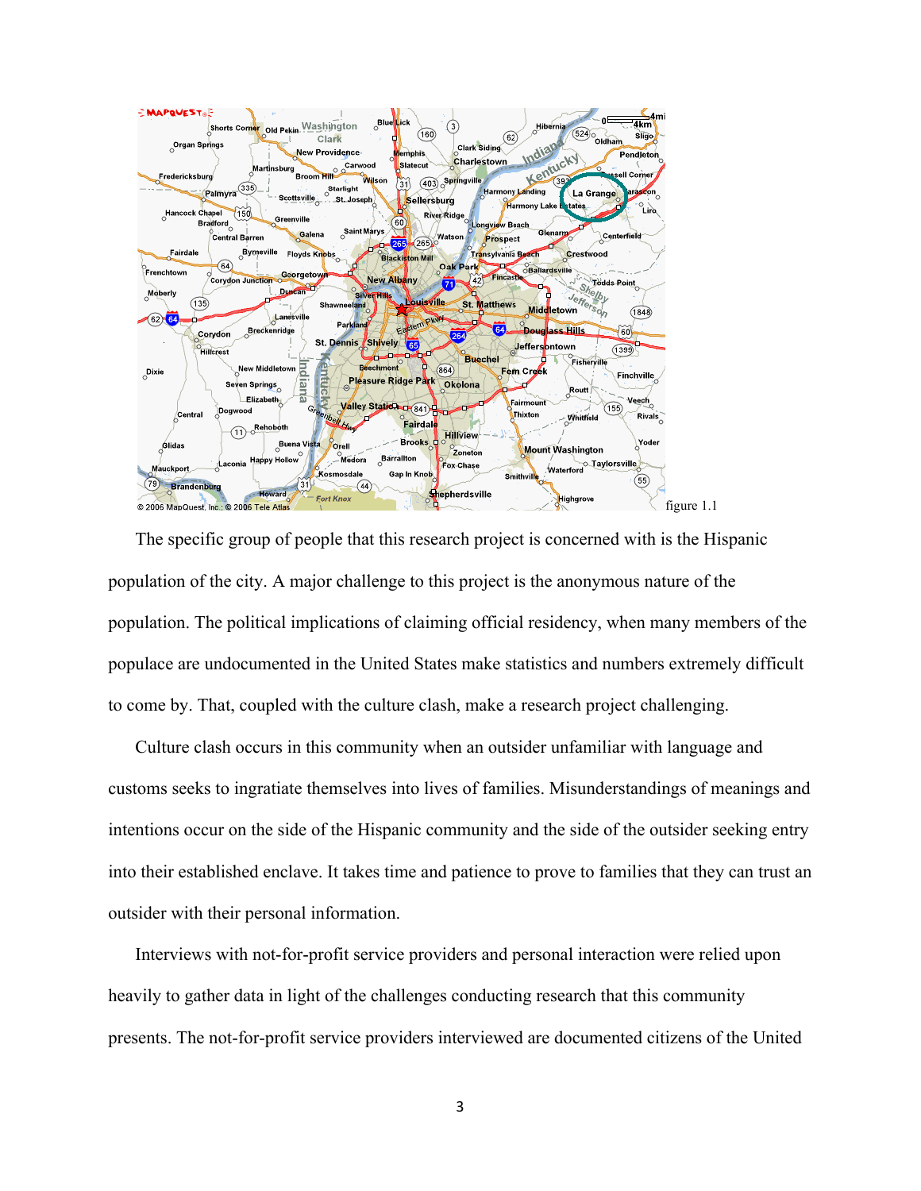figure 1.1

The specific group of people that this research project is concerned with is the Hispanic population of the city. A major challenge to this project is the anonymous nature of the population. The political implications of claiming official residency, when many members of the populace are undocumented in the United States make statistics and numbers extremely difficult to come by. That, coupled with the culture clash, make a research project challenging.

Culture clash occurs in this community when an outsider unfamiliar with language and customs seeks to ingratiate themselves into lives of families. Misunderstandings of meanings and intentions occur on the side of the Hispanic community and the side of the outsider seeking entry into their established enclave. It takes time and patience to prove to families that they can trust an outsider with their personal information.

Interviews with not-for-profit service providers and personal interaction were relied upon heavily to gather data in light of the challenges conducting research that this community presents. The not-for-profit service providers interviewed are documented citizens of the United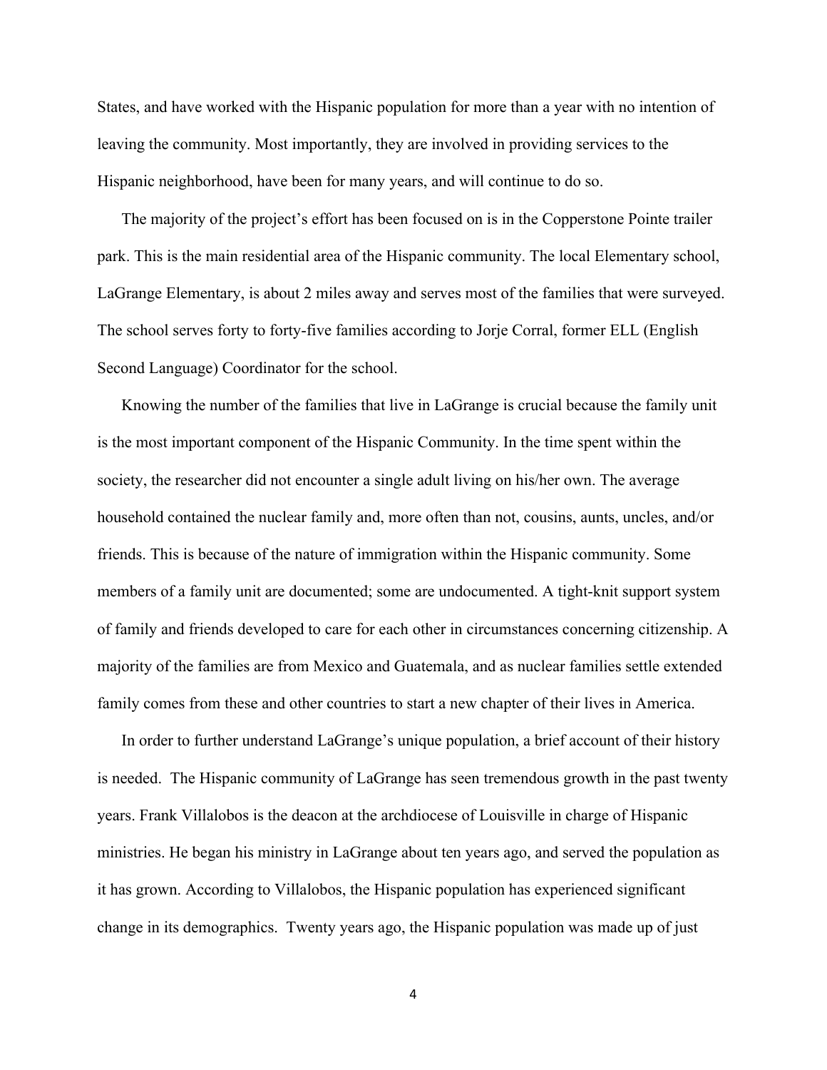States, and have worked with the Hispanic population for more than a year with no intention of leaving the community. Most importantly, they are involved in providing services to the Hispanic neighborhood, have been for many years, and will continue to do so.

The majority of the project's effort has been focused on is in the Copperstone Pointe trailer park. This is the main residential area of the Hispanic community. The local Elementary school, LaGrange Elementary, is about 2 miles away and serves most of the families that were surveyed. The school serves forty to forty-five families according to Jorje Corral, former ELL (English Second Language) Coordinator for the school.

Knowing the number of the families that live in LaGrange is crucial because the family unit is the most important component of the Hispanic Community. In the time spent within the society, the researcher did not encounter a single adult living on his/her own. The average household contained the nuclear family and, more often than not, cousins, aunts, uncles, and/or friends. This is because of the nature of immigration within the Hispanic community. Some members of a family unit are documented; some are undocumented. A tight-knit support system of family and friends developed to care for each other in circumstances concerning citizenship. A majority of the families are from Mexico and Guatemala, and as nuclear families settle extended family comes from these and other countries to start a new chapter of their lives in America.

In order to further understand LaGrange's unique population, a brief account of their history is needed. The Hispanic community of LaGrange has seen tremendous growth in the past twenty years. Frank Villalobos is the deacon at the archdiocese of Louisville in charge of Hispanic ministries. He began his ministry in LaGrange about ten years ago, and served the population as it has grown. According to Villalobos, the Hispanic population has experienced significant change in its demographics. Twenty years ago, the Hispanic population was made up of just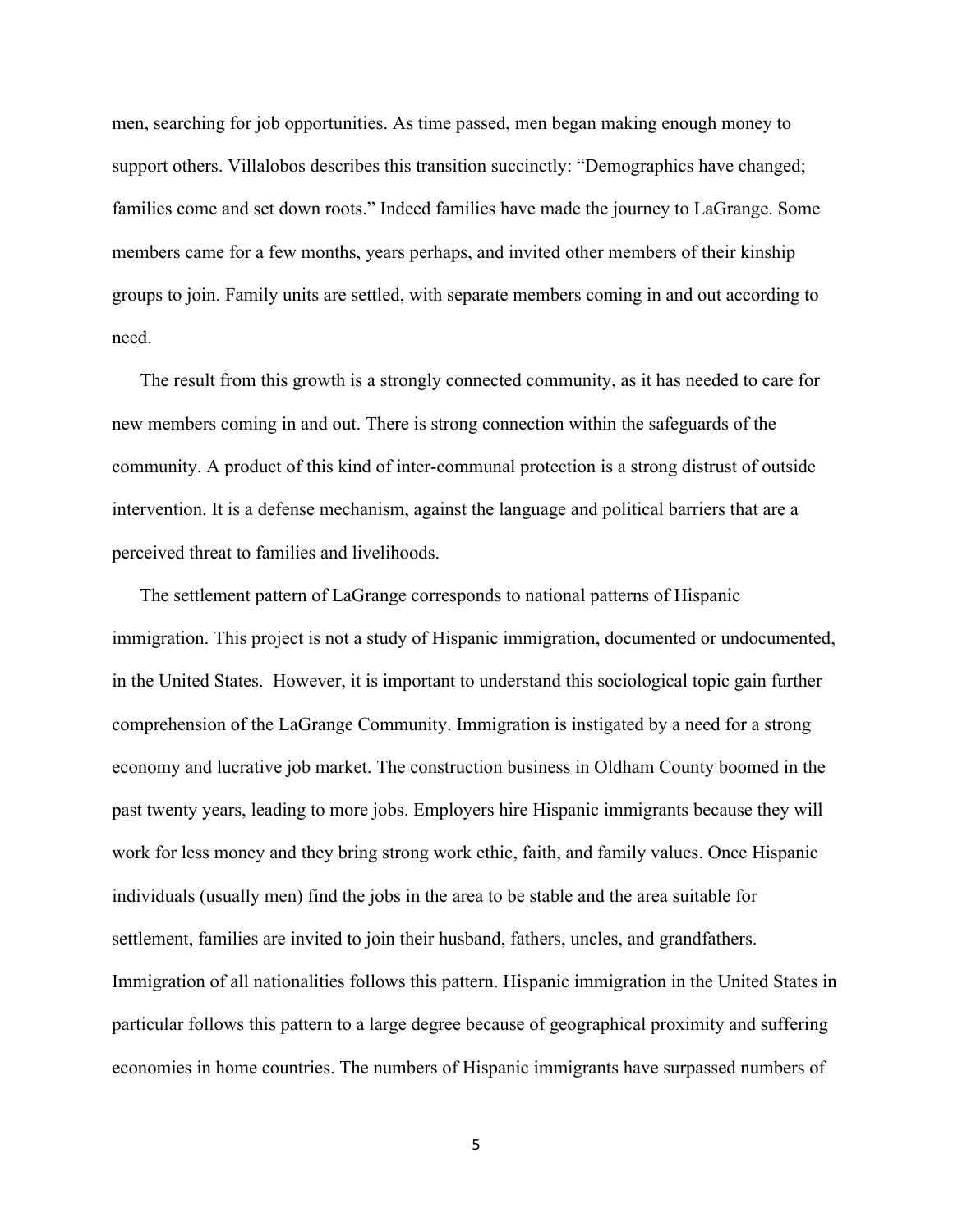men, searching for job opportunities. As time passed, men began making enough money to support others. Villalobos describes this transition succinctly: "Demographics have changed; families come and set down roots." Indeed families have made the journey to LaGrange. Some members came for a few months, years perhaps, and invited other members of their kinship groups to join. Family units are settled, with separate members coming in and out according to need.

The result from this growth is a strongly connected community, as it has needed to care for new members coming in and out. There is strong connection within the safeguards of the community. A product of this kind of inter-communal protection is a strong distrust of outside intervention. It is a defense mechanism, against the language and political barriers that are a perceived threat to families and livelihoods.

The settlement pattern of LaGrange corresponds to national patterns of Hispanic immigration. This project is not a study of Hispanic immigration, documented or undocumented, in the United States. However, it is important to understand this sociological topic gain further comprehension of the LaGrange Community. Immigration is instigated by a need for a strong economy and lucrative job market. The construction business in Oldham County boomed in the past twenty years, leading to more jobs. Employers hire Hispanic immigrants because they will work for less money and they bring strong work ethic, faith, and family values. Once Hispanic individuals (usually men) find the jobs in the area to be stable and the area suitable for settlement, families are invited to join their husband, fathers, uncles, and grandfathers. Immigration of all nationalities follows this pattern. Hispanic immigration in the United States in particular follows this pattern to a large degree because of geographical proximity and suffering economies in home countries. The numbers of Hispanic immigrants have surpassed numbers of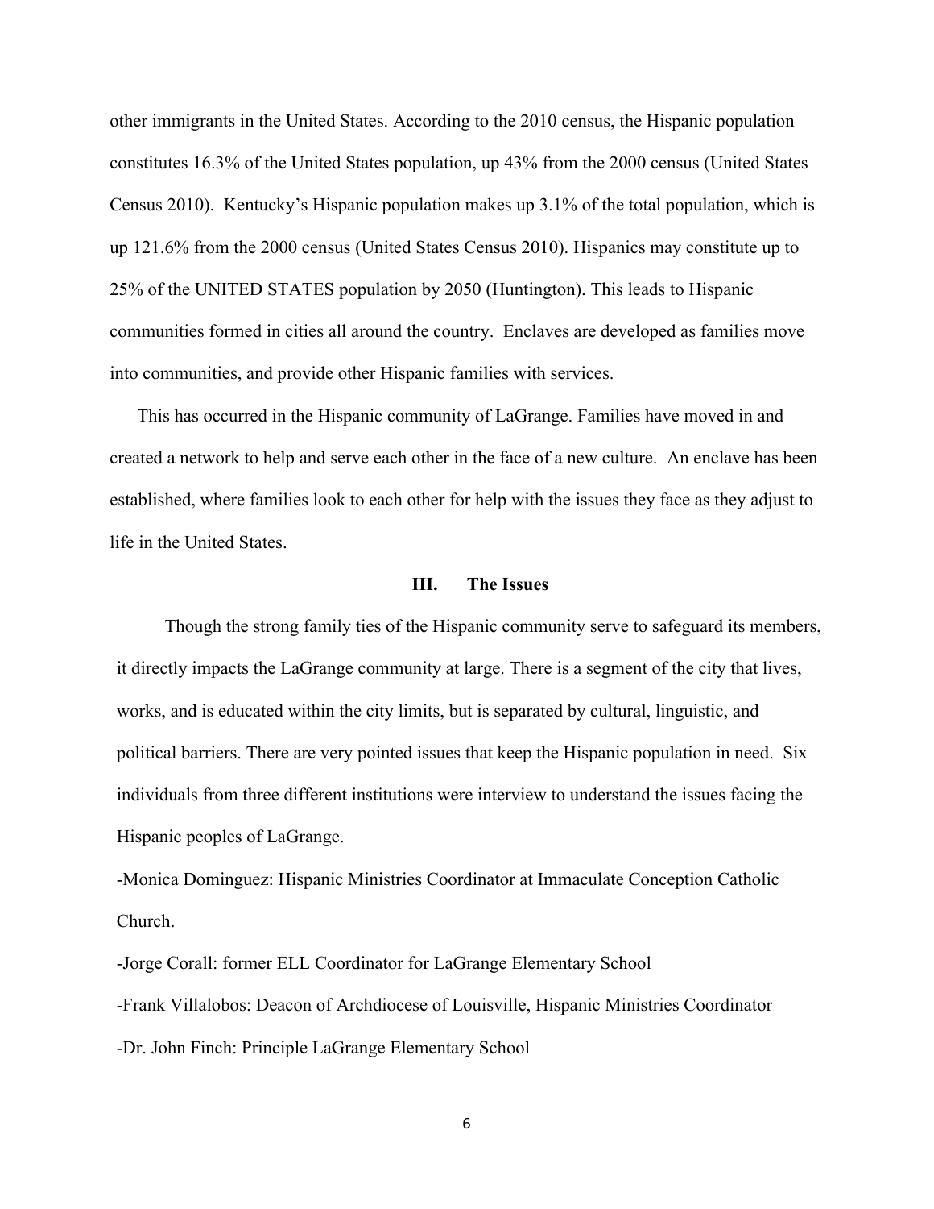other immigrants in the United States. According to the 2010 census, the Hispanic population constitutes 16.3% of the United States population, up 43% from the 2000 census (United States Census 2010). Kentucky's Hispanic population makes up 3.1% of the total population, which is up 121.6% from the 2000 census (United States Census 2010). Hispanics may constitute up to 25% of the UNITED STATES population by 2050 (Huntington). This leads to Hispanic communities formed in cities all around the country. Enclaves are developed as families move into communities, and provide other Hispanic families with services.

This has occurred in the Hispanic community of LaGrange. Families have moved in and created a network to help and serve each other in the face of a new culture. An enclave has been established, where families look to each other for help with the issues they face as they adjust to life in the United States.

## III. The Issues

Though the strong family ties of the Hispanic community serve to safeguard its members, it directly impacts the LaGrange community at large. There is a segment of the city that lives, works, and is educated within the city limits, but is separated by cultural, linguistic, and political barriers. There are very pointed issues that keep the Hispanic population in need. Six individuals from three different institutions were interview to understand the issues facing the Hispanic peoples of LaGrange.

-Monica Dominguez: Hispanic Ministries Coordinator at Immaculate Conception Catholic Church.

-Jorge Corall: former ELL Coordinator for LaGrange Elementary School

-Frank Villalobos: Deacon of Archdiocese of Louisville, Hispanic Ministries Coordinator

-Dr. John Finch: Principle LaGrange Elementary School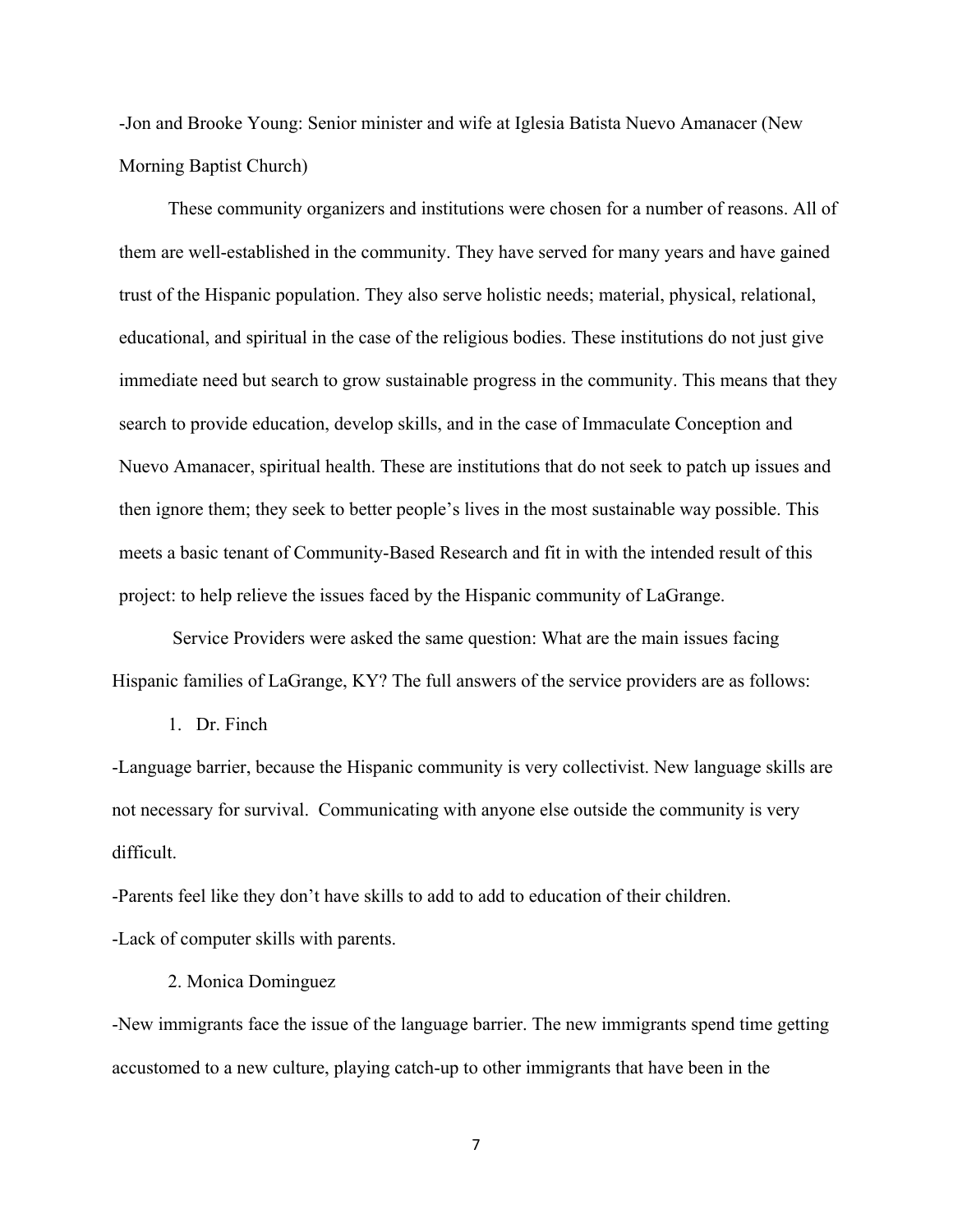-Jon and Brooke Young: Senior minister and wife at Iglesia Batista Nuevo Amanacer (New Morning Baptist Church)

These community organizers and institutions were chosen for a number of reasons. All of them are well-established in the community. They have served for many years and have gained trust of the Hispanic population. They also serve holistic needs; material, physical, relational, educational, and spiritual in the case of the religious bodies. These institutions do not just give immediate need but search to grow sustainable progress in the community. This means that they search to provide education, develop skills, and in the case of Immaculate Conception and Nuevo Amanacer, spiritual health. These are institutions that do not seek to patch up issues and then ignore them; they seek to better people's lives in the most sustainable way possible. This meets a basic tenant of Community-Based Research and fit in with the intended result of this project: to help relieve the issues faced by the Hispanic community of LaGrange.

Service Providers were asked the same question: What are the main issues facing Hispanic families of LaGrange, KY? The full answers of the service providers are as follows:

1. Dr. Finch

-Language barrier, because the Hispanic community is very collectivist. New language skills are not necessary for survival. Communicating with anyone else outside the community is very difficult.

-Parents feel like they don't have skills to add to add to education of their children.

-Lack of computer skills with parents.

2. Monica Dominguez

-New immigrants face the issue of the language barrier. The new immigrants spend time getting accustomed to a new culture, playing catch-up to other immigrants that have been in the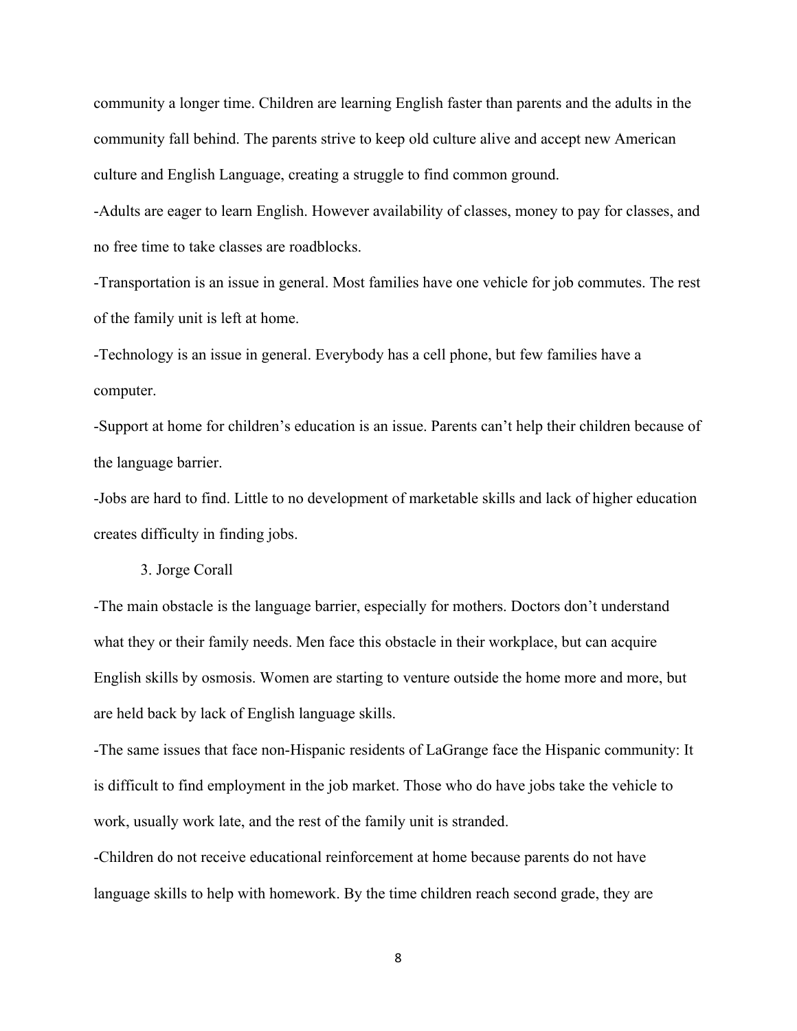community a longer time. Children are learning English faster than parents and the adults in the community fall behind. The parents strive to keep old culture alive and accept new American culture and English Language, creating a struggle to find common ground.

-Adults are eager to learn English. However availability of classes, money to pay for classes, and no free time to take classes are roadblocks.

-Transportation is an issue in general. Most families have one vehicle for job commutes. The rest of the family unit is left at home.

-Technology is an issue in general. Everybody has a cell phone, but few families have a computer.

-Support at home for children's education is an issue. Parents can't help their children because of the language barrier.

-Jobs are hard to find. Little to no development of marketable skills and lack of higher education creates difficulty in finding jobs.

3. Jorge Corall

-The main obstacle is the language barrier, especially for mothers. Doctors don't understand what they or their family needs. Men face this obstacle in their workplace, but can acquire English skills by osmosis. Women are starting to venture outside the home more and more, but are held back by lack of English language skills.

-The same issues that face non-Hispanic residents of LaGrange face the Hispanic community: It is difficult to find employment in the job market. Those who do have jobs take the vehicle to work, usually work late, and the rest of the family unit is stranded.

-Children do not receive educational reinforcement at home because parents do not have language skills to help with homework. By the time children reach second grade, they are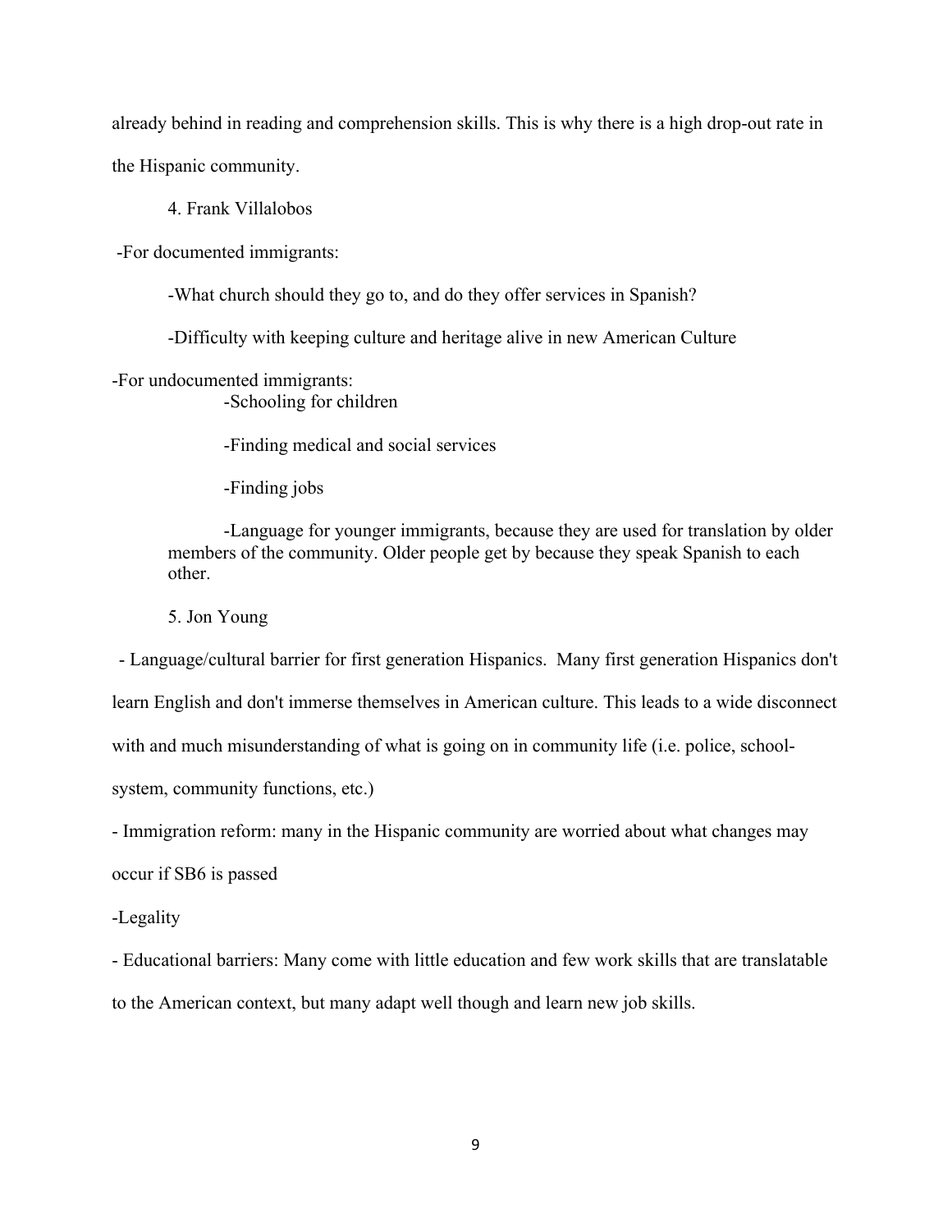already behind in reading and comprehension skills. This is why there is a high drop-out rate in the Hispanic community.

4. Frank Villalobos

-For documented immigrants:

-What church should they go to, and do they offer services in Spanish?

-Difficulty with keeping culture and heritage alive in new American Culture

-For undocumented immigrants:

-Schooling for children

-Finding medical and social services

-Finding jobs

-Language for younger immigrants, because they are used for translation by older members of the community. Older people get by because they speak Spanish to each other.

5. Jon Young

- Language/cultural barrier for first generation Hispanics. Many first generation Hispanics don't learn English and don't immerse themselves in American culture. This leads to a wide disconnect with and much misunderstanding of what is going on in community life (i.e. police, school-system, community functions, etc.)

- Immigration reform: many in the Hispanic community are worried about what changes may occur if SB6 is passed

-Legality

- Educational barriers: Many come with little education and few work skills that are translatable to the American context, but many adapt well though and learn new job skills.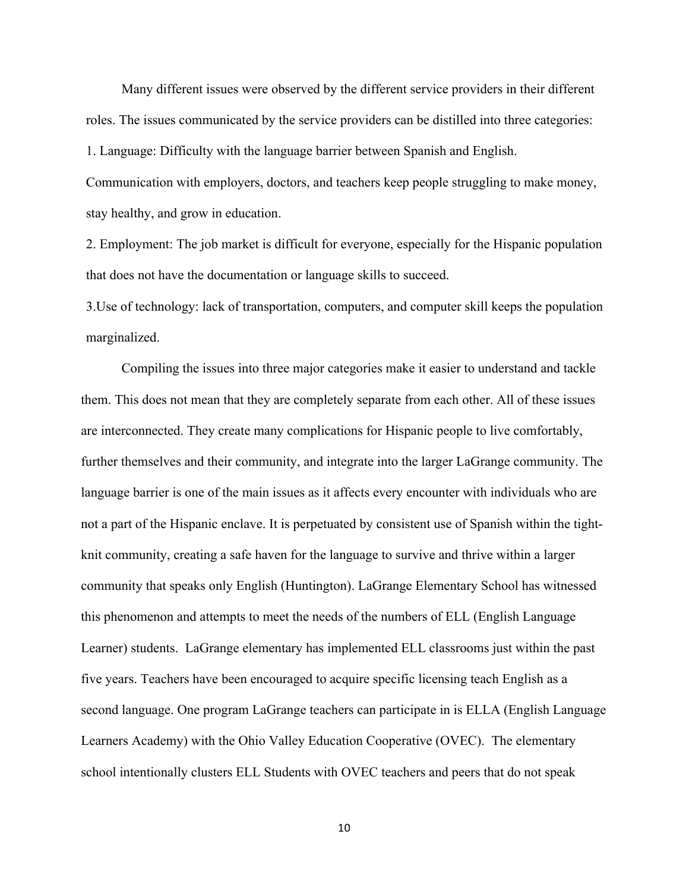Many different issues were observed by the different service providers in their different roles. The issues communicated by the service providers can be distilled into three categories:

1. Language: Difficulty with the language barrier between Spanish and English. Communication with employers, doctors, and teachers keep people struggling to make money, stay healthy, and grow in education.
2. Employment: The job market is difficult for everyone, especially for the Hispanic population that does not have the documentation or language skills to succeed.
3. Use of technology: lack of transportation, computers, and computer skill keeps the population marginalized.

Compiling the issues into three major categories make it easier to understand and tackle them. This does not mean that they are completely separate from each other. All of these issues are interconnected. They create many complications for Hispanic people to live comfortably, further themselves and their community, and integrate into the larger LaGrange community. The language barrier is one of the main issues as it affects every encounter with individuals who are not a part of the Hispanic enclave. It is perpetuated by consistent use of Spanish within the tight-knit community, creating a safe haven for the language to survive and thrive within a larger community that speaks only English (Huntington). LaGrange Elementary School has witnessed this phenomenon and attempts to meet the needs of the numbers of ELL (English Language Learner) students. LaGrange elementary has implemented ELL classrooms just within the past five years. Teachers have been encouraged to acquire specific licensing teach English as a second language. One program LaGrange teachers can participate in is ELLA (English Language Learners Academy) with the Ohio Valley Education Cooperative (OVEC). The elementary school intentionally clusters ELL Students with OVEC teachers and peers that do not speak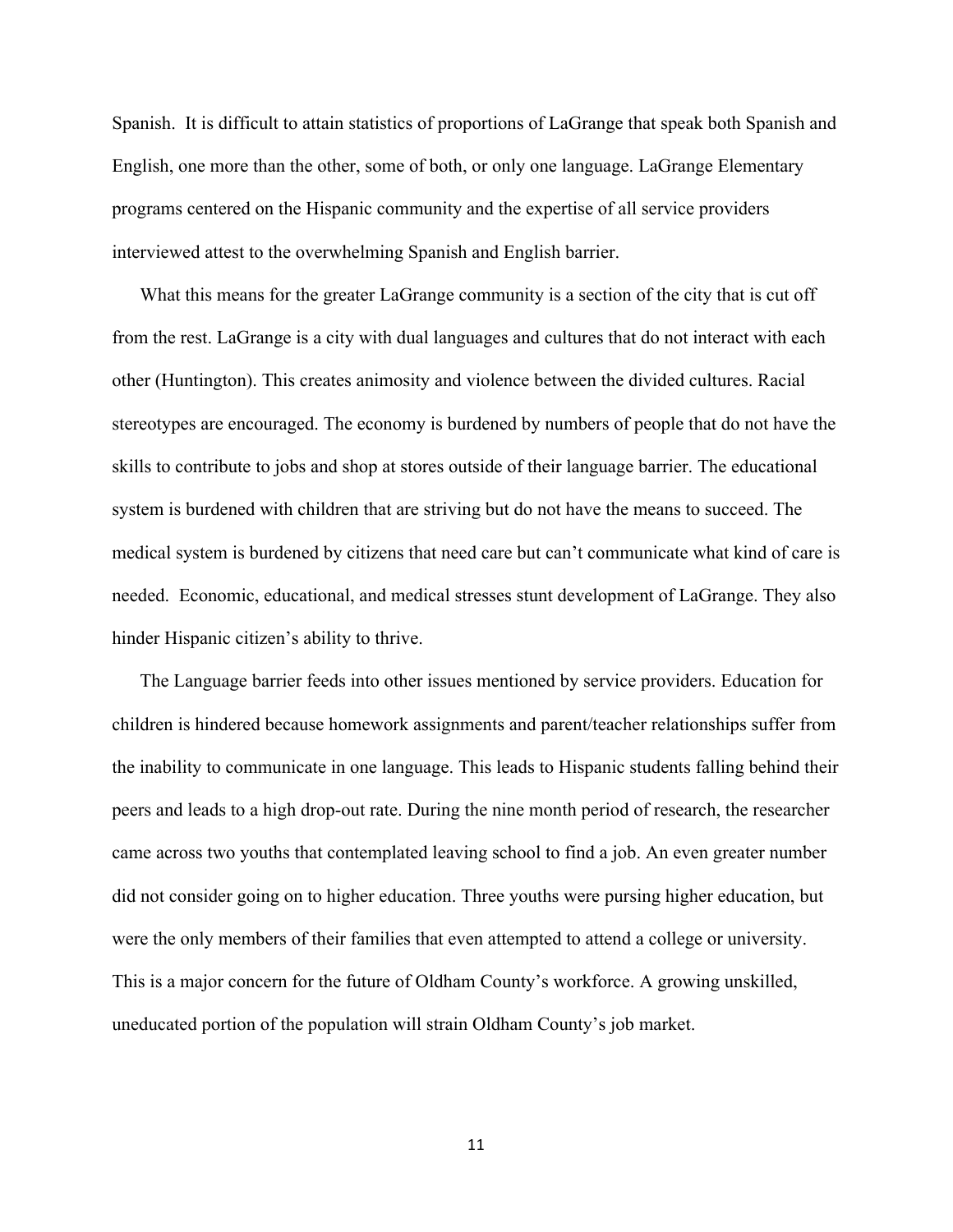Spanish. It is difficult to attain statistics of proportions of LaGrange that speak both Spanish and English, one more than the other, some of both, or only one language. LaGrange Elementary programs centered on the Hispanic community and the expertise of all service providers interviewed attest to the overwhelming Spanish and English barrier.

What this means for the greater LaGrange community is a section of the city that is cut off from the rest. LaGrange is a city with dual languages and cultures that do not interact with each other (Huntington). This creates animosity and violence between the divided cultures. Racial stereotypes are encouraged. The economy is burdened by numbers of people that do not have the skills to contribute to jobs and shop at stores outside of their language barrier. The educational system is burdened with children that are striving but do not have the means to succeed. The medical system is burdened by citizens that need care but can't communicate what kind of care is needed. Economic, educational, and medical stresses stunt development of LaGrange. They also hinder Hispanic citizen's ability to thrive.

The Language barrier feeds into other issues mentioned by service providers. Education for children is hindered because homework assignments and parent/teacher relationships suffer from the inability to communicate in one language. This leads to Hispanic students falling behind their peers and leads to a high drop-out rate. During the nine month period of research, the researcher came across two youths that contemplated leaving school to find a job. An even greater number did not consider going on to higher education. Three youths were pursing higher education, but were the only members of their families that even attempted to attend a college or university. This is a major concern for the future of Oldham County's workforce. A growing unskilled, uneducated portion of the population will strain Oldham County's job market.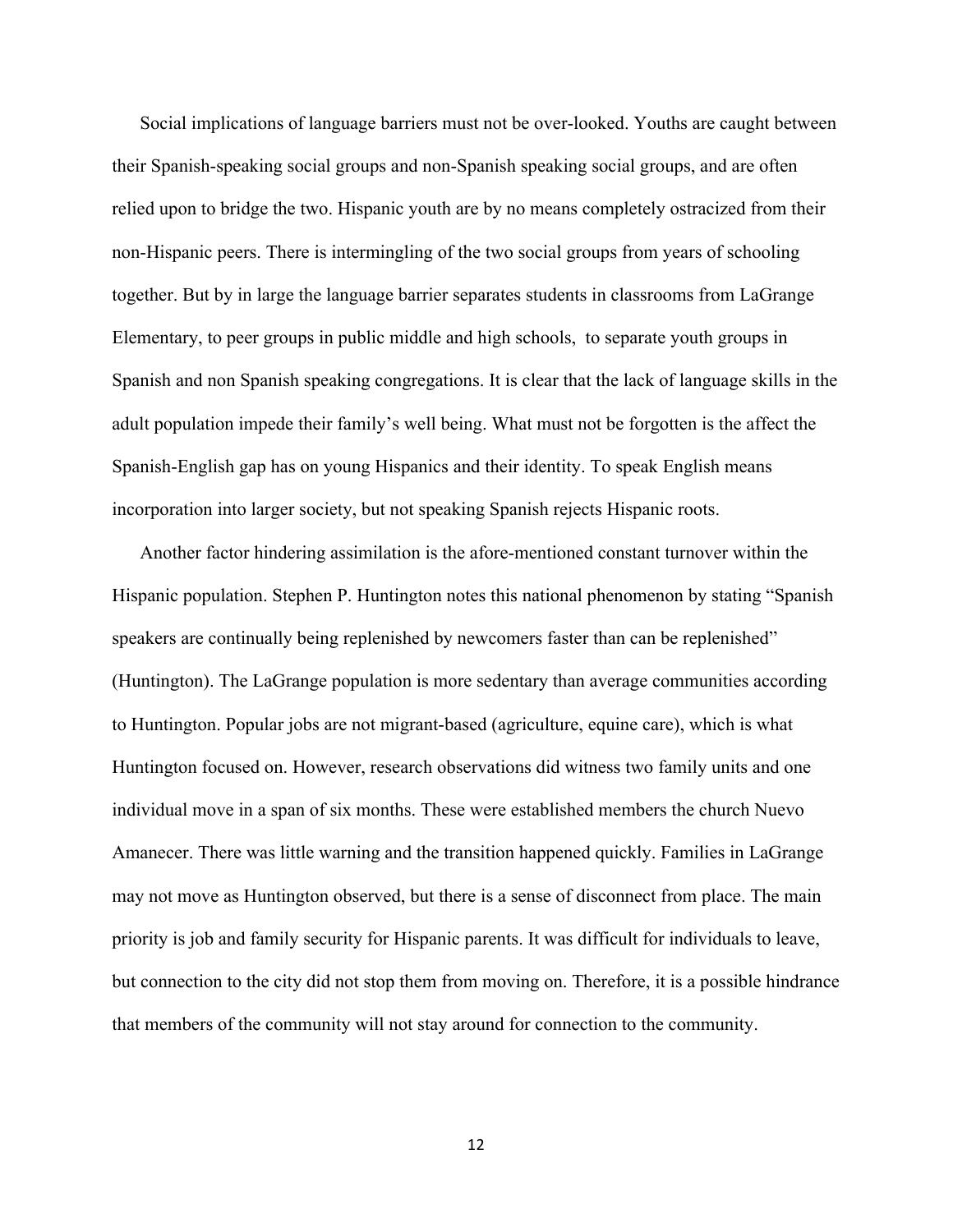Social implications of language barriers must not be over-looked. Youths are caught between their Spanish-speaking social groups and non-Spanish speaking social groups, and are often relied upon to bridge the two. Hispanic youth are by no means completely ostracized from their non-Hispanic peers. There is intermingling of the two social groups from years of schooling together. But by in large the language barrier separates students in classrooms from LaGrange Elementary, to peer groups in public middle and high schools, to separate youth groups in Spanish and non Spanish speaking congregations. It is clear that the lack of language skills in the adult population impede their family's well being. What must not be forgotten is the affect the Spanish-English gap has on young Hispanics and their identity. To speak English means incorporation into larger society, but not speaking Spanish rejects Hispanic roots.

Another factor hindering assimilation is the afore-mentioned constant turnover within the Hispanic population. Stephen P. Huntington notes this national phenomenon by stating "Spanish speakers are continually being replenished by newcomers faster than can be replenished" (Huntington). The LaGrange population is more sedentary than average communities according to Huntington. Popular jobs are not migrant-based (agriculture, equine care), which is what Huntington focused on. However, research observations did witness two family units and one individual move in a span of six months. These were established members the church Nuevo Amanecer. There was little warning and the transition happened quickly. Families in LaGrange may not move as Huntington observed, but there is a sense of disconnect from place. The main priority is job and family security for Hispanic parents. It was difficult for individuals to leave, but connection to the city did not stop them from moving on. Therefore, it is a possible hindrance that members of the community will not stay around for connection to the community.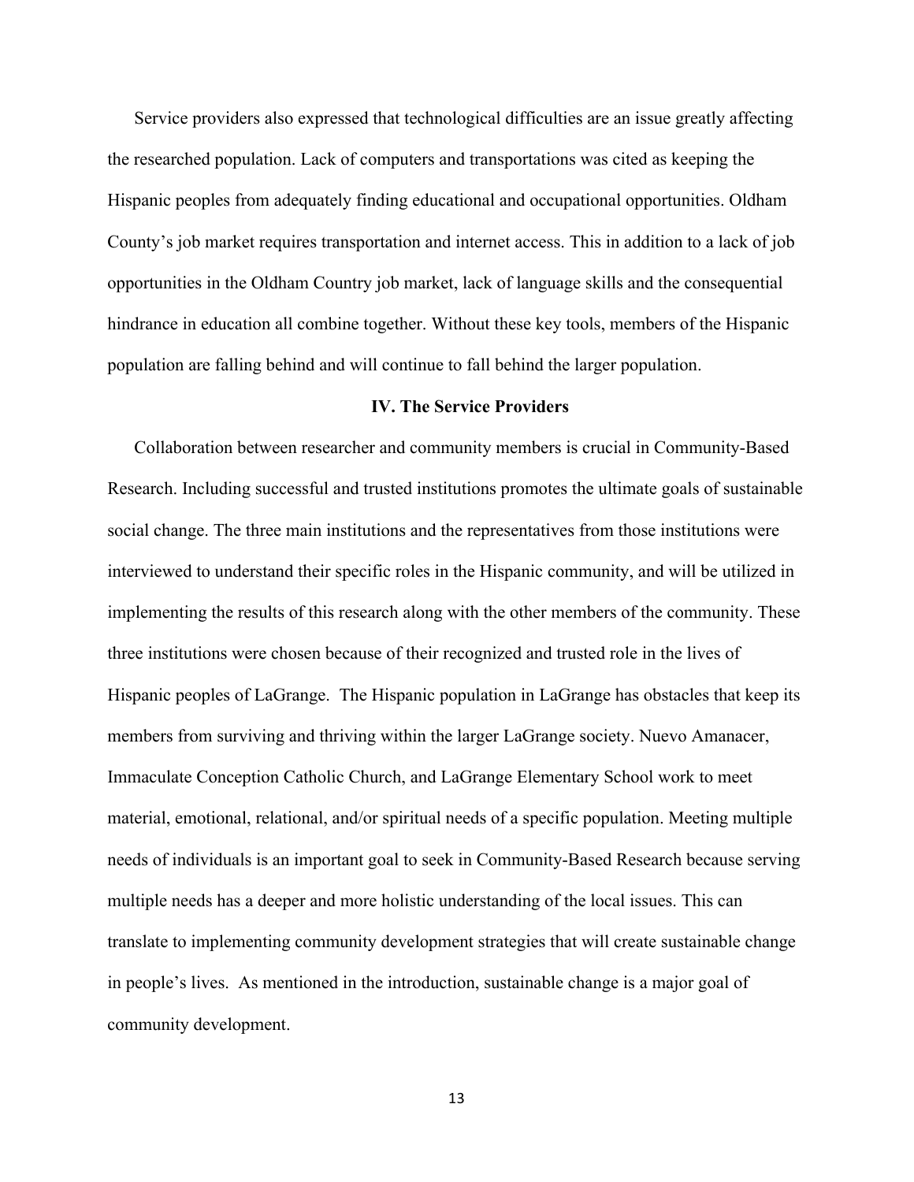Service providers also expressed that technological difficulties are an issue greatly affecting the researched population. Lack of computers and transportations was cited as keeping the Hispanic peoples from adequately finding educational and occupational opportunities. Oldham County's job market requires transportation and internet access. This in addition to a lack of job opportunities in the Oldham Country job market, lack of language skills and the consequential hindrance in education all combine together. Without these key tools, members of the Hispanic population are falling behind and will continue to fall behind the larger population.

## IV. The Service Providers

Collaboration between researcher and community members is crucial in Community-Based Research. Including successful and trusted institutions promotes the ultimate goals of sustainable social change. The three main institutions and the representatives from those institutions were interviewed to understand their specific roles in the Hispanic community, and will be utilized in implementing the results of this research along with the other members of the community. These three institutions were chosen because of their recognized and trusted role in the lives of Hispanic peoples of LaGrange. The Hispanic population in LaGrange has obstacles that keep its members from surviving and thriving within the larger LaGrange society. Nuevo Amanacer, Immaculate Conception Catholic Church, and LaGrange Elementary School work to meet material, emotional, relational, and/or spiritual needs of a specific population. Meeting multiple needs of individuals is an important goal to seek in Community-Based Research because serving multiple needs has a deeper and more holistic understanding of the local issues. This can translate to implementing community development strategies that will create sustainable change in people's lives. As mentioned in the introduction, sustainable change is a major goal of community development.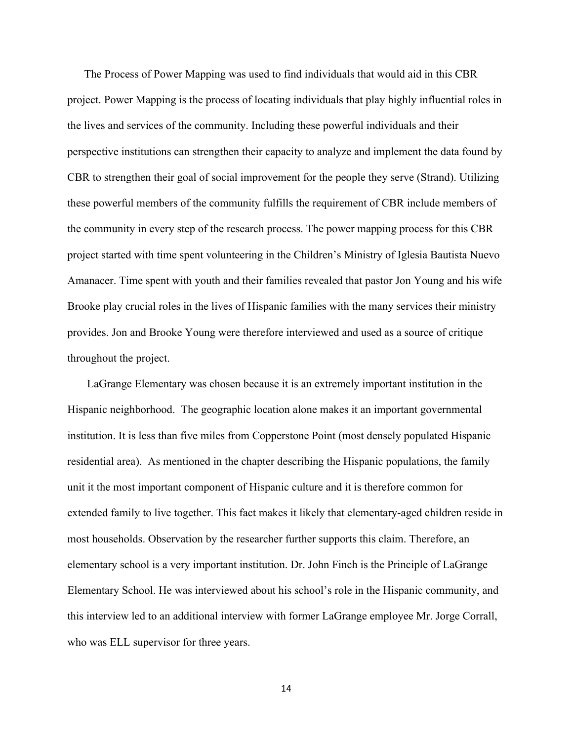The Process of Power Mapping was used to find individuals that would aid in this CBR project. Power Mapping is the process of locating individuals that play highly influential roles in the lives and services of the community. Including these powerful individuals and their perspective institutions can strengthen their capacity to analyze and implement the data found by CBR to strengthen their goal of social improvement for the people they serve (Strand). Utilizing these powerful members of the community fulfills the requirement of CBR include members of the community in every step of the research process. The power mapping process for this CBR project started with time spent volunteering in the Children's Ministry of Iglesia Bautista Nuevo Amanacer. Time spent with youth and their families revealed that pastor Jon Young and his wife Brooke play crucial roles in the lives of Hispanic families with the many services their ministry provides. Jon and Brooke Young were therefore interviewed and used as a source of critique throughout the project.

LaGrange Elementary was chosen because it is an extremely important institution in the Hispanic neighborhood. The geographic location alone makes it an important governmental institution. It is less than five miles from Copperstone Point (most densely populated Hispanic residential area). As mentioned in the chapter describing the Hispanic populations, the family unit it the most important component of Hispanic culture and it is therefore common for extended family to live together. This fact makes it likely that elementary-aged children reside in most households. Observation by the researcher further supports this claim. Therefore, an elementary school is a very important institution. Dr. John Finch is the Principle of LaGrange Elementary School. He was interviewed about his school's role in the Hispanic community, and this interview led to an additional interview with former LaGrange employee Mr. Jorge Corrall, who was ELL supervisor for three years.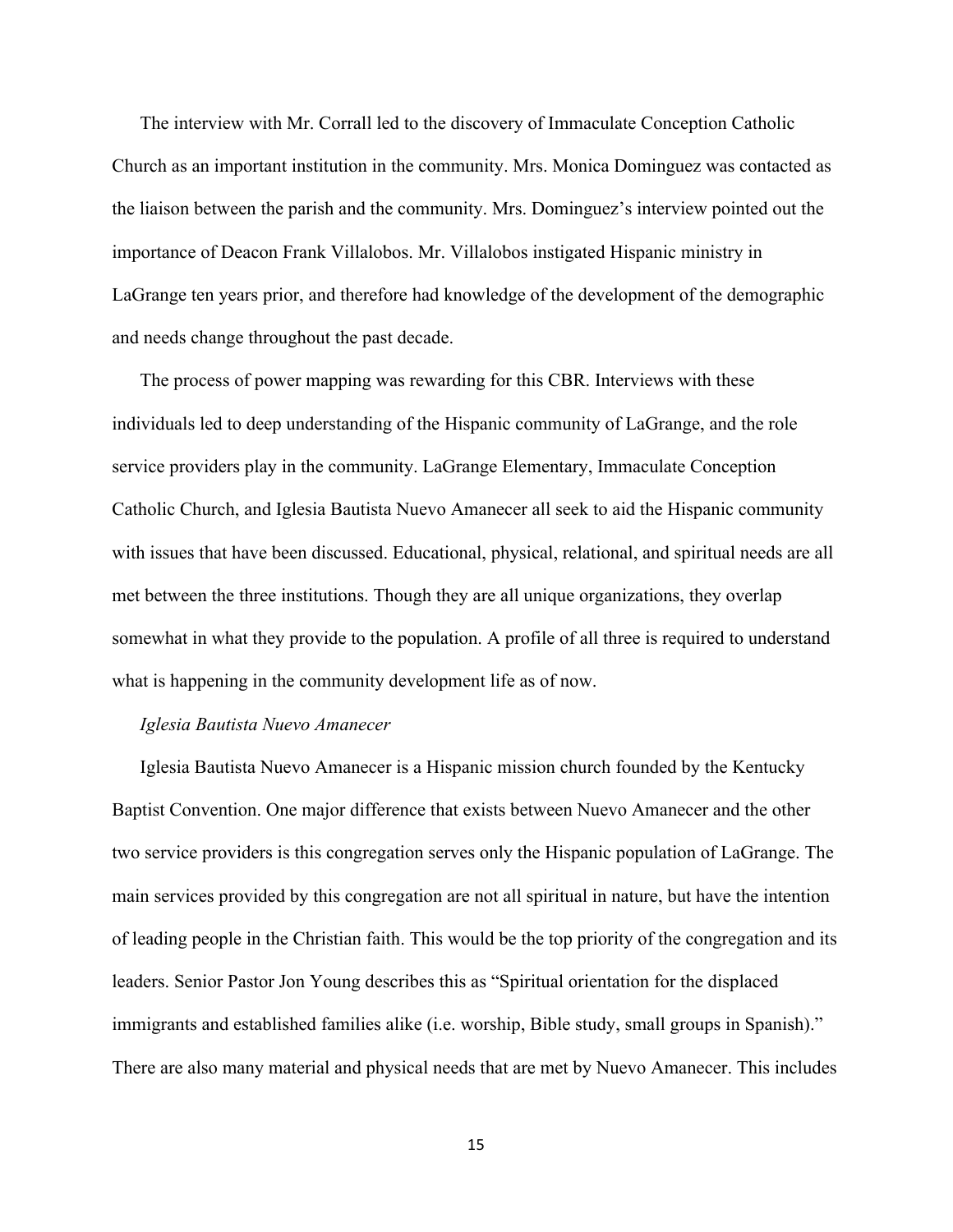The interview with Mr. Corrall led to the discovery of Immaculate Conception Catholic Church as an important institution in the community. Mrs. Monica Dominguez was contacted as the liaison between the parish and the community. Mrs. Dominguez's interview pointed out the importance of Deacon Frank Villalobos. Mr. Villalobos instigated Hispanic ministry in LaGrange ten years prior, and therefore had knowledge of the development of the demographic and needs change throughout the past decade.

The process of power mapping was rewarding for this CBR. Interviews with these individuals led to deep understanding of the Hispanic community of LaGrange, and the role service providers play in the community. LaGrange Elementary, Immaculate Conception Catholic Church, and Iglesia Bautista Nuevo Amanecer all seek to aid the Hispanic community with issues that have been discussed. Educational, physical, relational, and spiritual needs are all met between the three institutions. Though they are all unique organizations, they overlap somewhat in what they provide to the population. A profile of all three is required to understand what is happening in the community development life as of now.

*Iglesia Bautista Nuevo Amanecer*

Iglesia Bautista Nuevo Amanecer is a Hispanic mission church founded by the Kentucky Baptist Convention. One major difference that exists between Nuevo Amanecer and the other two service providers is this congregation serves only the Hispanic population of LaGrange. The main services provided by this congregation are not all spiritual in nature, but have the intention of leading people in the Christian faith. This would be the top priority of the congregation and its leaders. Senior Pastor Jon Young describes this as "Spiritual orientation for the displaced immigrants and established families alike (i.e. worship, Bible study, small groups in Spanish)." There are also many material and physical needs that are met by Nuevo Amanecer. This includes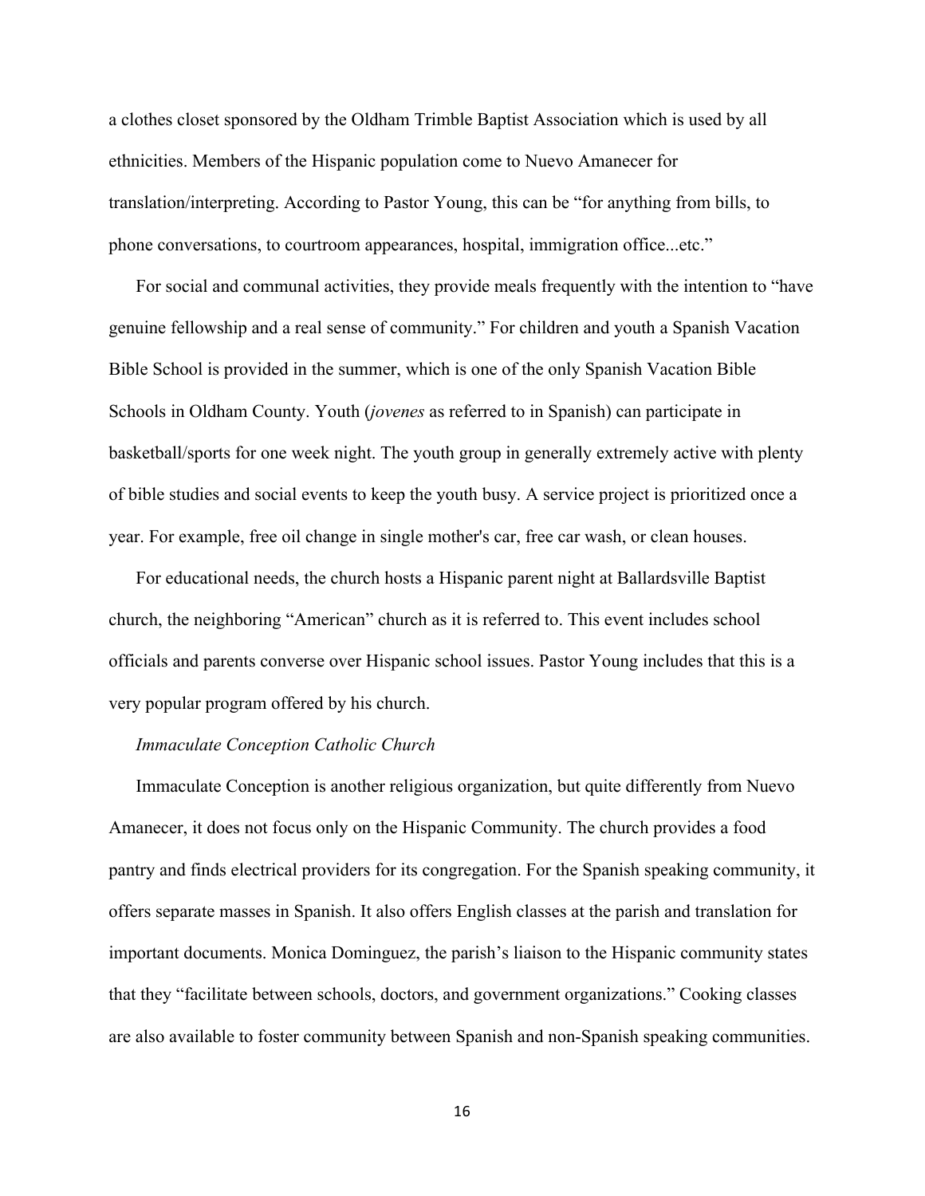a clothes closet sponsored by the Oldham Trimble Baptist Association which is used by all ethnicities. Members of the Hispanic population come to Nuevo Amanecer for translation/interpreting. According to Pastor Young, this can be “for anything from bills, to phone conversations, to courtroom appearances, hospital, immigration office...etc.”

For social and communal activities, they provide meals frequently with the intention to “have genuine fellowship and a real sense of community.” For children and youth a Spanish Vacation Bible School is provided in the summer, which is one of the only Spanish Vacation Bible Schools in Oldham County. Youth (*jovenes* as referred to in Spanish) can participate in basketball/sports for one week night. The youth group in generally extremely active with plenty of bible studies and social events to keep the youth busy. A service project is prioritized once a year. For example, free oil change in single mother's car, free car wash, or clean houses.

For educational needs, the church hosts a Hispanic parent night at Ballardsville Baptist church, the neighboring “American” church as it is referred to. This event includes school officials and parents converse over Hispanic school issues. Pastor Young includes that this is a very popular program offered by his church.

*Immaculate Conception Catholic Church*

Immaculate Conception is another religious organization, but quite differently from Nuevo Amanecer, it does not focus only on the Hispanic Community. The church provides a food pantry and finds electrical providers for its congregation. For the Spanish speaking community, it offers separate masses in Spanish. It also offers English classes at the parish and translation for important documents. Monica Dominguez, the parish’s liaison to the Hispanic community states that they “facilitate between schools, doctors, and government organizations.” Cooking classes are also available to foster community between Spanish and non-Spanish speaking communities.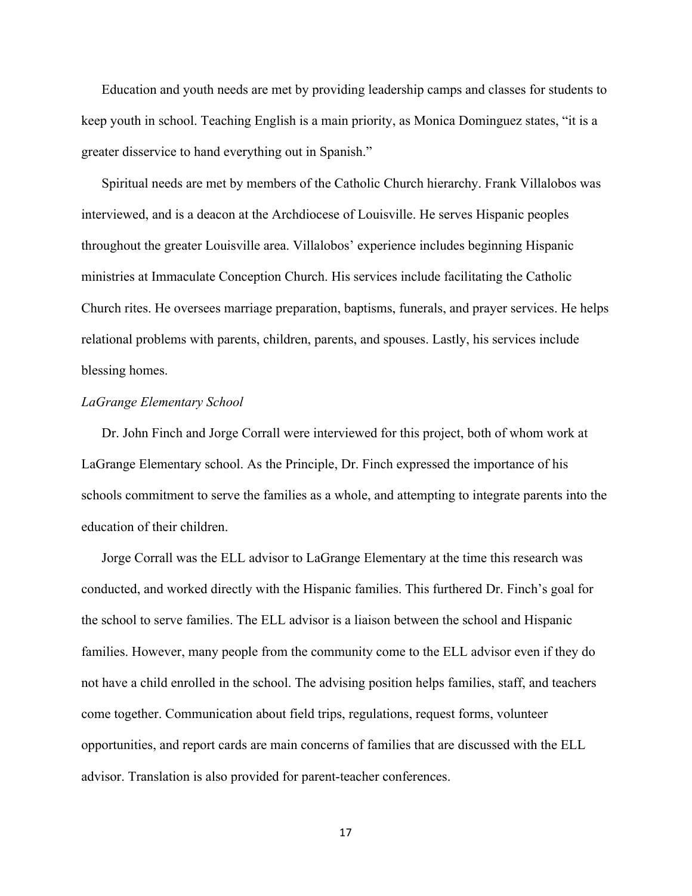Education and youth needs are met by providing leadership camps and classes for students to keep youth in school. Teaching English is a main priority, as Monica Dominguez states, “it is a greater disservice to hand everything out in Spanish.”

Spiritual needs are met by members of the Catholic Church hierarchy. Frank Villalobos was interviewed, and is a deacon at the Archdiocese of Louisville. He serves Hispanic peoples throughout the greater Louisville area. Villalobos’ experience includes beginning Hispanic ministries at Immaculate Conception Church. His services include facilitating the Catholic Church rites. He oversees marriage preparation, baptisms, funerals, and prayer services. He helps relational problems with parents, children, parents, and spouses. Lastly, his services include blessing homes.

*LaGrange Elementary School*

Dr. John Finch and Jorge Corrall were interviewed for this project, both of whom work at LaGrange Elementary school. As the Principle, Dr. Finch expressed the importance of his schools commitment to serve the families as a whole, and attempting to integrate parents into the education of their children.

Jorge Corrall was the ELL advisor to LaGrange Elementary at the time this research was conducted, and worked directly with the Hispanic families. This furthered Dr. Finch’s goal for the school to serve families. The ELL advisor is a liaison between the school and Hispanic families. However, many people from the community come to the ELL advisor even if they do not have a child enrolled in the school. The advising position helps families, staff, and teachers come together. Communication about field trips, regulations, request forms, volunteer opportunities, and report cards are main concerns of families that are discussed with the ELL advisor. Translation is also provided for parent-teacher conferences.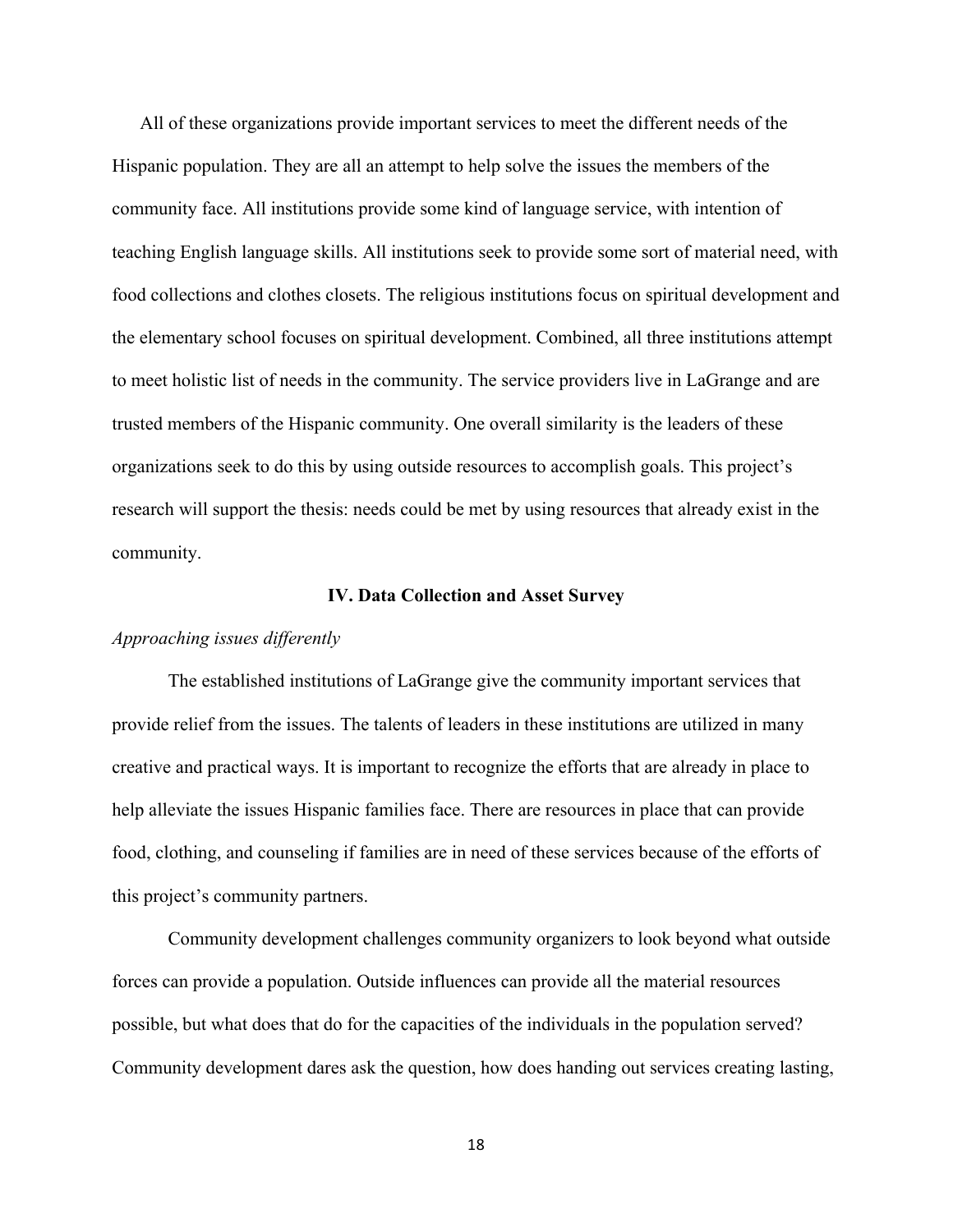All of these organizations provide important services to meet the different needs of the Hispanic population. They are all an attempt to help solve the issues the members of the community face. All institutions provide some kind of language service, with intention of teaching English language skills. All institutions seek to provide some sort of material need, with food collections and clothes closets. The religious institutions focus on spiritual development and the elementary school focuses on spiritual development. Combined, all three institutions attempt to meet holistic list of needs in the community. The service providers live in LaGrange and are trusted members of the Hispanic community. One overall similarity is the leaders of these organizations seek to do this by using outside resources to accomplish goals. This project's research will support the thesis: needs could be met by using resources that already exist in the community.

## IV. Data Collection and Asset Survey

*Approaching issues differently*

The established institutions of LaGrange give the community important services that provide relief from the issues. The talents of leaders in these institutions are utilized in many creative and practical ways. It is important to recognize the efforts that are already in place to help alleviate the issues Hispanic families face. There are resources in place that can provide food, clothing, and counseling if families are in need of these services because of the efforts of this project's community partners.

Community development challenges community organizers to look beyond what outside forces can provide a population. Outside influences can provide all the material resources possible, but what does that do for the capacities of the individuals in the population served? Community development dares ask the question, how does handing out services creating lasting,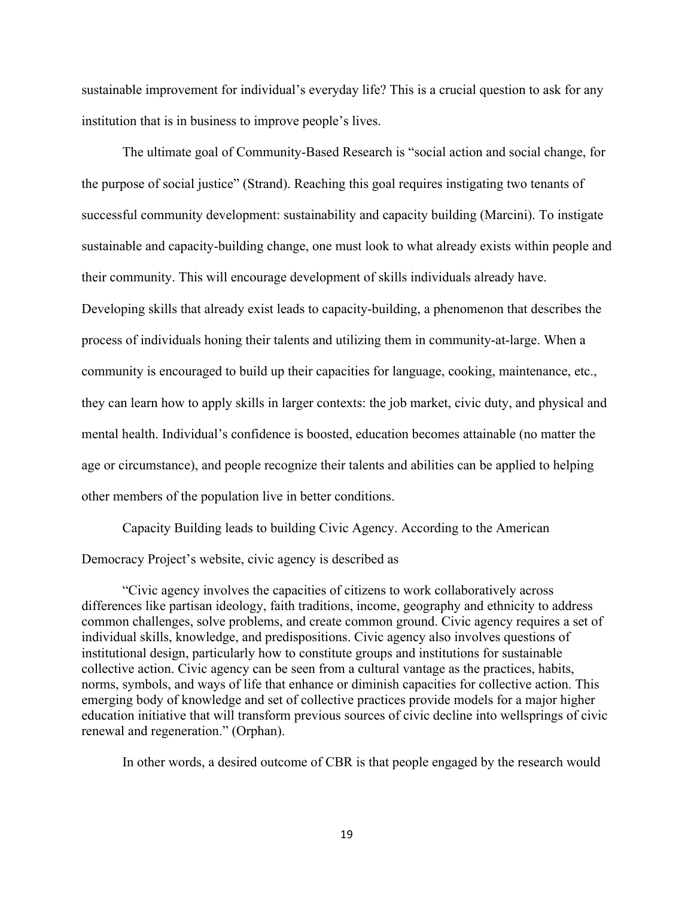sustainable improvement for individual's everyday life? This is a crucial question to ask for any institution that is in business to improve people's lives.

The ultimate goal of Community-Based Research is "social action and social change, for the purpose of social justice" (Strand). Reaching this goal requires instigating two tenants of successful community development: sustainability and capacity building (Marcini). To instigate sustainable and capacity-building change, one must look to what already exists within people and their community. This will encourage development of skills individuals already have. Developing skills that already exist leads to capacity-building, a phenomenon that describes the process of individuals honing their talents and utilizing them in community-at-large. When a community is encouraged to build up their capacities for language, cooking, maintenance, etc., they can learn how to apply skills in larger contexts: the job market, civic duty, and physical and mental health. Individual's confidence is boosted, education becomes attainable (no matter the age or circumstance), and people recognize their talents and abilities can be applied to helping other members of the population live in better conditions.

Capacity Building leads to building Civic Agency. According to the American Democracy Project's website, civic agency is described as

> "Civic agency involves the capacities of citizens to work collaboratively across differences like partisan ideology, faith traditions, income, geography and ethnicity to address common challenges, solve problems, and create common ground. Civic agency requires a set of individual skills, knowledge, and predispositions. Civic agency also involves questions of institutional design, particularly how to constitute groups and institutions for sustainable collective action. Civic agency can be seen from a cultural vantage as the practices, habits, norms, symbols, and ways of life that enhance or diminish capacities for collective action. This emerging body of knowledge and set of collective practices provide models for a major higher education initiative that will transform previous sources of civic decline into wellsprings of civic renewal and regeneration." (Orphan).

In other words, a desired outcome of CBR is that people engaged by the research would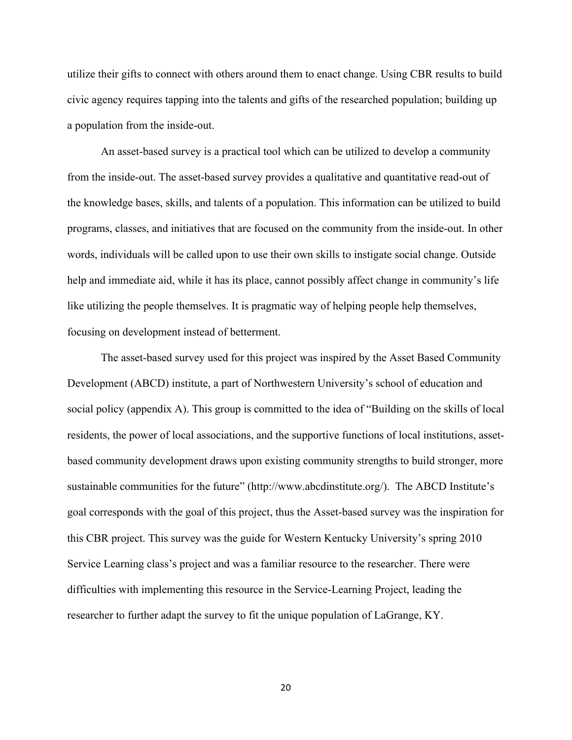utilize their gifts to connect with others around them to enact change. Using CBR results to build civic agency requires tapping into the talents and gifts of the researched population; building up a population from the inside-out.

An asset-based survey is a practical tool which can be utilized to develop a community from the inside-out. The asset-based survey provides a qualitative and quantitative read-out of the knowledge bases, skills, and talents of a population. This information can be utilized to build programs, classes, and initiatives that are focused on the community from the inside-out. In other words, individuals will be called upon to use their own skills to instigate social change. Outside help and immediate aid, while it has its place, cannot possibly affect change in community's life like utilizing the people themselves. It is pragmatic way of helping people help themselves, focusing on development instead of betterment.

The asset-based survey used for this project was inspired by the Asset Based Community Development (ABCD) institute, a part of Northwestern University's school of education and social policy (appendix A). This group is committed to the idea of "Building on the skills of local residents, the power of local associations, and the supportive functions of local institutions, asset-based community development draws upon existing community strengths to build stronger, more sustainable communities for the future" (http://www.abcdinstitute.org/). The ABCD Institute's goal corresponds with the goal of this project, thus the Asset-based survey was the inspiration for this CBR project. This survey was the guide for Western Kentucky University's spring 2010 Service Learning class's project and was a familiar resource to the researcher. There were difficulties with implementing this resource in the Service-Learning Project, leading the researcher to further adapt the survey to fit the unique population of LaGrange, KY.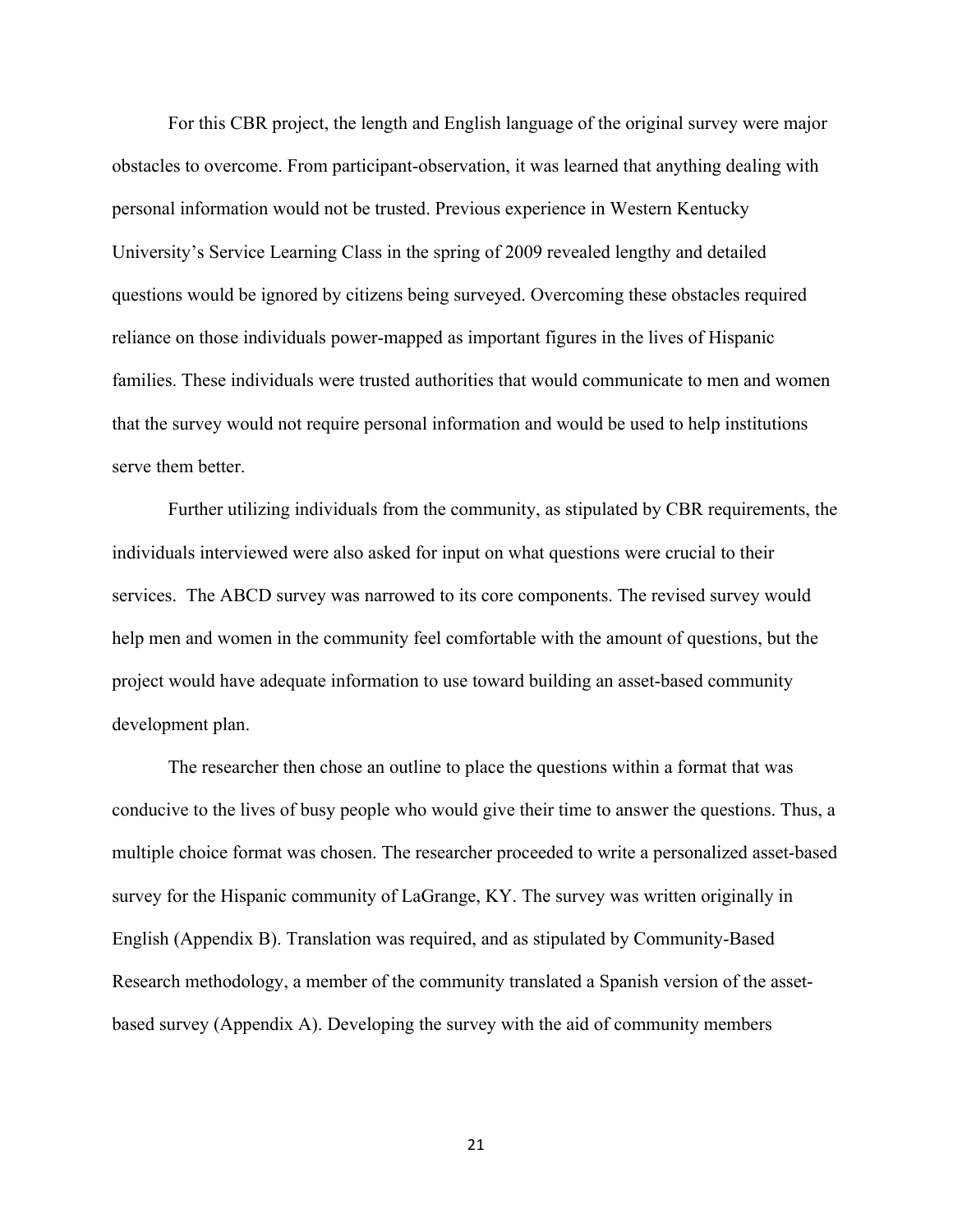For this CBR project, the length and English language of the original survey were major obstacles to overcome. From participant-observation, it was learned that anything dealing with personal information would not be trusted. Previous experience in Western Kentucky University's Service Learning Class in the spring of 2009 revealed lengthy and detailed questions would be ignored by citizens being surveyed. Overcoming these obstacles required reliance on those individuals power-mapped as important figures in the lives of Hispanic families. These individuals were trusted authorities that would communicate to men and women that the survey would not require personal information and would be used to help institutions serve them better.

Further utilizing individuals from the community, as stipulated by CBR requirements, the individuals interviewed were also asked for input on what questions were crucial to their services. The ABCD survey was narrowed to its core components. The revised survey would help men and women in the community feel comfortable with the amount of questions, but the project would have adequate information to use toward building an asset-based community development plan.

The researcher then chose an outline to place the questions within a format that was conducive to the lives of busy people who would give their time to answer the questions. Thus, a multiple choice format was chosen. The researcher proceeded to write a personalized asset-based survey for the Hispanic community of LaGrange, KY. The survey was written originally in English (Appendix B). Translation was required, and as stipulated by Community-Based Research methodology, a member of the community translated a Spanish version of the asset-based survey (Appendix A). Developing the survey with the aid of community members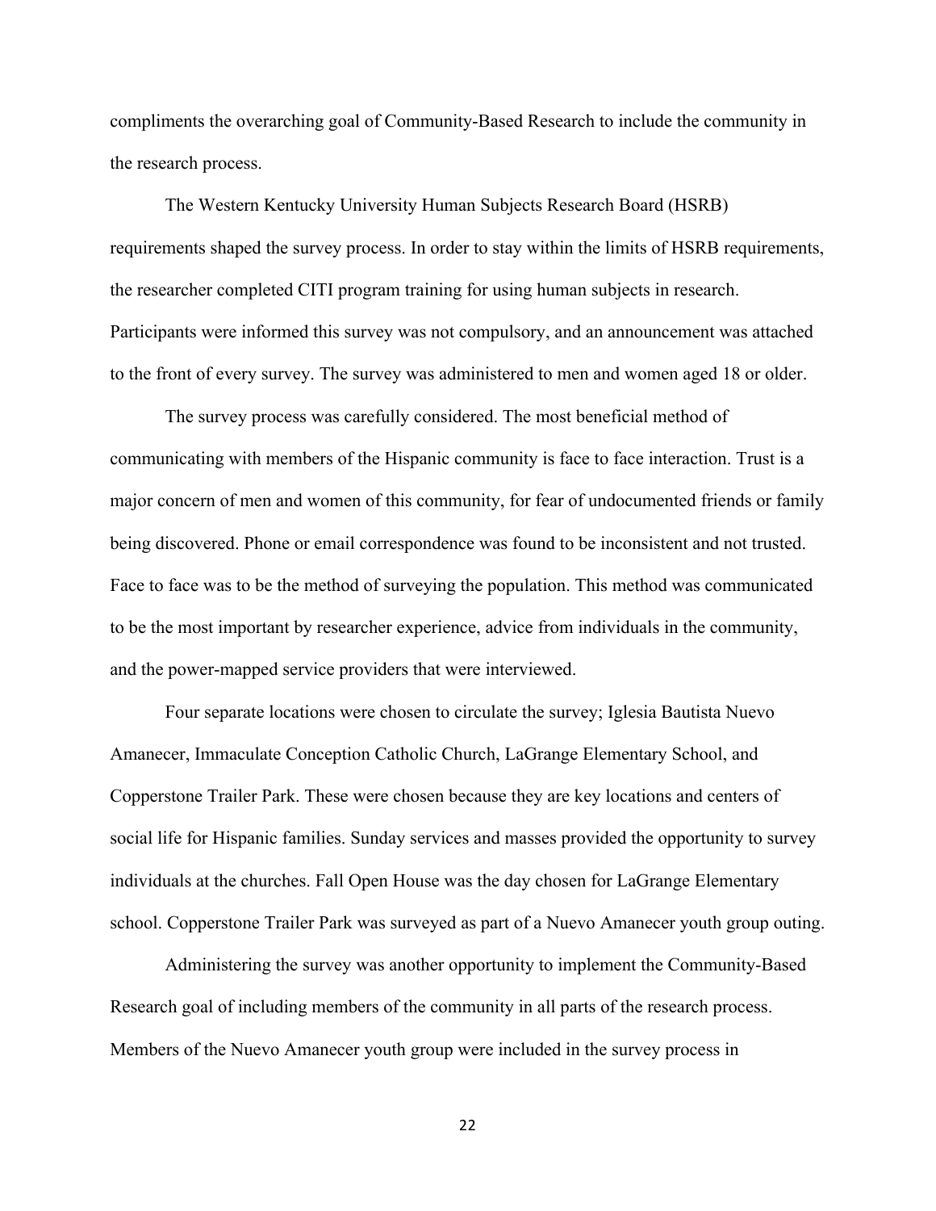compliments the overarching goal of Community-Based Research to include the community in the research process.

The Western Kentucky University Human Subjects Research Board (HSRB) requirements shaped the survey process. In order to stay within the limits of HSRB requirements, the researcher completed CITI program training for using human subjects in research. Participants were informed this survey was not compulsory, and an announcement was attached to the front of every survey. The survey was administered to men and women aged 18 or older.

The survey process was carefully considered. The most beneficial method of communicating with members of the Hispanic community is face to face interaction. Trust is a major concern of men and women of this community, for fear of undocumented friends or family being discovered. Phone or email correspondence was found to be inconsistent and not trusted. Face to face was to be the method of surveying the population. This method was communicated to be the most important by researcher experience, advice from individuals in the community, and the power-mapped service providers that were interviewed.

Four separate locations were chosen to circulate the survey; Iglesia Bautista Nuevo Amanecer, Immaculate Conception Catholic Church, LaGrange Elementary School, and Copperstone Trailer Park. These were chosen because they are key locations and centers of social life for Hispanic families. Sunday services and masses provided the opportunity to survey individuals at the churches. Fall Open House was the day chosen for LaGrange Elementary school. Copperstone Trailer Park was surveyed as part of a Nuevo Amanecer youth group outing.

Administering the survey was another opportunity to implement the Community-Based Research goal of including members of the community in all parts of the research process. Members of the Nuevo Amanecer youth group were included in the survey process in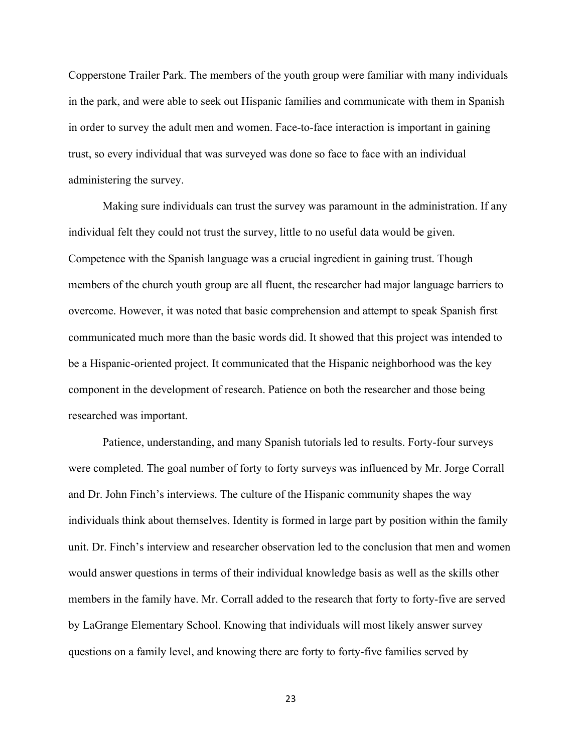Copperstone Trailer Park. The members of the youth group were familiar with many individuals in the park, and were able to seek out Hispanic families and communicate with them in Spanish in order to survey the adult men and women. Face-to-face interaction is important in gaining trust, so every individual that was surveyed was done so face to face with an individual administering the survey.

Making sure individuals can trust the survey was paramount in the administration. If any individual felt they could not trust the survey, little to no useful data would be given. Competence with the Spanish language was a crucial ingredient in gaining trust. Though members of the church youth group are all fluent, the researcher had major language barriers to overcome. However, it was noted that basic comprehension and attempt to speak Spanish first communicated much more than the basic words did. It showed that this project was intended to be a Hispanic-oriented project. It communicated that the Hispanic neighborhood was the key component in the development of research. Patience on both the researcher and those being researched was important.

Patience, understanding, and many Spanish tutorials led to results. Forty-four surveys were completed. The goal number of forty to forty surveys was influenced by Mr. Jorge Corrall and Dr. John Finch's interviews. The culture of the Hispanic community shapes the way individuals think about themselves. Identity is formed in large part by position within the family unit. Dr. Finch's interview and researcher observation led to the conclusion that men and women would answer questions in terms of their individual knowledge basis as well as the skills other members in the family have. Mr. Corrall added to the research that forty to forty-five are served by LaGrange Elementary School. Knowing that individuals will most likely answer survey questions on a family level, and knowing there are forty to forty-five families served by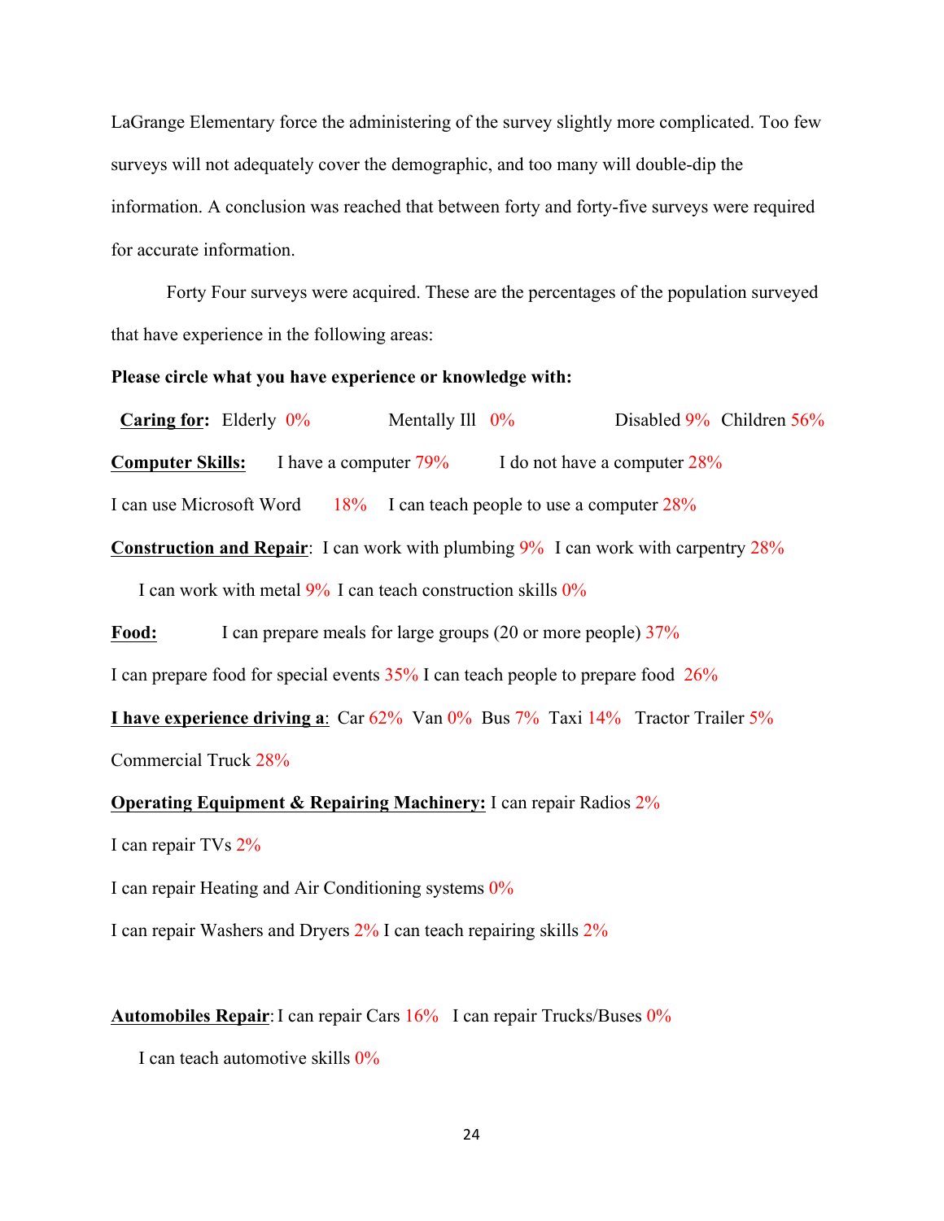LaGrange Elementary force the administering of the survey slightly more complicated. Too few surveys will not adequately cover the demographic, and too many will double-dip the information. A conclusion was reached that between forty and forty-five surveys were required for accurate information.

Forty Four surveys were acquired. These are the percentages of the population surveyed that have experience in the following areas:

**Please circle what you have experience or knowledge with:**

**Caring for:** Elderly 0% Mentally Ill 0% Disabled 9% Children 56%

**Computer Skills:** I have a computer 79% I do not have a computer 28%

I can use Microsoft Word 18% I can teach people to use a computer 28%

**Construction and Repair**: I can work with plumbing 9% I can work with carpentry 28%

I can work with metal 9% I can teach construction skills 0%

**Food:** I can prepare meals for large groups (20 or more people) 37%

I can prepare food for special events 35% I can teach people to prepare food 26%

**I have experience driving a**: Car 62% Van 0% Bus 7% Taxi 14% Tractor Trailer 5%

Commercial Truck 28%

**Operating Equipment & Repairing Machinery:** I can repair Radios 2%

I can repair TVs 2%

I can repair Heating and Air Conditioning systems 0%

I can repair Washers and Dryers 2% I can teach repairing skills 2%

**Automobiles Repair**: I can repair Cars 16% I can repair Trucks/Buses 0%

I can teach automotive skills 0%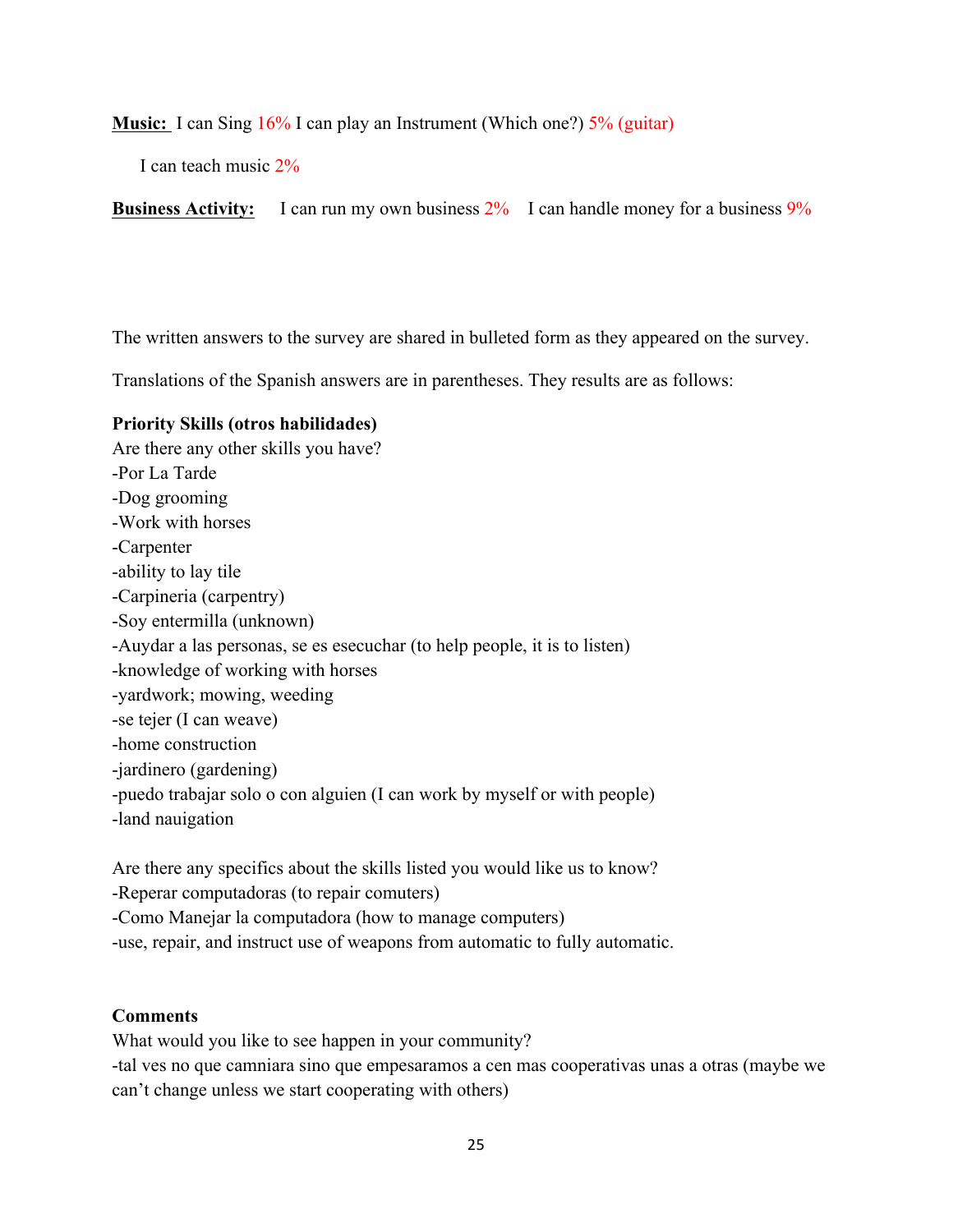**Music:** I can Sing 16% I can play an Instrument (Which one?) 5% (guitar)

I can teach music 2%

**Business Activity:** I can run my own business 2% I can handle money for a business 9%

The written answers to the survey are shared in bulleted form as they appeared on the survey.

Translations of the Spanish answers are in parentheses. They results are as follows:

**Priority Skills (otros habilidades)**

Are there any other skills you have?

-Por La Tarde
-Dog grooming
-Work with horses
-Carpenter
-ability to lay tile
-Carpineria (carpentry)
-Soy entermilla (unknown)
-Auydar a las personas, se es esecuchar (to help people, it is to listen)
-knowledge of working with horses
-yardwork; mowing, weeding
-se tejer (I can weave)
-home construction
-jardinero (gardening)
-puedo trabajar solo o con alguien (I can work by myself or with people)
-land nauigation

Are there any specifics about the skills listed you would like us to know?

-Reperar computadoras (to repair comuters)
-Como Manejar la computadora (how to manage computers)
-use, repair, and instruct use of weapons from automatic to fully automatic.

**Comments**

What would you like to see happen in your community?

-tal ves no que camniara sino que empesaramos a cen mas cooperativas unas a otras (maybe we can't change unless we start cooperating with others)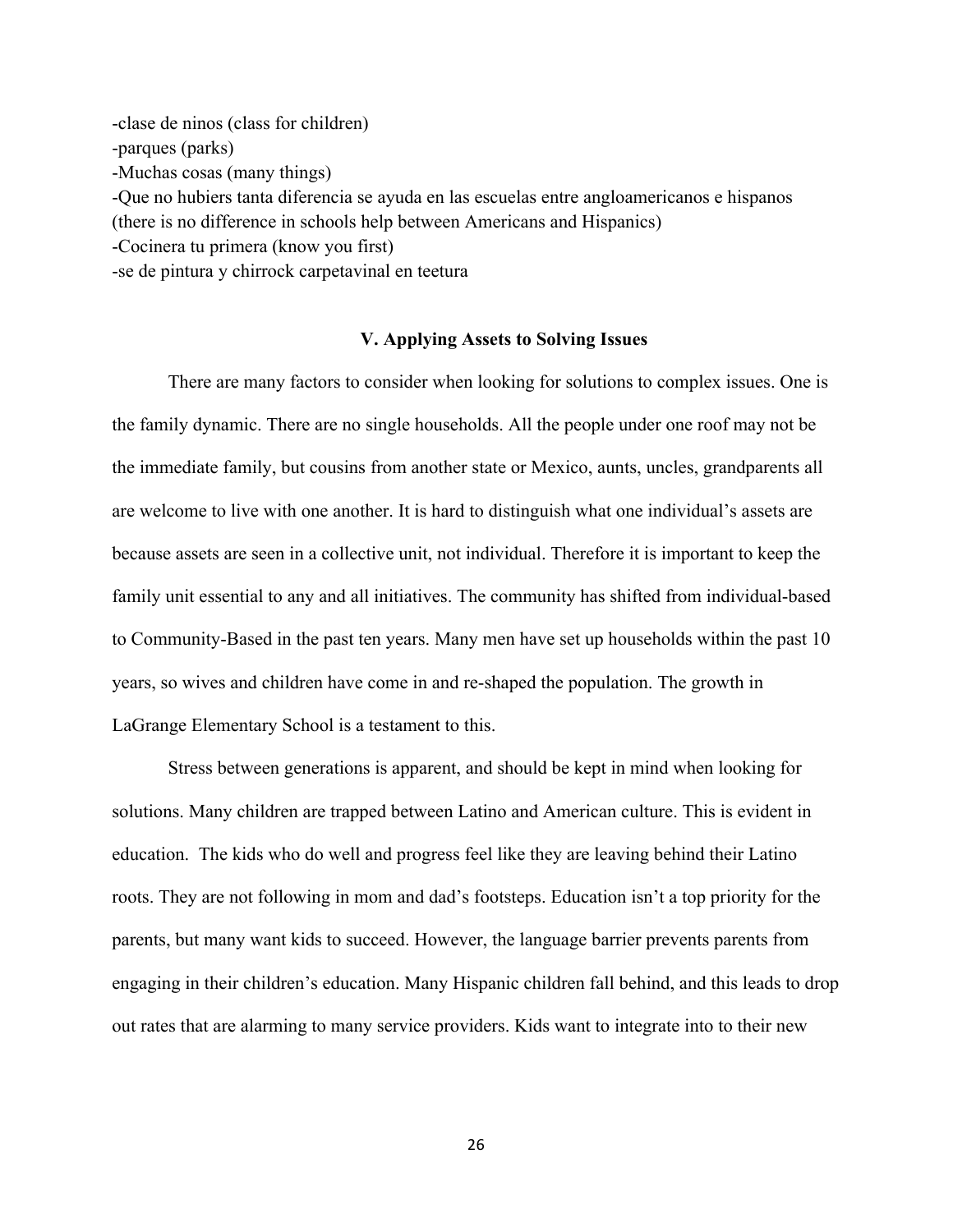-clase de ninos (class for children)
-parques (parks)
-Muchas cosas (many things)
-Que no hubiers tanta diferencia se ayuda en las escuelas entre angloamericanos e hispanos (there is no difference in schools help between Americans and Hispanics)
-Cocinera tu primera (know you first)
-se de pintura y chirrock carpetavinal en teetura

### V. Applying Assets to Solving Issues

There are many factors to consider when looking for solutions to complex issues. One is the family dynamic. There are no single households. All the people under one roof may not be the immediate family, but cousins from another state or Mexico, aunts, uncles, grandparents all are welcome to live with one another. It is hard to distinguish what one individual's assets are because assets are seen in a collective unit, not individual. Therefore it is important to keep the family unit essential to any and all initiatives. The community has shifted from individual-based to Community-Based in the past ten years. Many men have set up households within the past 10 years, so wives and children have come in and re-shaped the population. The growth in LaGrange Elementary School is a testament to this.

Stress between generations is apparent, and should be kept in mind when looking for solutions. Many children are trapped between Latino and American culture. This is evident in education. The kids who do well and progress feel like they are leaving behind their Latino roots. They are not following in mom and dad's footsteps. Education isn't a top priority for the parents, but many want kids to succeed. However, the language barrier prevents parents from engaging in their children's education. Many Hispanic children fall behind, and this leads to drop out rates that are alarming to many service providers. Kids want to integrate into to their new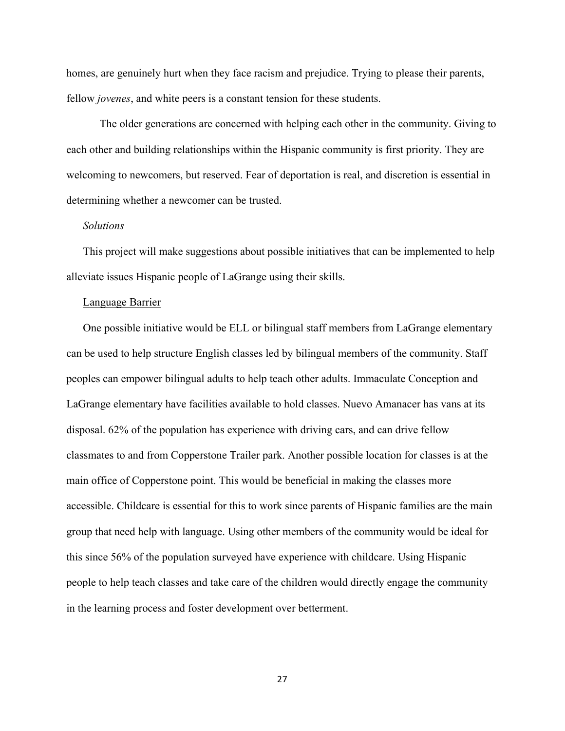homes, are genuinely hurt when they face racism and prejudice. Trying to please their parents, fellow *jovenes*, and white peers is a constant tension for these students.

The older generations are concerned with helping each other in the community. Giving to each other and building relationships within the Hispanic community is first priority. They are welcoming to newcomers, but reserved. Fear of deportation is real, and discretion is essential in determining whether a newcomer can be trusted.

### *Solutions*

This project will make suggestions about possible initiatives that can be implemented to help alleviate issues Hispanic people of LaGrange using their skills.

#### Language Barrier

One possible initiative would be ELL or bilingual staff members from LaGrange elementary can be used to help structure English classes led by bilingual members of the community. Staff peoples can empower bilingual adults to help teach other adults. Immaculate Conception and LaGrange elementary have facilities available to hold classes. Nuevo Amanacer has vans at its disposal. 62% of the population has experience with driving cars, and can drive fellow classmates to and from Copperstone Trailer park. Another possible location for classes is at the main office of Copperstone point. This would be beneficial in making the classes more accessible. Childcare is essential for this to work since parents of Hispanic families are the main group that need help with language. Using other members of the community would be ideal for this since 56% of the population surveyed have experience with childcare. Using Hispanic people to help teach classes and take care of the children would directly engage the community in the learning process and foster development over betterment.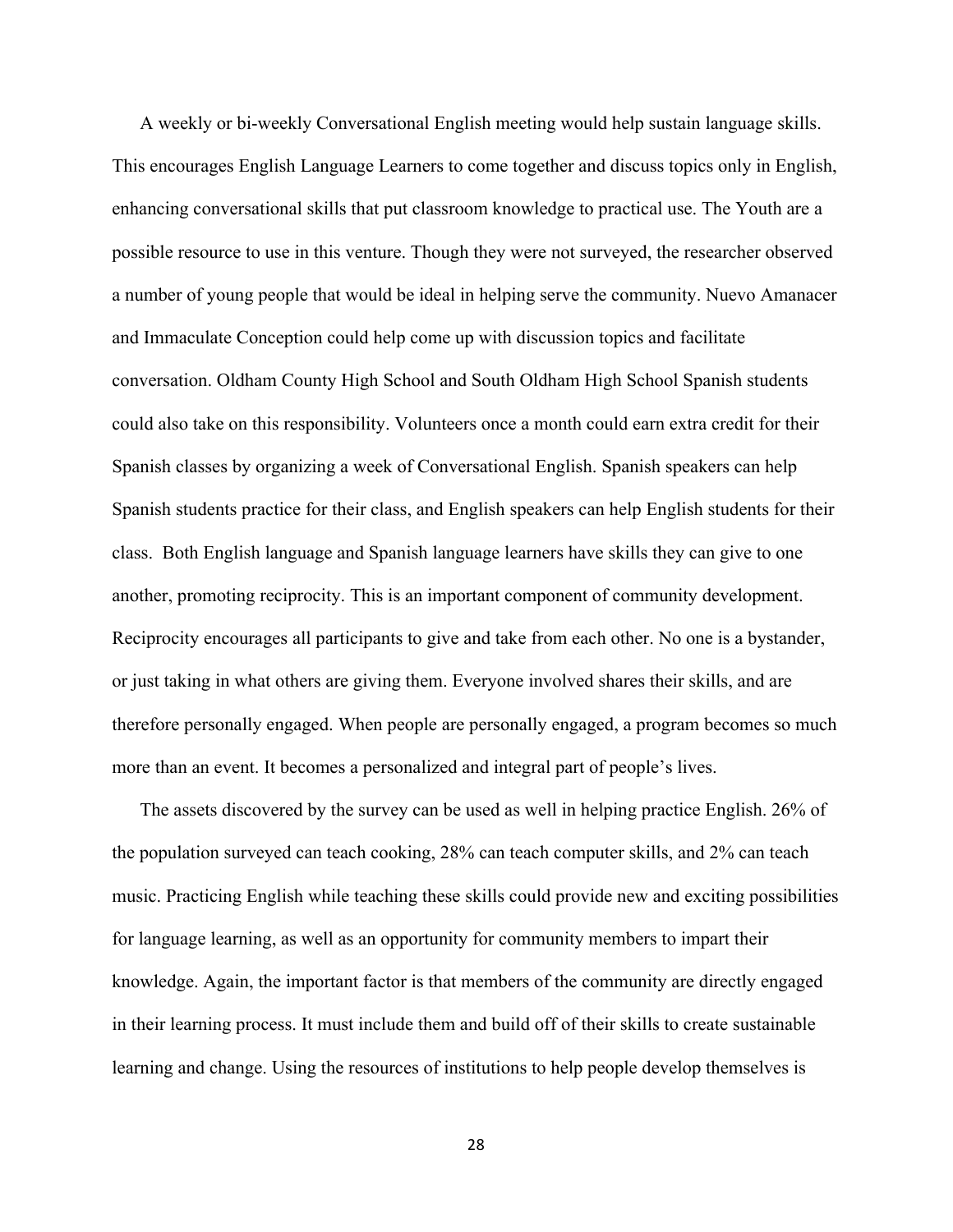A weekly or bi-weekly Conversational English meeting would help sustain language skills. This encourages English Language Learners to come together and discuss topics only in English, enhancing conversational skills that put classroom knowledge to practical use. The Youth are a possible resource to use in this venture. Though they were not surveyed, the researcher observed a number of young people that would be ideal in helping serve the community. Nuevo Amanacer and Immaculate Conception could help come up with discussion topics and facilitate conversation. Oldham County High School and South Oldham High School Spanish students could also take on this responsibility. Volunteers once a month could earn extra credit for their Spanish classes by organizing a week of Conversational English. Spanish speakers can help Spanish students practice for their class, and English speakers can help English students for their class.  Both English language and Spanish language learners have skills they can give to one another, promoting reciprocity. This is an important component of community development. Reciprocity encourages all participants to give and take from each other. No one is a bystander, or just taking in what others are giving them. Everyone involved shares their skills, and are therefore personally engaged. When people are personally engaged, a program becomes so much more than an event. It becomes a personalized and integral part of people's lives.

The assets discovered by the survey can be used as well in helping practice English. 26% of the population surveyed can teach cooking, 28% can teach computer skills, and 2% can teach music. Practicing English while teaching these skills could provide new and exciting possibilities for language learning, as well as an opportunity for community members to impart their knowledge. Again, the important factor is that members of the community are directly engaged in their learning process. It must include them and build off of their skills to create sustainable learning and change. Using the resources of institutions to help people develop themselves is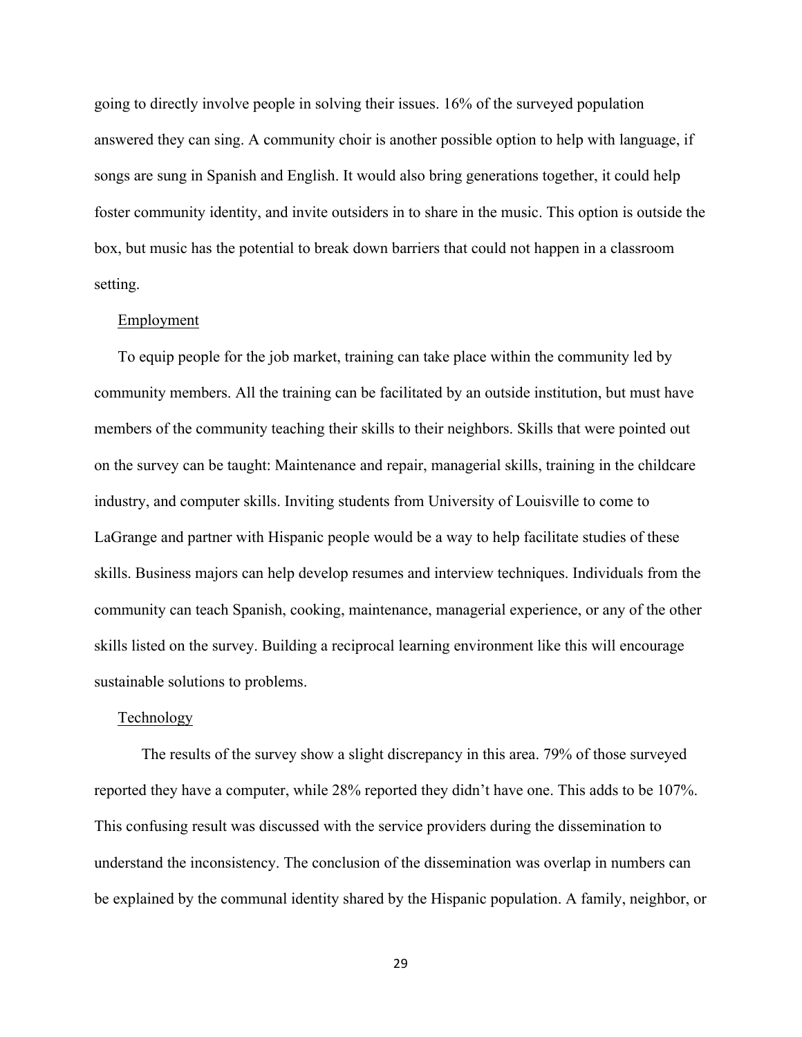going to directly involve people in solving their issues. 16% of the surveyed population answered they can sing. A community choir is another possible option to help with language, if songs are sung in Spanish and English. It would also bring generations together, it could help foster community identity, and invite outsiders in to share in the music. This option is outside the box, but music has the potential to break down barriers that could not happen in a classroom setting.

### Employment

To equip people for the job market, training can take place within the community led by community members. All the training can be facilitated by an outside institution, but must have members of the community teaching their skills to their neighbors. Skills that were pointed out on the survey can be taught: Maintenance and repair, managerial skills, training in the childcare industry, and computer skills. Inviting students from University of Louisville to come to LaGrange and partner with Hispanic people would be a way to help facilitate studies of these skills. Business majors can help develop resumes and interview techniques. Individuals from the community can teach Spanish, cooking, maintenance, managerial experience, or any of the other skills listed on the survey. Building a reciprocal learning environment like this will encourage sustainable solutions to problems.

### Technology

The results of the survey show a slight discrepancy in this area. 79% of those surveyed reported they have a computer, while 28% reported they didn't have one. This adds to be 107%. This confusing result was discussed with the service providers during the dissemination to understand the inconsistency. The conclusion of the dissemination was overlap in numbers can be explained by the communal identity shared by the Hispanic population. A family, neighbor, or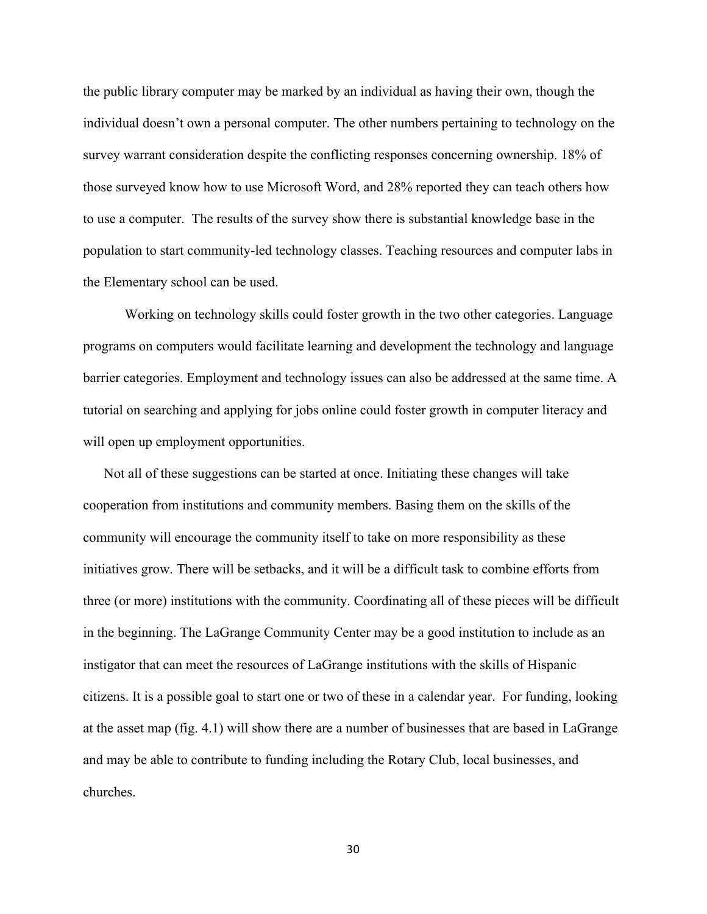the public library computer may be marked by an individual as having their own, though the individual doesn't own a personal computer. The other numbers pertaining to technology on the survey warrant consideration despite the conflicting responses concerning ownership. 18% of those surveyed know how to use Microsoft Word, and 28% reported they can teach others how to use a computer. The results of the survey show there is substantial knowledge base in the population to start community-led technology classes. Teaching resources and computer labs in the Elementary school can be used.

Working on technology skills could foster growth in the two other categories. Language programs on computers would facilitate learning and development the technology and language barrier categories. Employment and technology issues can also be addressed at the same time. A tutorial on searching and applying for jobs online could foster growth in computer literacy and will open up employment opportunities.

Not all of these suggestions can be started at once. Initiating these changes will take cooperation from institutions and community members. Basing them on the skills of the community will encourage the community itself to take on more responsibility as these initiatives grow. There will be setbacks, and it will be a difficult task to combine efforts from three (or more) institutions with the community. Coordinating all of these pieces will be difficult in the beginning. The LaGrange Community Center may be a good institution to include as an instigator that can meet the resources of LaGrange institutions with the skills of Hispanic citizens. It is a possible goal to start one or two of these in a calendar year. For funding, looking at the asset map (fig. 4.1) will show there are a number of businesses that are based in LaGrange and may be able to contribute to funding including the Rotary Club, local businesses, and churches.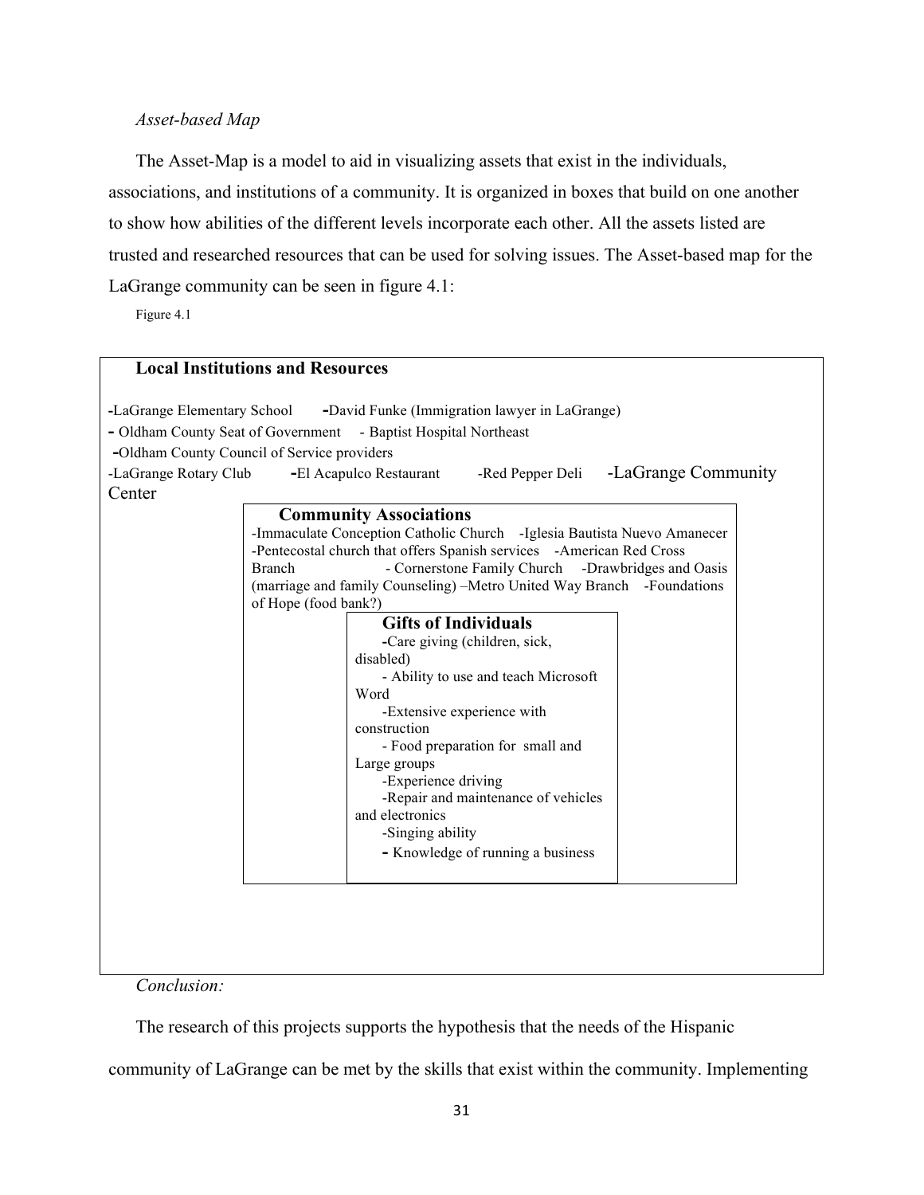*Asset-based Map*

The Asset-Map is a model to aid in visualizing assets that exist in the individuals, associations, and institutions of a community. It is organized in boxes that build on one another to show how abilities of the different levels incorporate each other. All the assets listed are trusted and researched resources that can be used for solving issues. The Asset-based map for the LaGrange community can be seen in figure 4.1:

Figure 4.1

**Local Institutions and Resources**

- LaGrange Elementary School
- David Funke (Immigration lawyer in LaGrange)
- Oldham County Seat of Government
- Baptist Hospital Northeast
- Oldham County Council of Service providers
- LaGrange Rotary Club
- El Acapulco Restaurant
- Red Pepper Deli
- LaGrange Community Center

**Community Associations**

- Immaculate Conception Catholic Church
- Iglesia Bautista Nuevo Amanecer
- Pentecostal church that offers Spanish services
- American Red Cross Branch
- Cornerstone Family Church
- Drawbridges and Oasis (marriage and family Counseling)
- Metro United Way Branch
- Foundations of Hope (food bank?)

**Gifts of Individuals**

- Care giving (children, sick, disabled)
- Ability to use and teach Microsoft Word
- Extensive experience with construction
- Food preparation for small and Large groups
- Experience driving
- Repair and maintenance of vehicles and electronics
- Singing ability
- Knowledge of running a business

*Conclusion:*

The research of this projects supports the hypothesis that the needs of the Hispanic community of LaGrange can be met by the skills that exist within the community. Implementing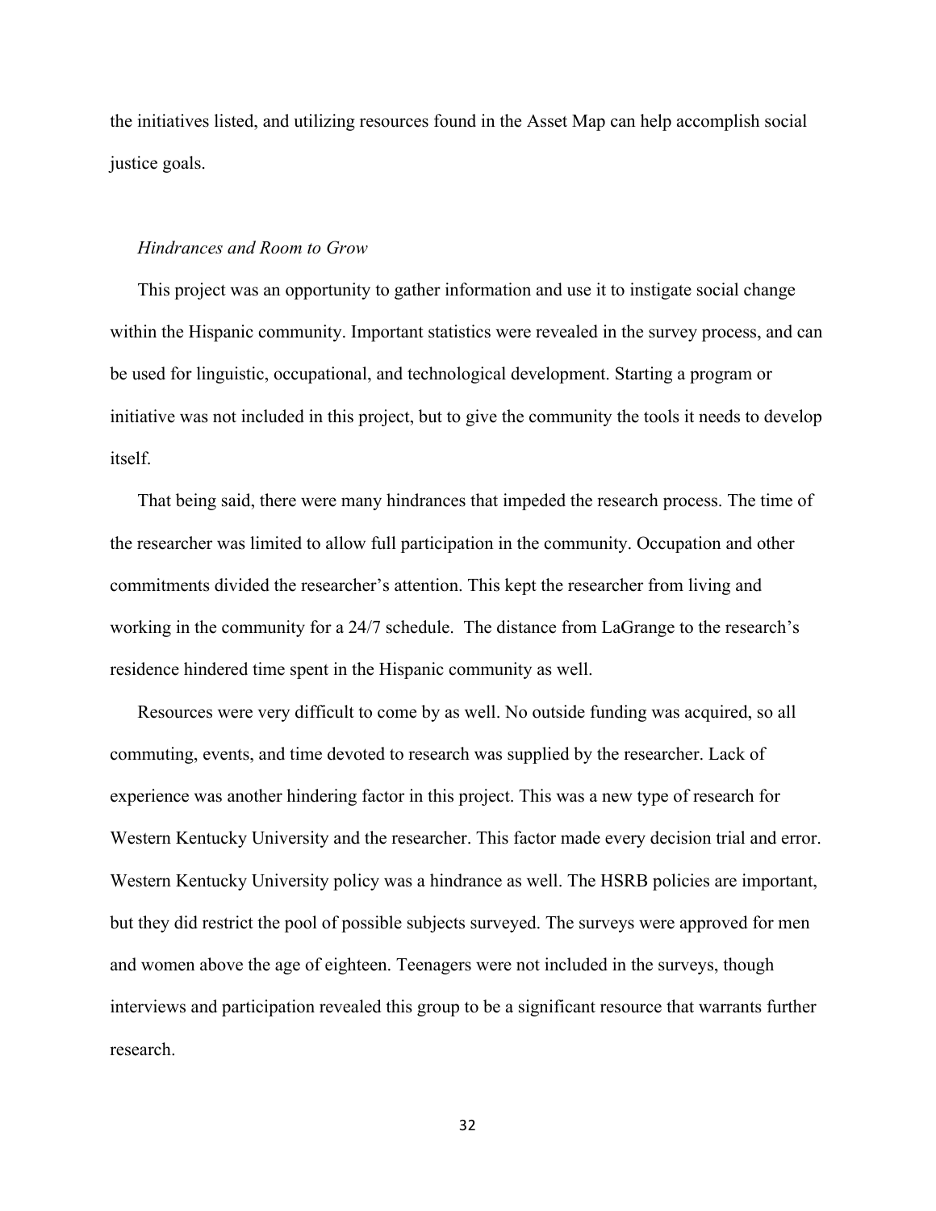the initiatives listed, and utilizing resources found in the Asset Map can help accomplish social justice goals.

### *Hindrances and Room to Grow*

This project was an opportunity to gather information and use it to instigate social change within the Hispanic community. Important statistics were revealed in the survey process, and can be used for linguistic, occupational, and technological development. Starting a program or initiative was not included in this project, but to give the community the tools it needs to develop itself.

That being said, there were many hindrances that impeded the research process. The time of the researcher was limited to allow full participation in the community. Occupation and other commitments divided the researcher's attention. This kept the researcher from living and working in the community for a 24/7 schedule. The distance from LaGrange to the research's residence hindered time spent in the Hispanic community as well.

Resources were very difficult to come by as well. No outside funding was acquired, so all commuting, events, and time devoted to research was supplied by the researcher. Lack of experience was another hindering factor in this project. This was a new type of research for Western Kentucky University and the researcher. This factor made every decision trial and error. Western Kentucky University policy was a hindrance as well. The HSRB policies are important, but they did restrict the pool of possible subjects surveyed. The surveys were approved for men and women above the age of eighteen. Teenagers were not included in the surveys, though interviews and participation revealed this group to be a significant resource that warrants further research.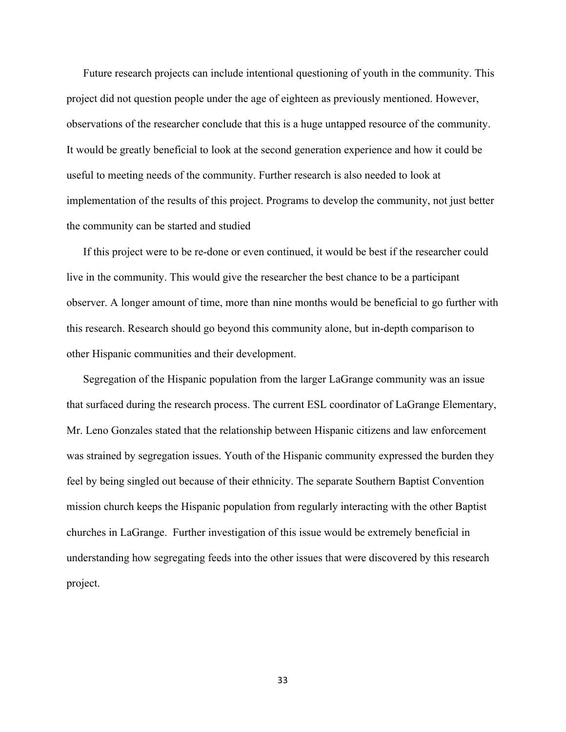Future research projects can include intentional questioning of youth in the community. This project did not question people under the age of eighteen as previously mentioned. However, observations of the researcher conclude that this is a huge untapped resource of the community. It would be greatly beneficial to look at the second generation experience and how it could be useful to meeting needs of the community. Further research is also needed to look at implementation of the results of this project. Programs to develop the community, not just better the community can be started and studied

If this project were to be re-done or even continued, it would be best if the researcher could live in the community. This would give the researcher the best chance to be a participant observer. A longer amount of time, more than nine months would be beneficial to go further with this research. Research should go beyond this community alone, but in-depth comparison to other Hispanic communities and their development.

Segregation of the Hispanic population from the larger LaGrange community was an issue that surfaced during the research process. The current ESL coordinator of LaGrange Elementary, Mr. Leno Gonzales stated that the relationship between Hispanic citizens and law enforcement was strained by segregation issues. Youth of the Hispanic community expressed the burden they feel by being singled out because of their ethnicity. The separate Southern Baptist Convention mission church keeps the Hispanic population from regularly interacting with the other Baptist churches in LaGrange. Further investigation of this issue would be extremely beneficial in understanding how segregating feeds into the other issues that were discovered by this research project.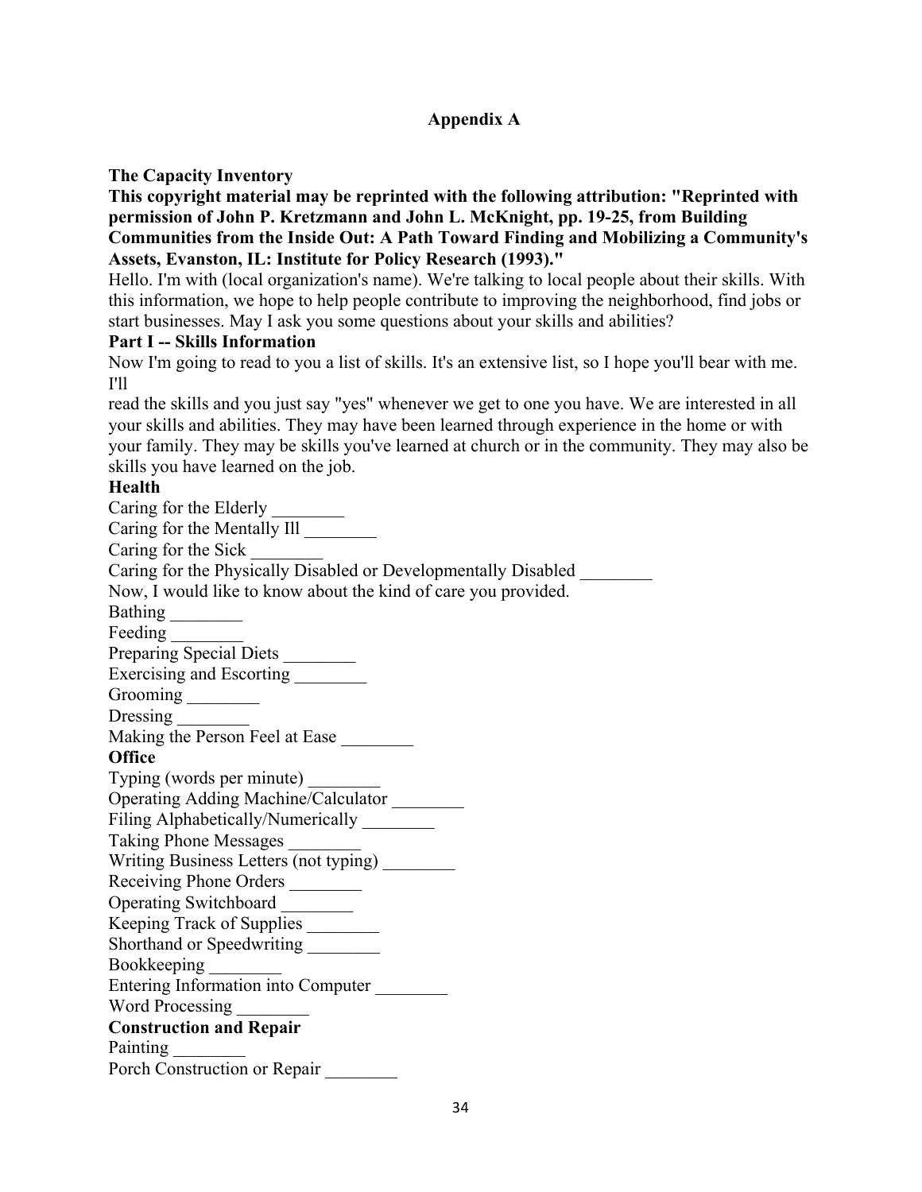## Appendix A

**The Capacity Inventory**

**This copyright material may be reprinted with the following attribution: "Reprinted with permission of John P. Kretzmann and John L. McKnight, pp. 19-25, from Building Communities from the Inside Out: A Path Toward Finding and Mobilizing a Community's Assets, Evanston, IL: Institute for Policy Research (1993)."**

Hello. I'm with (local organization's name). We're talking to local people about their skills. With this information, we hope to help people contribute to improving the neighborhood, find jobs or start businesses. May I ask you some questions about your skills and abilities?

**Part I -- Skills Information**

Now I'm going to read to you a list of skills. It's an extensive list, so I hope you'll bear with me. I'll
read the skills and you just say "yes" whenever we get to one you have. We are interested in all your skills and abilities. They may have been learned through experience in the home or with your family. They may be skills you've learned at church or in the community. They may also be skills you have learned on the job.

**Health**

Caring for the Elderly ________
Caring for the Mentally Ill ________
Caring for the Sick ________
Caring for the Physically Disabled or Developmentally Disabled ________
Now, I would like to know about the kind of care you provided.
Bathing ________
Feeding ________
Preparing Special Diets ________
Exercising and Escorting ________
Grooming ________
Dressing ________
Making the Person Feel at Ease ________

**Office**

Typing (words per minute) ________
Operating Adding Machine/Calculator ________
Filing Alphabetically/Numerically ________
Taking Phone Messages ________
Writing Business Letters (not typing) ________
Receiving Phone Orders ________
Operating Switchboard ________
Keeping Track of Supplies ________
Shorthand or Speedwriting ________
Bookkeeping ________
Entering Information into Computer ________
Word Processing ________

**Construction and Repair**

Painting ________
Porch Construction or Repair ________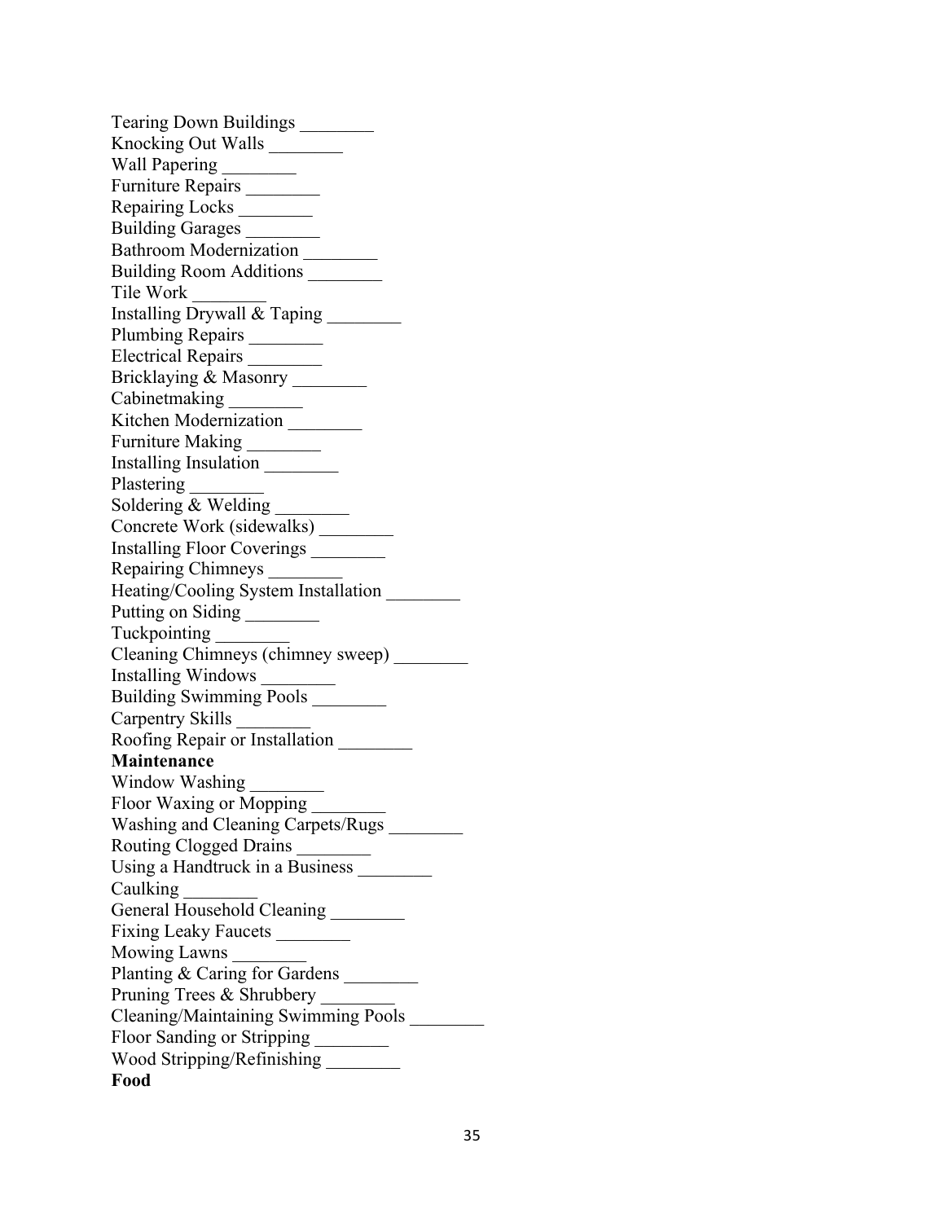Tearing Down Buildings ________
Knocking Out Walls ________
Wall Papering ________
Furniture Repairs ________
Repairing Locks ________
Building Garages ________
Bathroom Modernization ________
Building Room Additions ________
Tile Work ________
Installing Drywall & Taping ________
Plumbing Repairs ________
Electrical Repairs ________
Bricklaying & Masonry ________
Cabinetmaking ________
Kitchen Modernization ________
Furniture Making ________
Installing Insulation ________
Plastering ________
Soldering & Welding ________
Concrete Work (sidewalks) ________
Installing Floor Coverings ________
Repairing Chimneys ________
Heating/Cooling System Installation ________
Putting on Siding ________
Tuckpointing ________
Cleaning Chimneys (chimney sweep) ________
Installing Windows ________
Building Swimming Pools ________
Carpentry Skills ________
Roofing Repair or Installation ________

**Maintenance**

Window Washing ________
Floor Waxing or Mopping ________
Washing and Cleaning Carpets/Rugs ________
Routing Clogged Drains ________
Using a Handtruck in a Business ________
Caulking ________
General Household Cleaning ________
Fixing Leaky Faucets ________
Mowing Lawns ________
Planting & Caring for Gardens ________
Pruning Trees & Shrubbery ________
Cleaning/Maintaining Swimming Pools ________
Floor Sanding or Stripping ________
Wood Stripping/Refinishing ________

**Food**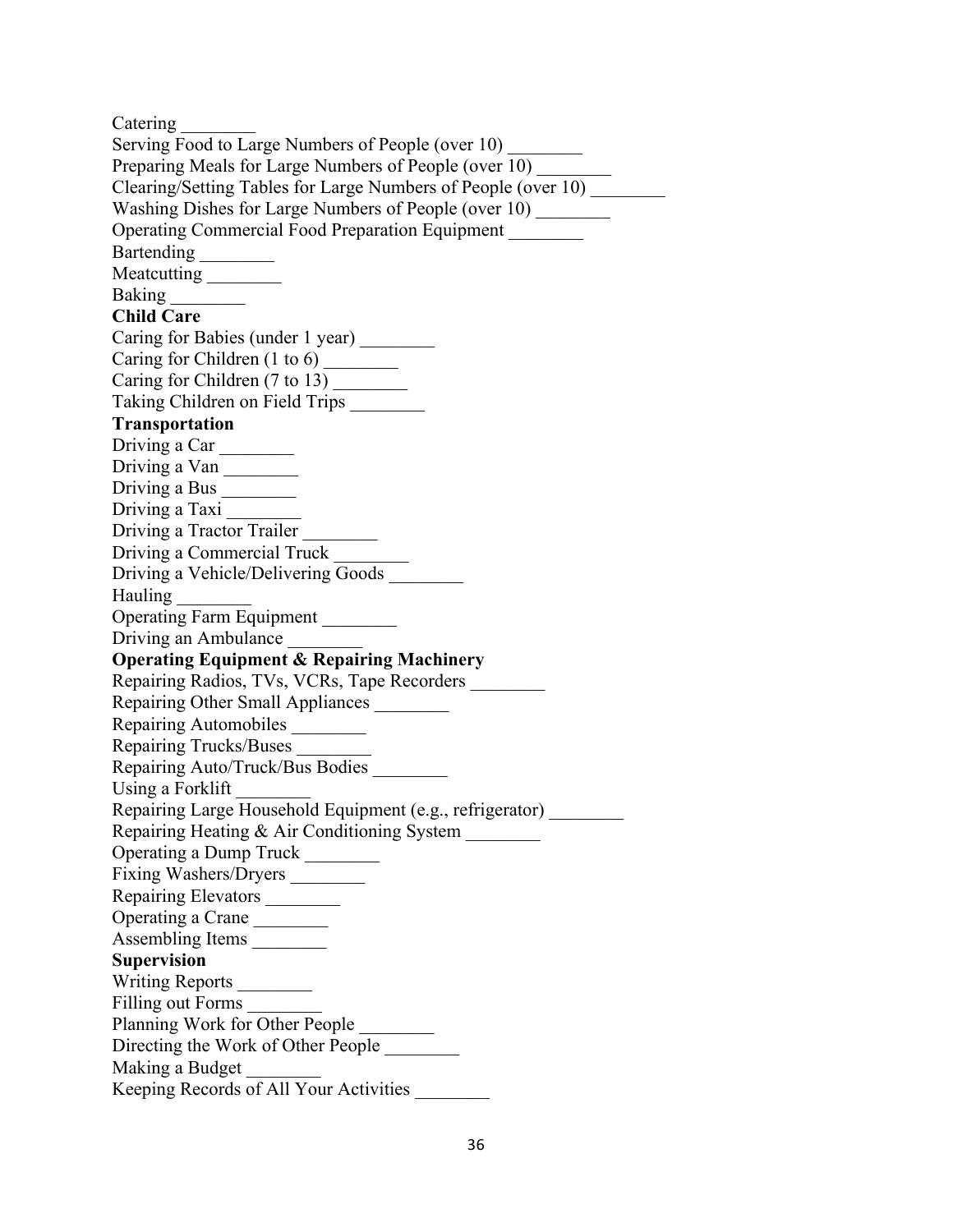Catering ________
Serving Food to Large Numbers of People (over 10) ________
Preparing Meals for Large Numbers of People (over 10) ________
Clearing/Setting Tables for Large Numbers of People (over 10) ________
Washing Dishes for Large Numbers of People (over 10) ________
Operating Commercial Food Preparation Equipment ________
Bartending ________
Meatcutting ________
Baking ________

**Child Care**

Caring for Babies (under 1 year) ________
Caring for Children (1 to 6) ________
Caring for Children (7 to 13) ________
Taking Children on Field Trips ________

**Transportation**

Driving a Car ________
Driving a Van ________
Driving a Bus ________
Driving a Taxi ________
Driving a Tractor Trailer ________
Driving a Commercial Truck ________
Driving a Vehicle/Delivering Goods ________
Hauling ________
Operating Farm Equipment ________
Driving an Ambulance ________

**Operating Equipment & Repairing Machinery**

Repairing Radios, TVs, VCRs, Tape Recorders ________
Repairing Other Small Appliances ________
Repairing Automobiles ________
Repairing Trucks/Buses ________
Repairing Auto/Truck/Bus Bodies ________
Using a Forklift ________
Repairing Large Household Equipment (e.g., refrigerator) ________
Repairing Heating & Air Conditioning System ________
Operating a Dump Truck ________
Fixing Washers/Dryers ________
Repairing Elevators ________
Operating a Crane ________
Assembling Items ________

**Supervision**

Writing Reports ________
Filling out Forms ________
Planning Work for Other People ________
Directing the Work of Other People ________
Making a Budget ________
Keeping Records of All Your Activities ________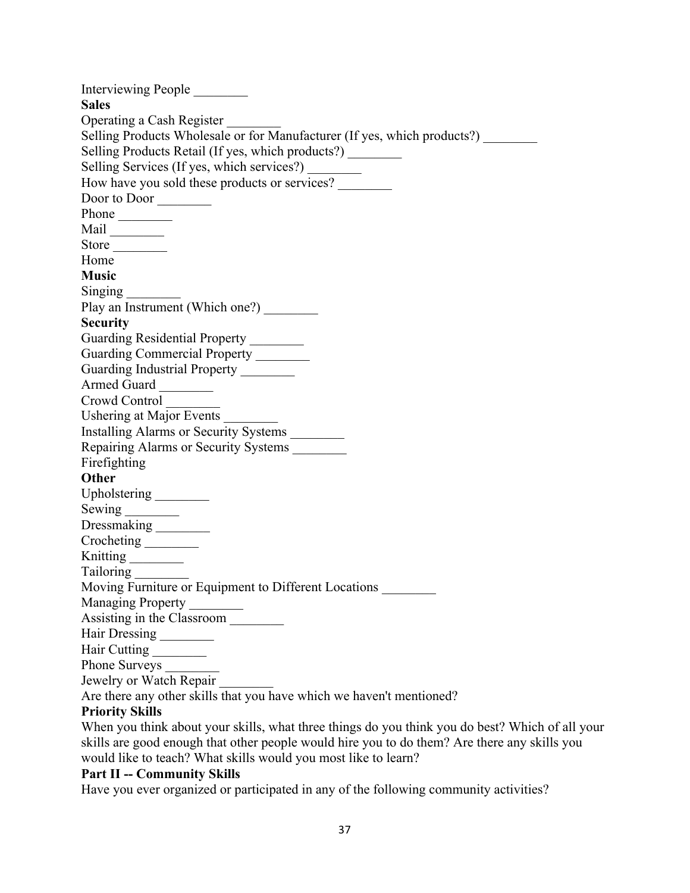Interviewing People ________

**Sales**

Operating a Cash Register ________

Selling Products Wholesale or for Manufacturer (If yes, which products?) ________

Selling Products Retail (If yes, which products?) ________

Selling Services (If yes, which services?) ________

How have you sold these products or services? ________

Door to Door ________

Phone ________

Mail ________

Store ________

Home

**Music**

Singing ________

Play an Instrument (Which one?) ________

**Security**

Guarding Residential Property ________

Guarding Commercial Property ________

Guarding Industrial Property ________

Armed Guard ________

Crowd Control ________

Ushering at Major Events ________

Installing Alarms or Security Systems ________

Repairing Alarms or Security Systems ________

Firefighting

**Other**

Upholstering ________

Sewing ________

Dressmaking ________

Crocheting ________

Knitting ________

Tailoring ________

Moving Furniture or Equipment to Different Locations ________

Managing Property ________

Assisting in the Classroom ________

Hair Dressing ________

Hair Cutting ________

Phone Surveys ________

Jewelry or Watch Repair ________

Are there any other skills that you have which we haven't mentioned?

**Priority Skills**

When you think about your skills, what three things do you think you do best? Which of all your skills are good enough that other people would hire you to do them? Are there any skills you would like to teach? What skills would you most like to learn?

**Part II -- Community Skills**

Have you ever organized or participated in any of the following community activities?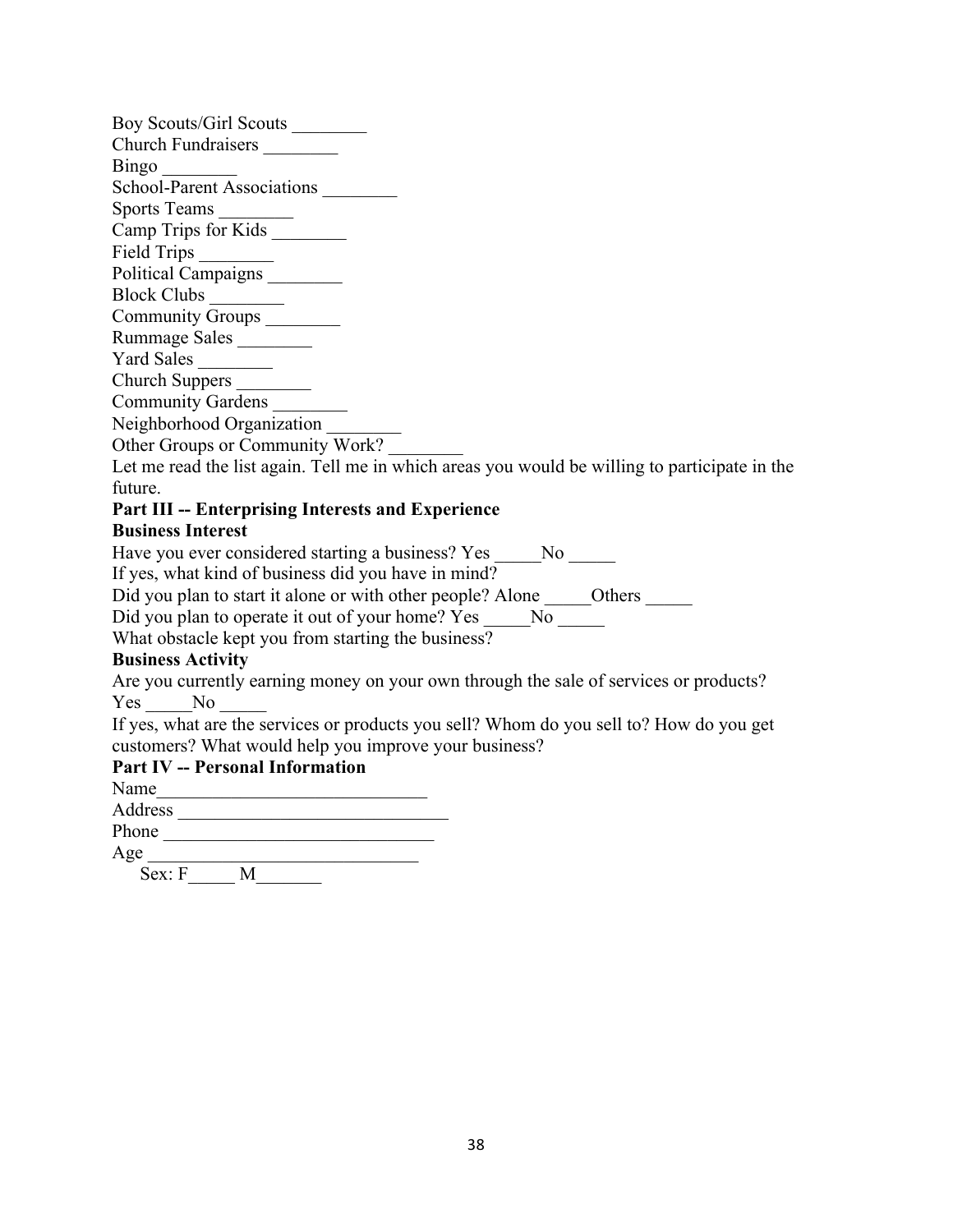Boy Scouts/Girl Scouts ________
Church Fundraisers ________
Bingo ________
School-Parent Associations ________
Sports Teams ________
Camp Trips for Kids ________
Field Trips ________
Political Campaigns ________
Block Clubs ________
Community Groups ________
Rummage Sales ________
Yard Sales ________
Church Suppers ________
Community Gardens ________
Neighborhood Organization ________
Other Groups or Community Work? ________

Let me read the list again. Tell me in which areas you would be willing to participate in the future.

**Part III -- Enterprising Interests and Experience**

**Business Interest**

Have you ever considered starting a business? Yes _____No _____
If yes, what kind of business did you have in mind?
Did you plan to start it alone or with other people? Alone _____Others _____
Did you plan to operate it out of your home? Yes _____No _____
What obstacle kept you from starting the business?

**Business Activity**

Are you currently earning money on your own through the sale of services or products? Yes _____No _____
If yes, what are the services or products you sell? Whom do you sell to? How do you get customers? What would help you improve your business?

**Part IV -- Personal Information**

Name_____________________________
Address _____________________________
Phone _____________________________
Age _____________________________
Sex: F_____ M_______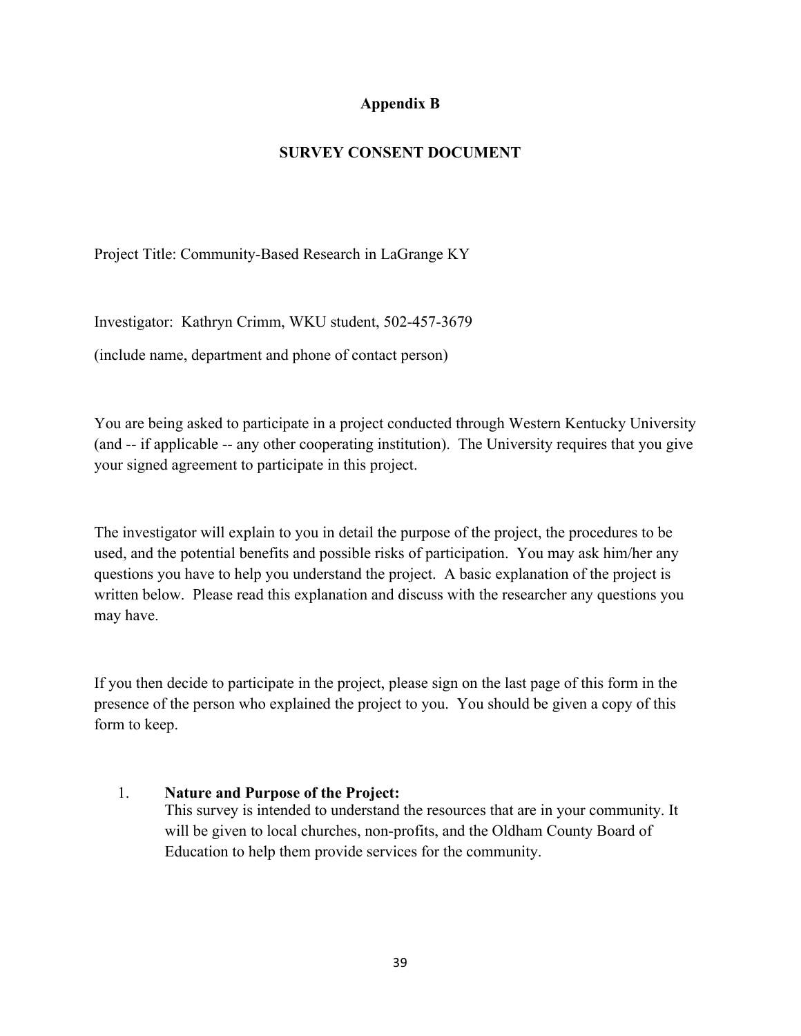## Appendix B

## SURVEY CONSENT DOCUMENT

Project Title: Community-Based Research in LaGrange KY

Investigator: Kathryn Crimm, WKU student, 502-457-3679

(include name, department and phone of contact person)

You are being asked to participate in a project conducted through Western Kentucky University (and -- if applicable -- any other cooperating institution). The University requires that you give your signed agreement to participate in this project.

The investigator will explain to you in detail the purpose of the project, the procedures to be used, and the potential benefits and possible risks of participation. You may ask him/her any questions you have to help you understand the project. A basic explanation of the project is written below. Please read this explanation and discuss with the researcher any questions you may have.

If you then decide to participate in the project, please sign on the last page of this form in the presence of the person who explained the project to you. You should be given a copy of this form to keep.

1. **Nature and Purpose of the Project:**
   This survey is intended to understand the resources that are in your community. It will be given to local churches, non-profits, and the Oldham County Board of Education to help them provide services for the community.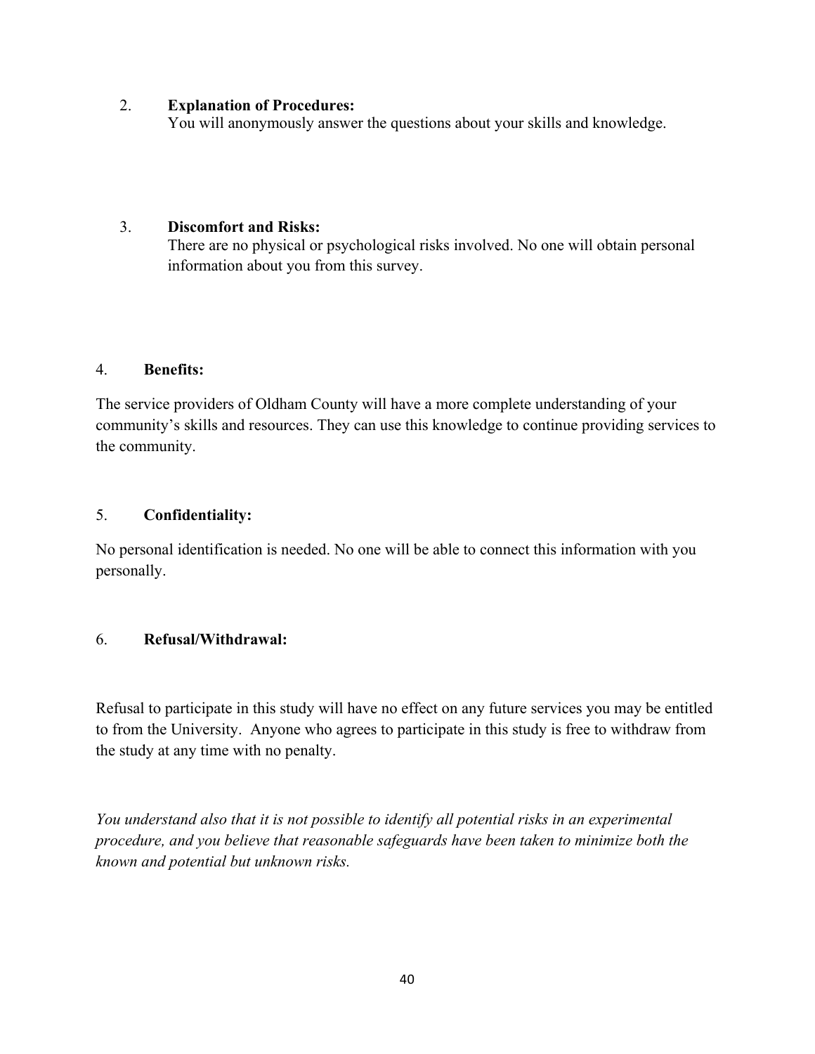2. **Explanation of Procedures:**
   You will anonymously answer the questions about your skills and knowledge.

3. **Discomfort and Risks:**
   There are no physical or psychological risks involved. No one will obtain personal information about you from this survey.

4. **Benefits:**

The service providers of Oldham County will have a more complete understanding of your community's skills and resources. They can use this knowledge to continue providing services to the community.

5. **Confidentiality:**

No personal identification is needed. No one will be able to connect this information with you personally.

6. **Refusal/Withdrawal:**

Refusal to participate in this study will have no effect on any future services you may be entitled to from the University. Anyone who agrees to participate in this study is free to withdraw from the study at any time with no penalty.

*You understand also that it is not possible to identify all potential risks in an experimental procedure, and you believe that reasonable safeguards have been taken to minimize both the known and potential but unknown risks.*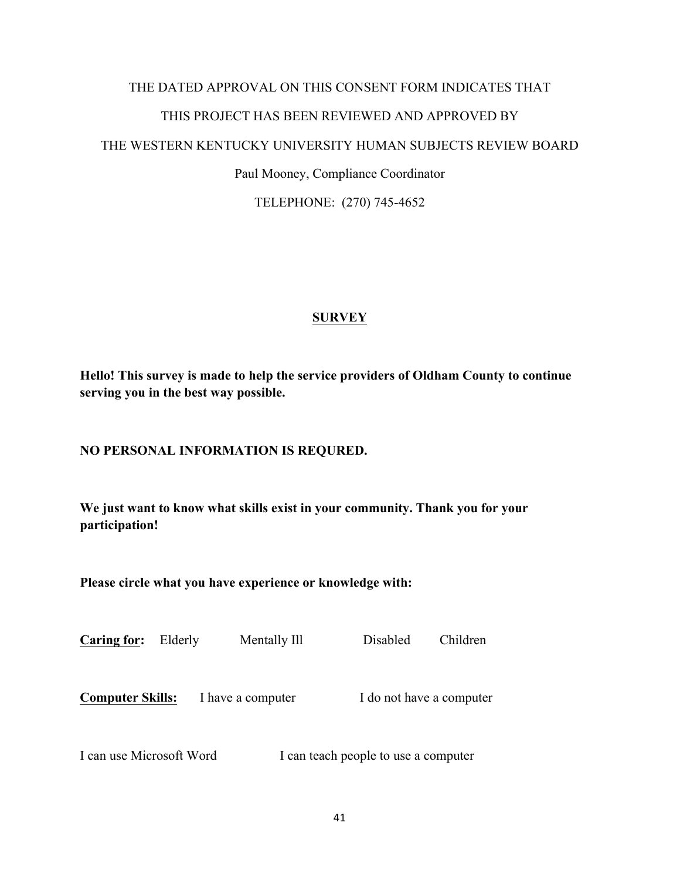THE DATED APPROVAL ON THIS CONSENT FORM INDICATES THAT

THIS PROJECT HAS BEEN REVIEWED AND APPROVED BY

THE WESTERN KENTUCKY UNIVERSITY HUMAN SUBJECTS REVIEW BOARD

Paul Mooney, Compliance Coordinator

TELEPHONE: (270) 745-4652

## SURVEY

**Hello! This survey is made to help the service providers of Oldham County to continue serving you in the best way possible.**

**NO PERSONAL INFORMATION IS REQURED.**

**We just want to know what skills exist in your community. Thank you for your participation!**

**Please circle what you have experience or knowledge with:**

**Caring for:** Elderly Mentally Ill Disabled Children

**Computer Skills:** I have a computer I do not have a computer

I can use Microsoft Word I can teach people to use a computer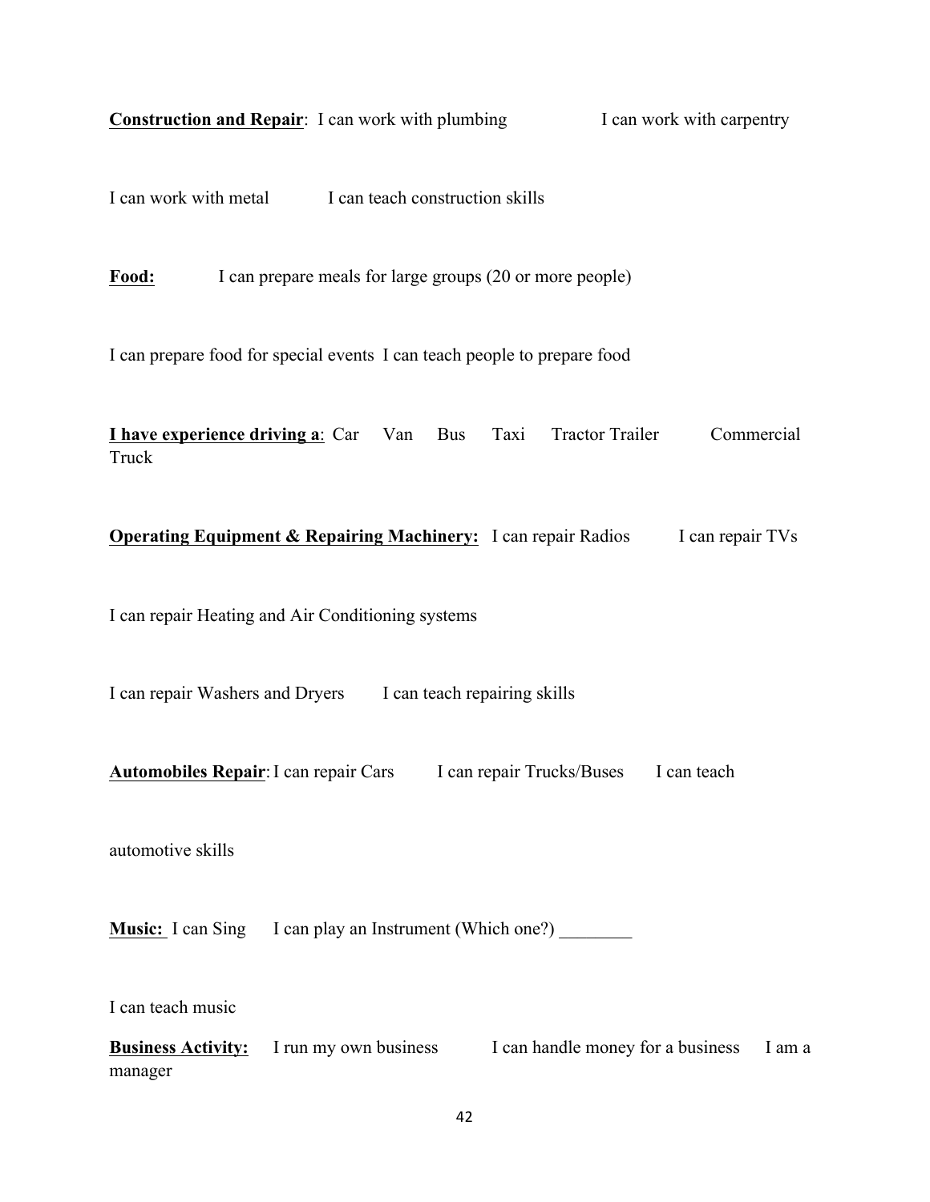**<u>Construction and Repair</u>**: I can work with plumbing I can work with carpentry

I can work with metal I can teach construction skills

**<u>Food:</u>** I can prepare meals for large groups (20 or more people)

I can prepare food for special events I can teach people to prepare food

**<u>I have experience driving a</u>**: Car Van Bus Taxi Tractor Trailer Commercial Truck

**<u>Operating Equipment & Repairing Machinery:</u>** I can repair Radios I can repair TVs

I can repair Heating and Air Conditioning systems

I can repair Washers and Dryers I can teach repairing skills

**<u>Automobiles Repair</u>**: I can repair Cars I can repair Trucks/Buses I can teach

automotive skills

**<u>Music:</u>** I can Sing I can play an Instrument (Which one?) ________

I can teach music

**<u>Business Activity:</u>** I run my own business I can handle money for a business I am a manager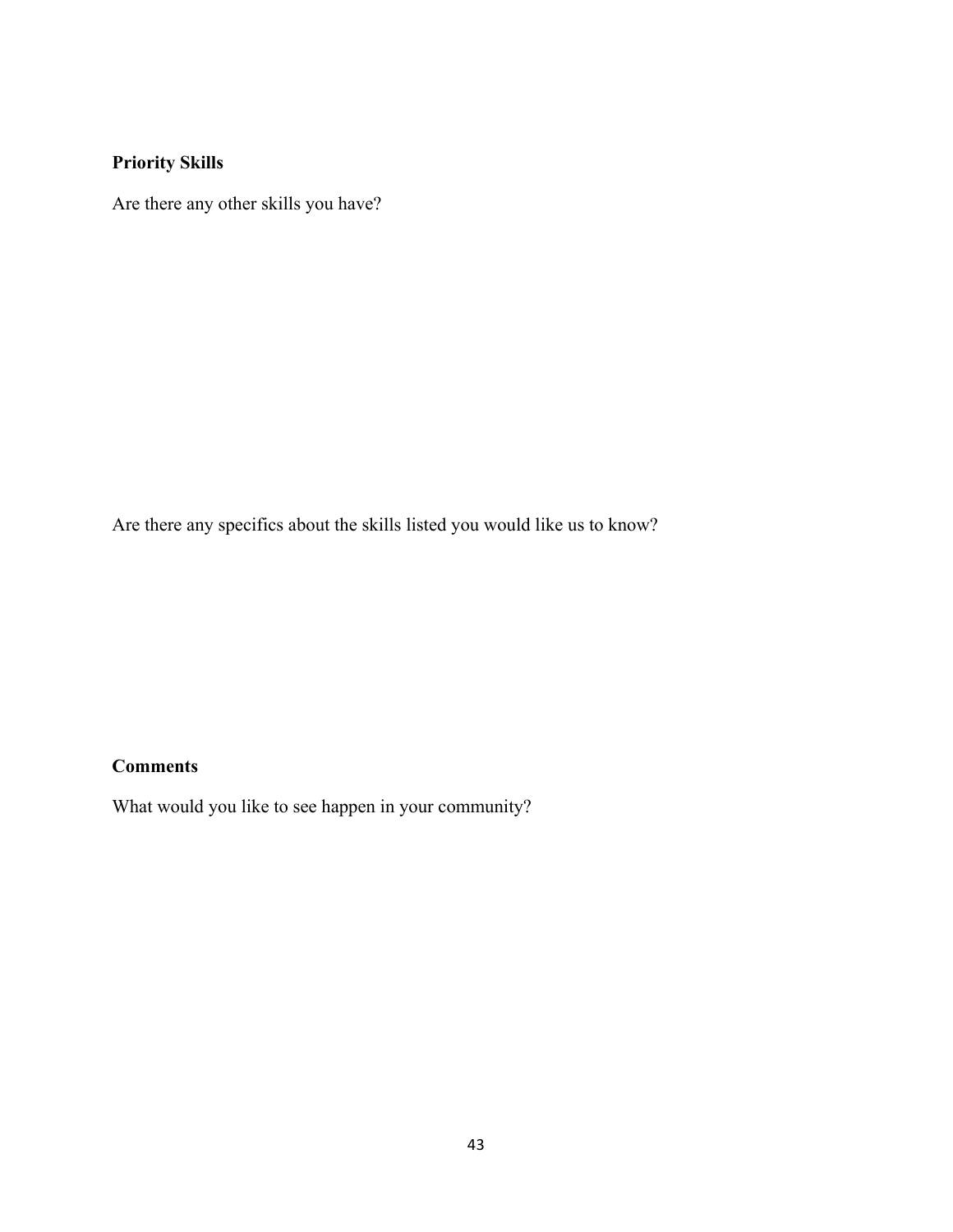**Priority Skills**

Are there any other skills you have?

Are there any specifics about the skills listed you would like us to know?

**Comments**

What would you like to see happen in your community?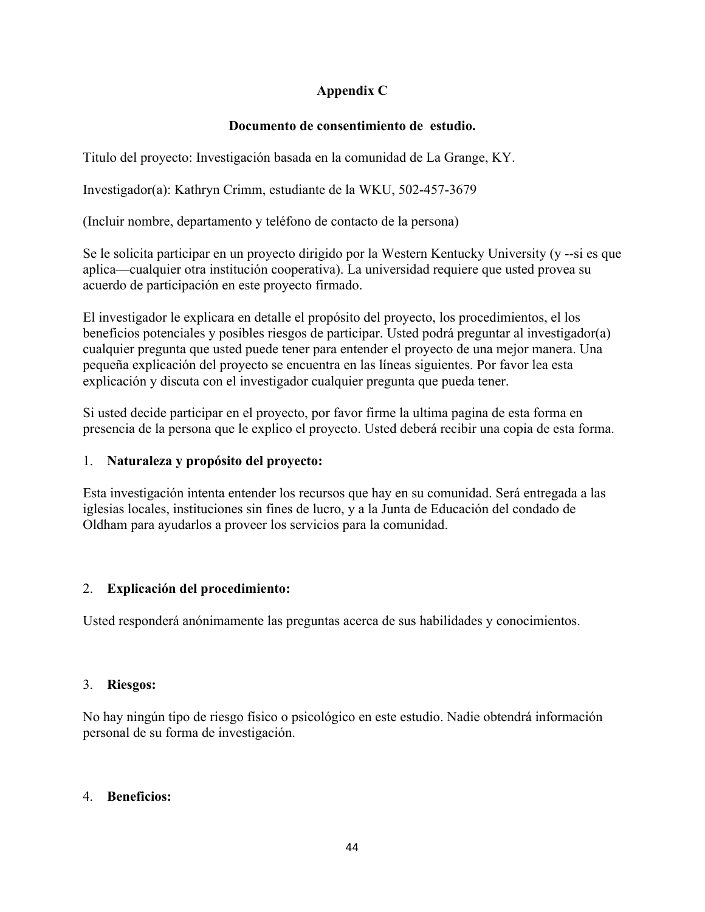## Appendix C

### Documento de consentimiento de  estudio.

Titulo del proyecto: Investigación basada en la comunidad de La Grange, KY.

Investigador(a): Kathryn Crimm, estudiante de la WKU, 502-457-3679

(Incluir nombre, departamento y teléfono de contacto de la persona)

Se le solicita participar en un proyecto dirigido por la Western Kentucky University (y --si es que aplica—cualquier otra institución cooperativa). La universidad requiere que usted provea su acuerdo de participación en este proyecto firmado.

El investigador le explicara en detalle el propósito del proyecto, los procedimientos, el los beneficios potenciales y posibles riesgos de participar. Usted podrá preguntar al investigador(a) cualquier pregunta que usted puede tener para entender el proyecto de una mejor manera. Una pequeña explicación del proyecto se encuentra en las líneas siguientes. Por favor lea esta explicación y discuta con el investigador cualquier pregunta que pueda tener.

Si usted decide participar en el proyecto, por favor firme la ultima pagina de esta forma en presencia de la persona que le explico el proyecto. Usted deberá recibir una copia de esta forma.

1. **Naturaleza y propósito del proyecto:**

Esta investigación intenta entender los recursos que hay en su comunidad. Será entregada a las iglesias locales, instituciones sin fines de lucro, y a la Junta de Educación del condado de Oldham para ayudarlos a proveer los servicios para la comunidad.

2. **Explicación del procedimiento:**

Usted responderá anónimamente las preguntas acerca de sus habilidades y conocimientos.

3. **Riesgos:**

No hay ningún tipo de riesgo físico o psicológico en este estudio. Nadie obtendrá información personal de su forma de investigación.

4. **Beneficios:**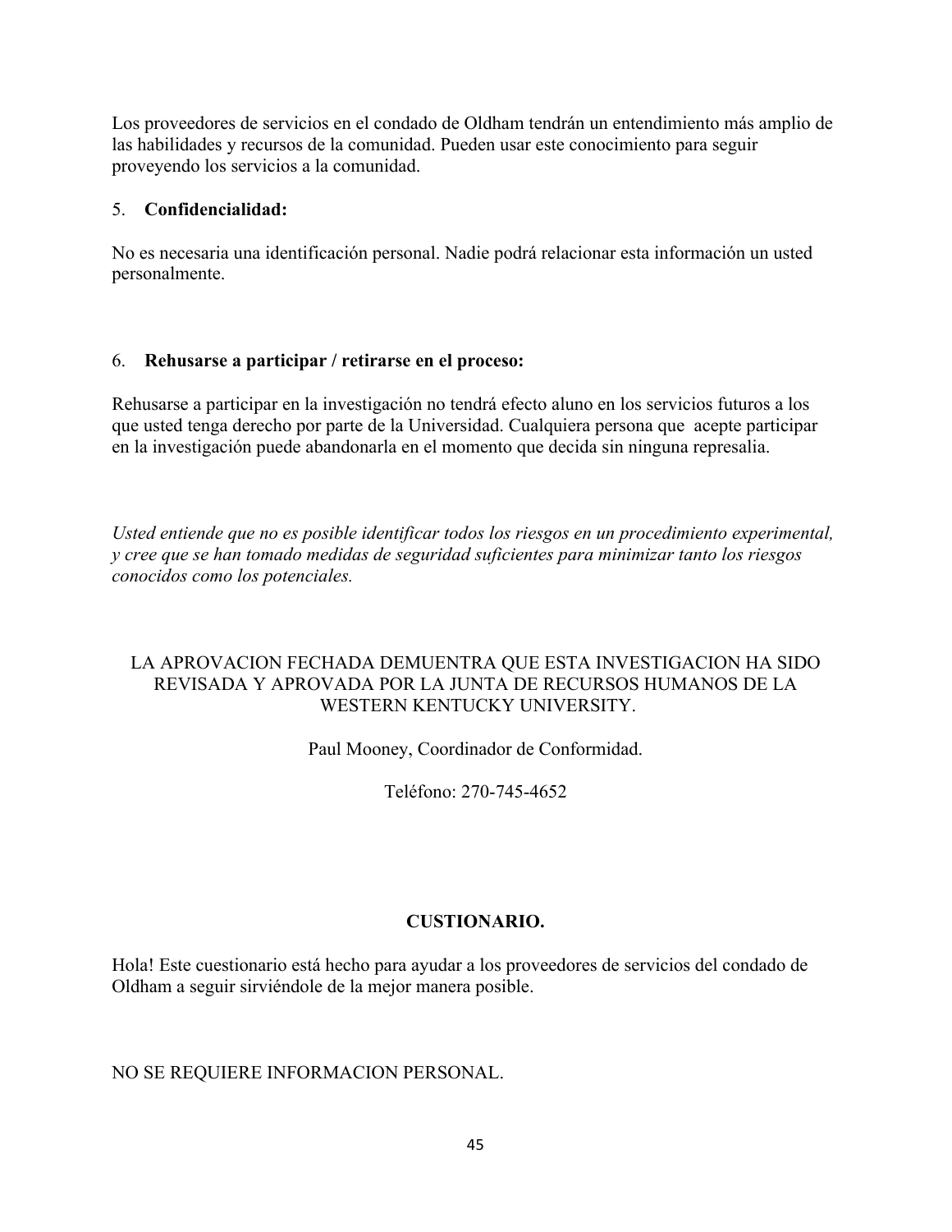Los proveedores de servicios en el condado de Oldham tendrán un entendimiento más amplio de las habilidades y recursos de la comunidad. Pueden usar este conocimiento para seguir proveyendo los servicios a la comunidad.

5. **Confidencialidad:**

No es necesaria una identificación personal. Nadie podrá relacionar esta información un usted personalmente.

6. **Rehusarse a participar / retirarse en el proceso:**

Rehusarse a participar en la investigación no tendrá efecto aluno en los servicios futuros a los que usted tenga derecho por parte de la Universidad. Cualquiera persona que acepte participar en la investigación puede abandonarla en el momento que decida sin ninguna represalia.

*Usted entiende que no es posible identificar todos los riesgos en un procedimiento experimental, y cree que se han tomado medidas de seguridad suficientes para minimizar tanto los riesgos conocidos como los potenciales.*

LA APROVACION FECHADA DEMUENTRA QUE ESTA INVESTIGACION HA SIDO REVISADA Y APROVADA POR LA JUNTA DE RECURSOS HUMANOS DE LA WESTERN KENTUCKY UNIVERSITY.

Paul Mooney, Coordinador de Conformidad.

Teléfono: 270-745-4652

**CUSTIONARIO.**

Hola! Este cuestionario está hecho para ayudar a los proveedores de servicios del condado de Oldham a seguir sirviéndole de la mejor manera posible.

NO SE REQUIERE INFORMACION PERSONAL.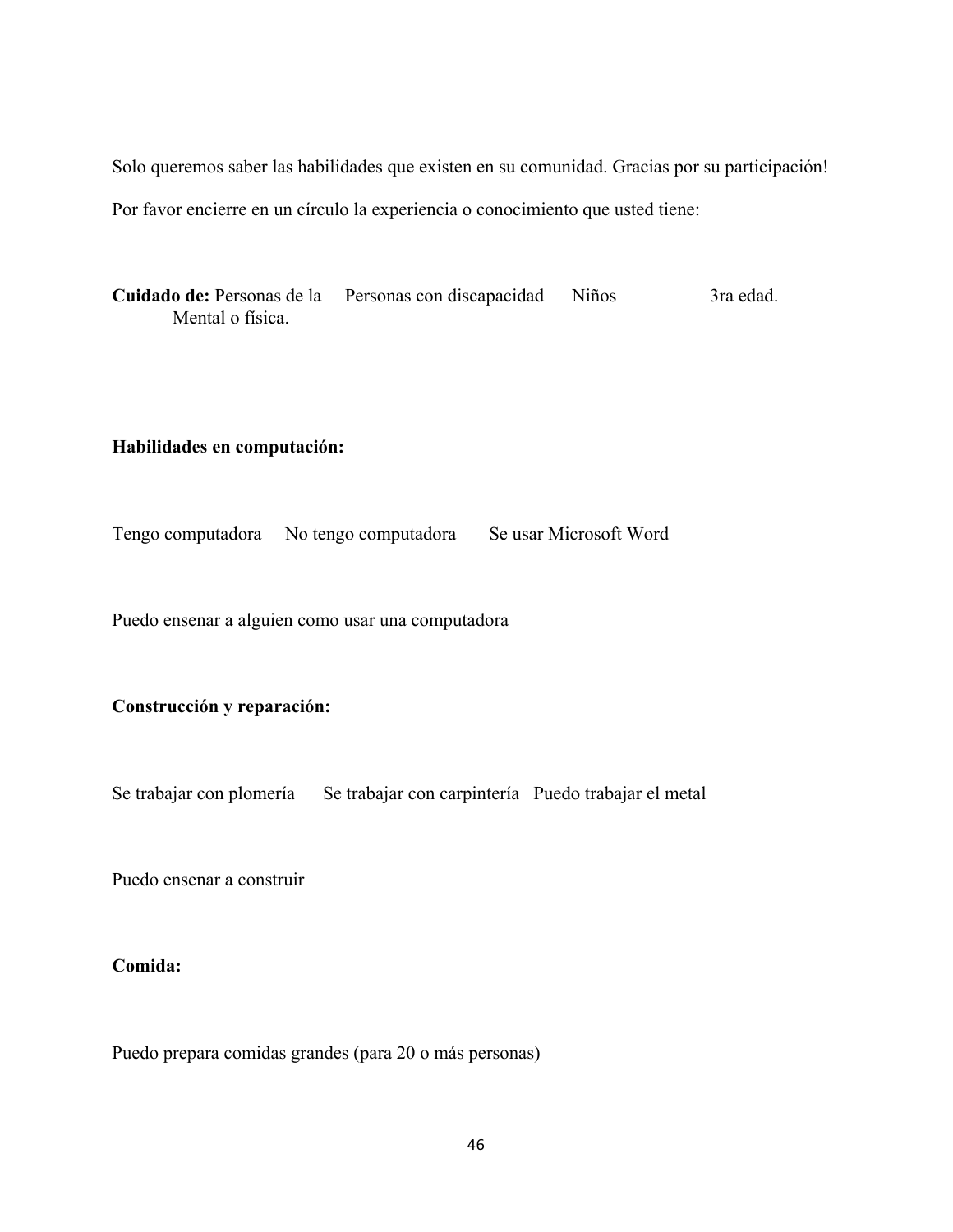Solo queremos saber las habilidades que existen en su comunidad. Gracias por su participación!

Por favor encierre en un círculo la experiencia o conocimiento que usted tiene:

**Cuidado de:** Personas de la Mental o fisica.     Personas con discapacidad     Niños     3ra edad.

**Habilidades en computación:**

Tengo computadora     No tengo computadora     Se usar Microsoft Word

Puedo ensenar a alguien como usar una computadora

**Construcción y reparación:**

Se trabajar con plomería     Se trabajar con carpintería     Puedo trabajar el metal

Puedo ensenar a construir

**Comida:**

Puedo prepara comidas grandes (para 20 o más personas)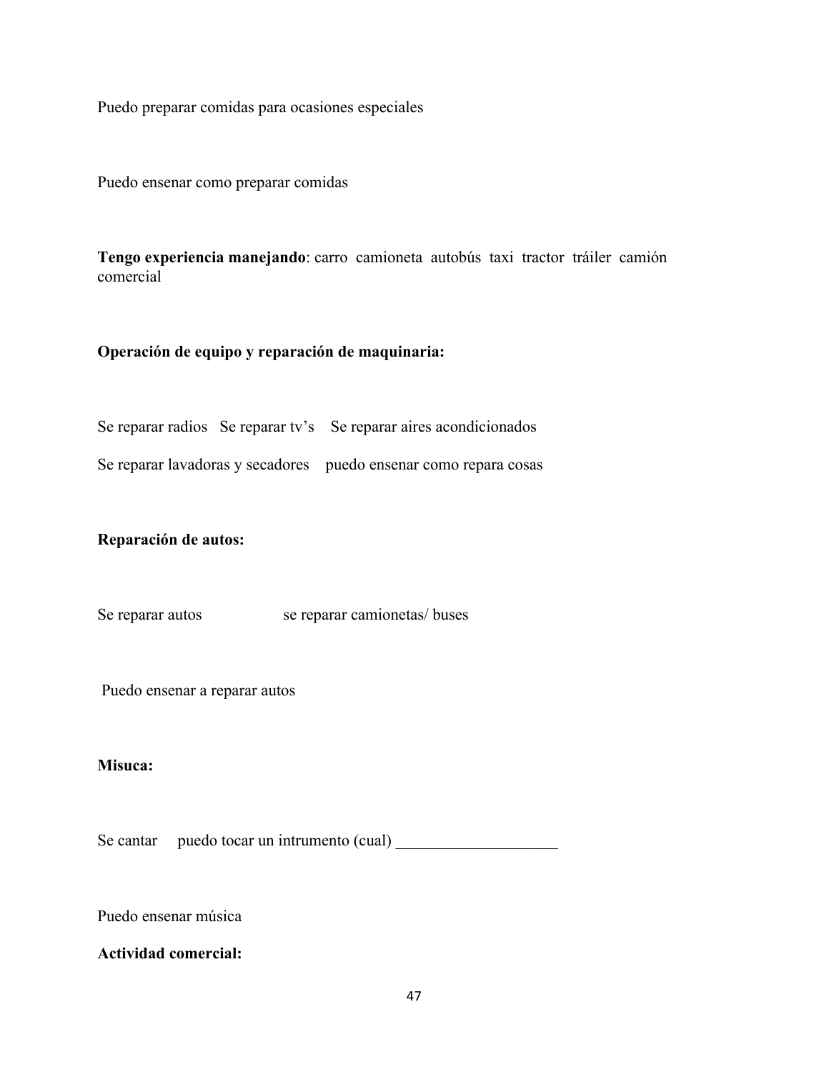Puedo preparar comidas para ocasiones especiales

Puedo ensenar como preparar comidas

**Tengo experiencia manejando**: carro camioneta autobús taxi tractor tráiler camión comercial

**Operación de equipo y reparación de maquinaria:**

Se reparar radios  Se reparar tv's  Se reparar aires acondicionados

Se reparar lavadoras y secadores  puedo ensenar como repara cosas

**Reparación de autos:**

Se reparar autos  se reparar camionetas/ buses

Puedo ensenar a reparar autos

**Misuca:**

Se cantar  puedo tocar un intrumento (cual) ____________________

Puedo ensenar música

**Actividad comercial:**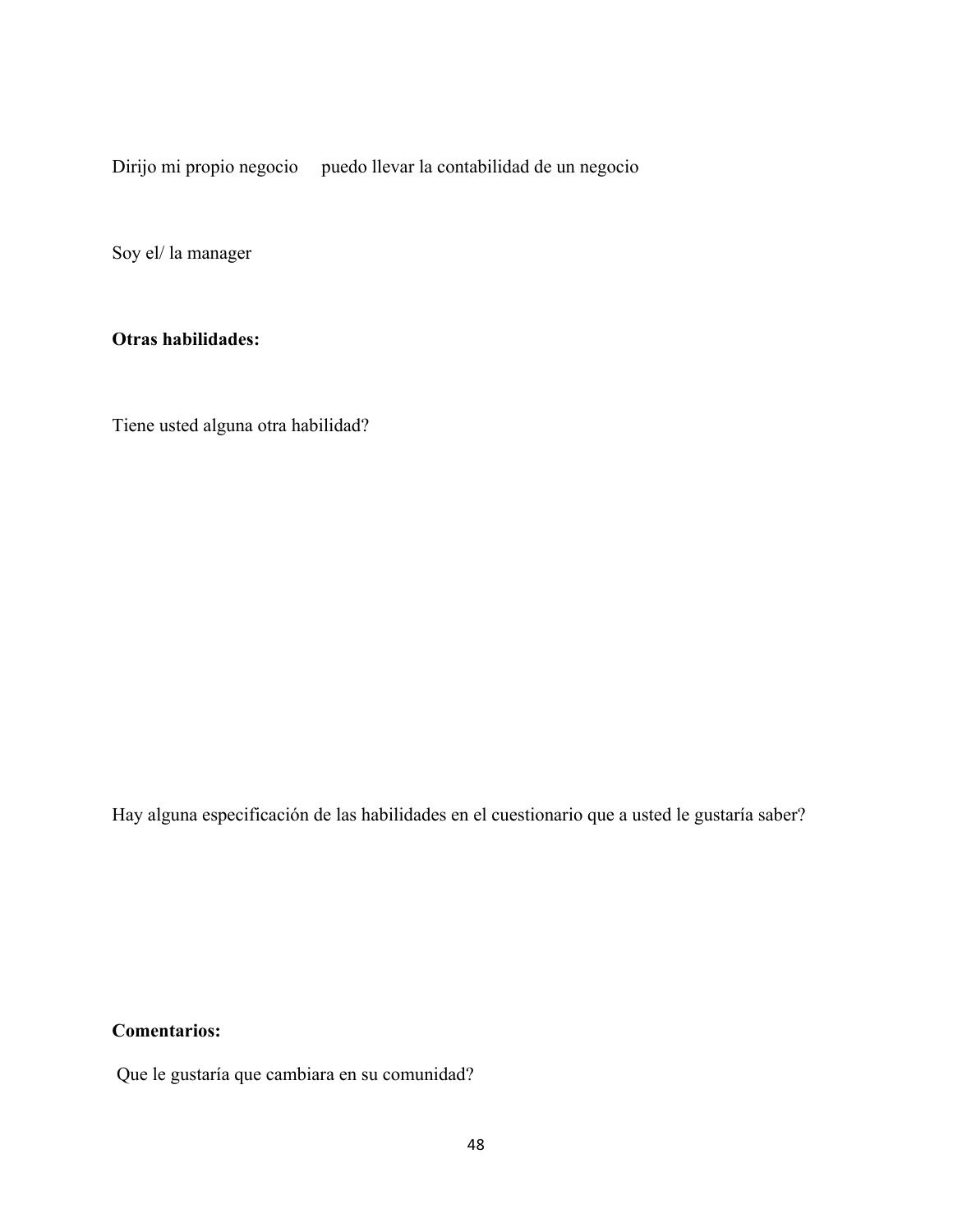Dirijo mi propio negocio     puedo llevar la contabilidad de un negocio

Soy el/ la manager

**Otras habilidades:**

Tiene usted alguna otra habilidad?

Hay alguna especificación de las habilidades en el cuestionario que a usted le gustaría saber?

**Comentarios:**

Que le gustaría que cambiara en su comunidad?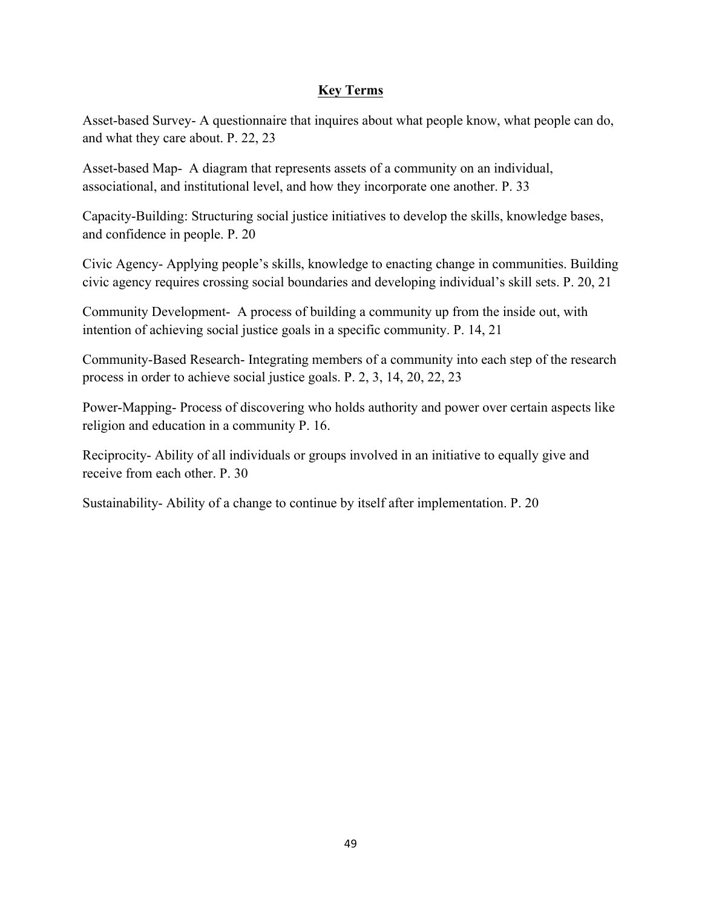## Key Terms

Asset-based Survey- A questionnaire that inquires about what people know, what people can do, and what they care about. P. 22, 23

Asset-based Map- A diagram that represents assets of a community on an individual, associational, and institutional level, and how they incorporate one another. P. 33

Capacity-Building: Structuring social justice initiatives to develop the skills, knowledge bases, and confidence in people. P. 20

Civic Agency- Applying people's skills, knowledge to enacting change in communities. Building civic agency requires crossing social boundaries and developing individual's skill sets. P. 20, 21

Community Development- A process of building a community up from the inside out, with intention of achieving social justice goals in a specific community. P. 14, 21

Community-Based Research- Integrating members of a community into each step of the research process in order to achieve social justice goals. P. 2, 3, 14, 20, 22, 23

Power-Mapping- Process of discovering who holds authority and power over certain aspects like religion and education in a community P. 16.

Reciprocity- Ability of all individuals or groups involved in an initiative to equally give and receive from each other. P. 30

Sustainability- Ability of a change to continue by itself after implementation. P. 20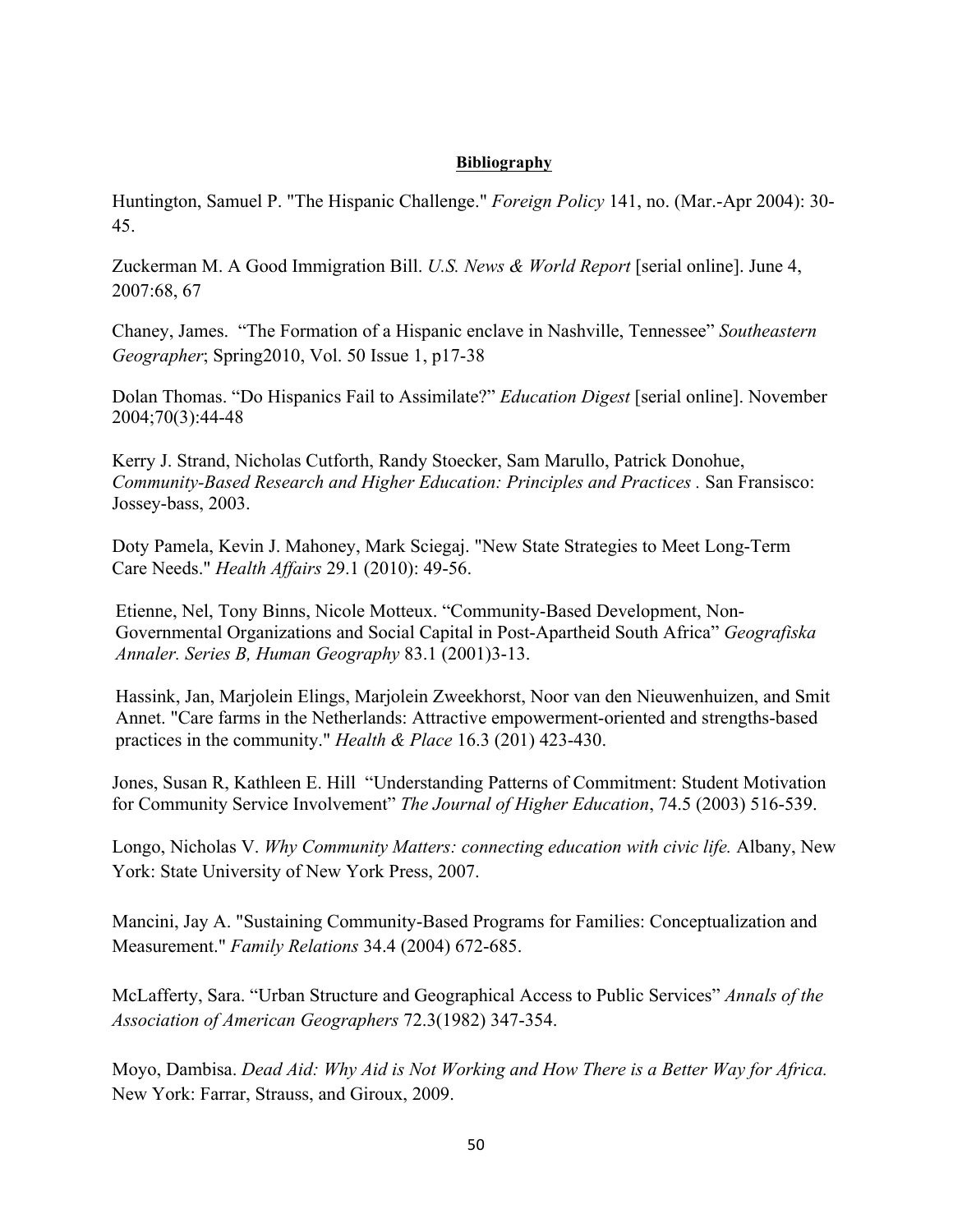## **Bibliography**

Huntington, Samuel P. "The Hispanic Challenge." *Foreign Policy* 141, no. (Mar.-Apr 2004): 30-45.

Zuckerman M. A Good Immigration Bill. *U.S. News & World Report* [serial online]. June 4, 2007:68, 67

Chaney, James. "The Formation of a Hispanic enclave in Nashville, Tennessee" *Southeastern Geographer*; Spring2010, Vol. 50 Issue 1, p17-38

Dolan Thomas. "Do Hispanics Fail to Assimilate?" *Education Digest* [serial online]. November 2004;70(3):44-48

Kerry J. Strand, Nicholas Cutforth, Randy Stoecker, Sam Marullo, Patrick Donohue, *Community-Based Research and Higher Education: Principles and Practices .* San Fransisco: Jossey-bass, 2003.

Doty Pamela, Kevin J. Mahoney, Mark Sciegaj. "New State Strategies to Meet Long-Term Care Needs." *Health Affairs* 29.1 (2010): 49-56.

Etienne, Nel, Tony Binns, Nicole Motteux. "Community-Based Development, Non-Governmental Organizations and Social Capital in Post-Apartheid South Africa" *Geografiska Annaler. Series B, Human Geography* 83.1 (2001)3-13.

Hassink, Jan, Marjolein Elings, Marjolein Zweekhorst, Noor van den Nieuwenhuizen, and Smit Annet. "Care farms in the Netherlands: Attractive empowerment-oriented and strengths-based practices in the community." *Health & Place* 16.3 (201) 423-430.

Jones, Susan R, Kathleen E. Hill "Understanding Patterns of Commitment: Student Motivation for Community Service Involvement" *The Journal of Higher Education*, 74.5 (2003) 516-539.

Longo, Nicholas V. *Why Community Matters: connecting education with civic life.* Albany, New York: State University of New York Press, 2007.

Mancini, Jay A. "Sustaining Community-Based Programs for Families: Conceptualization and Measurement." *Family Relations* 34.4 (2004) 672-685.

McLafferty, Sara. "Urban Structure and Geographical Access to Public Services" *Annals of the Association of American Geographers* 72.3(1982) 347-354.

Moyo, Dambisa. *Dead Aid: Why Aid is Not Working and How There is a Better Way for Africa.* New York: Farrar, Strauss, and Giroux, 2009.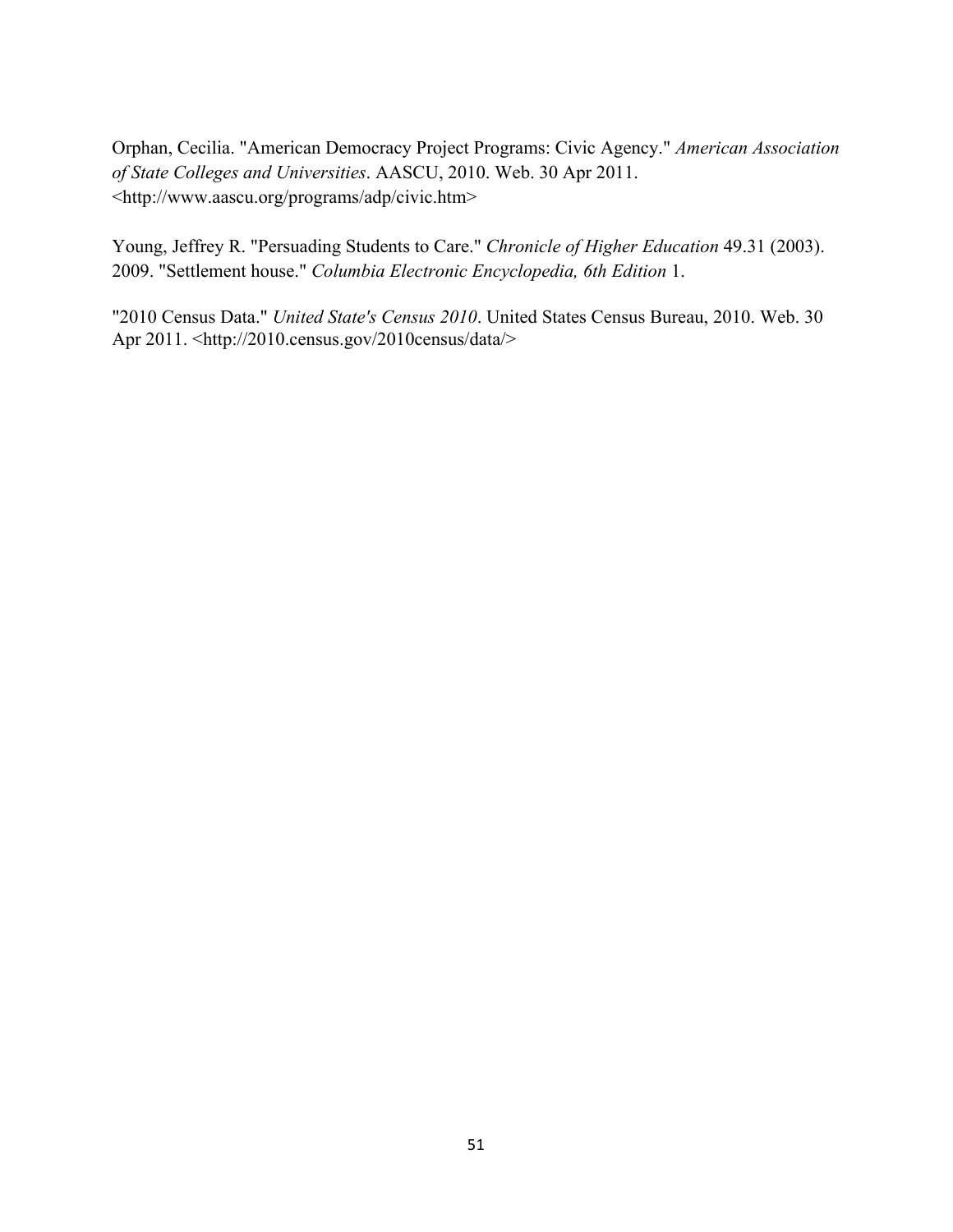Orphan, Cecilia. "American Democracy Project Programs: Civic Agency." *American Association of State Colleges and Universities*. AASCU, 2010. Web. 30 Apr 2011. <http://www.aascu.org/programs/adp/civic.htm>

Young, Jeffrey R. "Persuading Students to Care." *Chronicle of Higher Education* 49.31 (2003). 2009. "Settlement house." *Columbia Electronic Encyclopedia, 6th Edition* 1.

"2010 Census Data." *United State's Census 2010*. United States Census Bureau, 2010. Web. 30 Apr 2011. <http://2010.census.gov/2010census/data/>